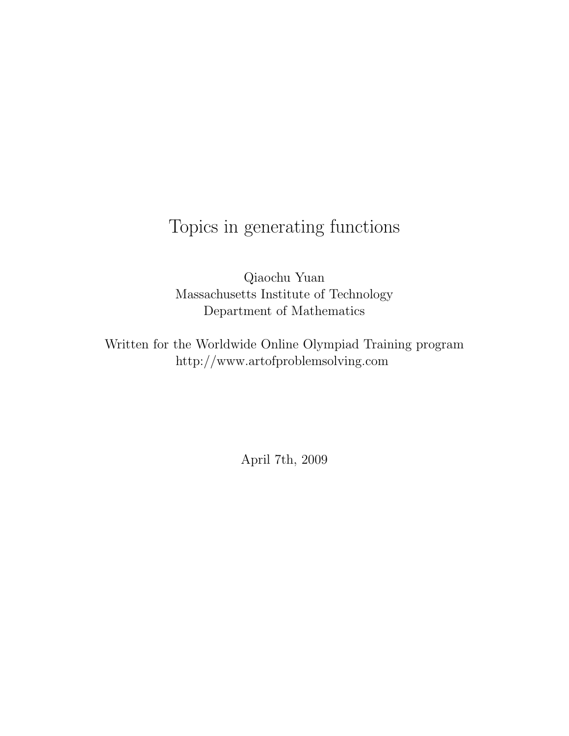# Topics in generating functions

Qiaochu Yuan
Massachusetts Institute of Technology
Department of Mathematics

Written for the Worldwide Online Olympiad Training program
http://www.artofproblemsolving.com

April 7th, 2009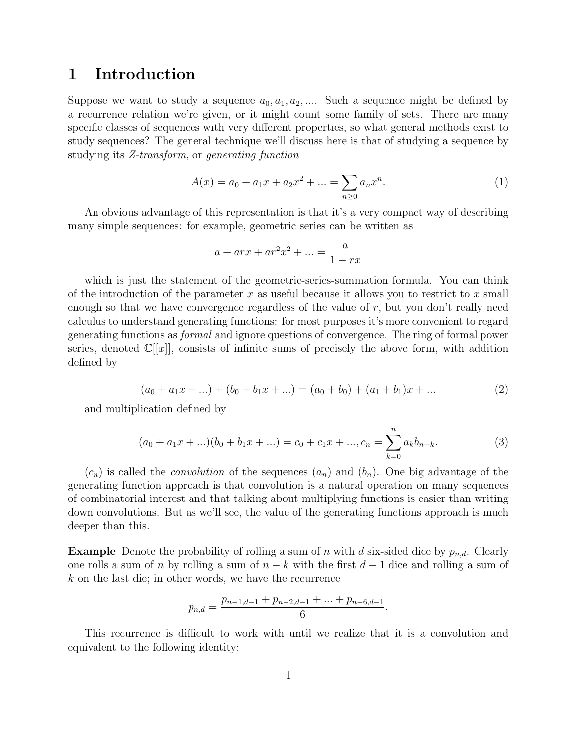# 1 Introduction

Suppose we want to study a sequence $a_0, a_1, a_2, ...$. Such a sequence might be defined by a recurrence relation we're given, or it might count some family of sets. There are many specific classes of sequences with very different properties, so what general methods exist to study sequences? The general technique we'll discuss here is that of studying a sequence by studying its *Z-transform*, or *generating function*

$$A(x) = a_0 + a_1 x + a_2 x^2 + ... = \sum_{n \geq 0} a_n x^n. \tag{1}$$

An obvious advantage of this representation is that it's a very compact way of describing many simple sequences: for example, geometric series can be written as

$$a + arx + ar^2 x^2 + ... = \frac{a}{1 - rx}$$

which is just the statement of the geometric-series-summation formula. You can think of the introduction of the parameter $x$ as useful because it allows you to restrict to $x$ small enough so that we have convergence regardless of the value of $r$, but you don't really need calculus to understand generating functions: for most purposes it's more convenient to regard generating functions as *formal* and ignore questions of convergence. The ring of formal power series, denoted $\mathbb{C}[[x]]$, consists of infinite sums of precisely the above form, with addition defined by

$$(a_0 + a_1 x + ...) + (b_0 + b_1 x + ...) = (a_0 + b_0) + (a_1 + b_1)x + ... \tag{2}$$

and multiplication defined by

$$(a_0 + a_1 x + ...)(b_0 + b_1 x + ...) = c_0 + c_1 x + ..., c_n = \sum_{k=0}^{n} a_k b_{n-k}. \tag{3}$$

$(c_n)$ is called the *convolution* of the sequences $(a_n)$ and $(b_n)$. One big advantage of the generating function approach is that convolution is a natural operation on many sequences of combinatorial interest and that talking about multiplying functions is easier than writing down convolutions. But as we'll see, the value of the generating functions approach is much deeper than this.

**Example** Denote the probability of rolling a sum of $n$ with $d$ six-sided dice by $p_{n,d}$. Clearly one rolls a sum of $n$ by rolling a sum of $n - k$ with the first $d - 1$ dice and rolling a sum of $k$ on the last die; in other words, we have the recurrence

$$p_{n,d} = \frac{p_{n-1,d-1} + p_{n-2,d-1} + ... + p_{n-6,d-1}}{6}.$$

This recurrence is difficult to work with until we realize that it is a convolution and equivalent to the following identity: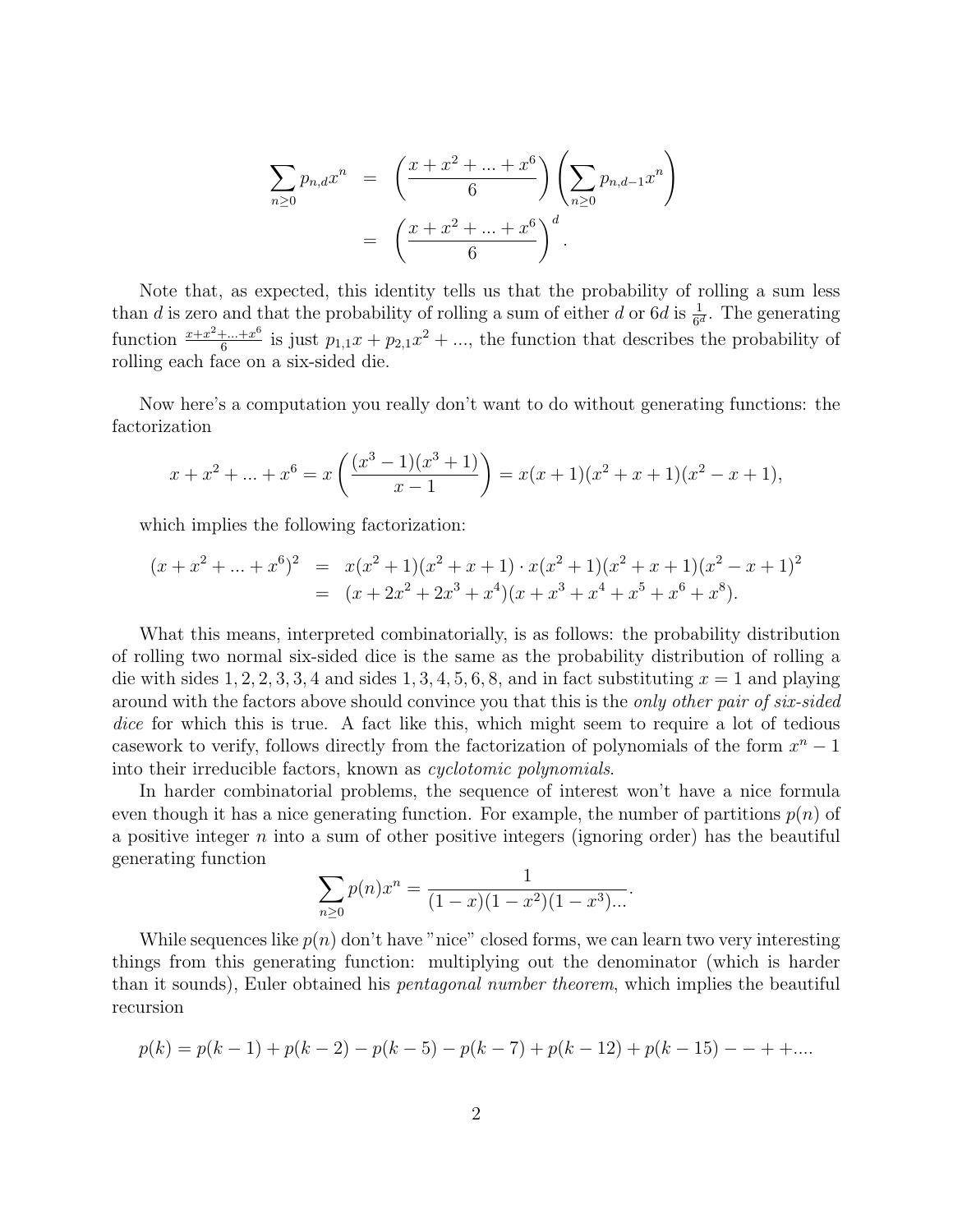$$
\begin{aligned}
\sum_{n \geq 0} p_{n,d} x^n &= \left( \frac{x + x^2 + ... + x^6}{6} \right) \left( \sum_{n \geq 0} p_{n,d-1} x^n \right) \\
&= \left( \frac{x + x^2 + ... + x^6}{6} \right)^d .
\end{aligned}
$$

Note that, as expected, this identity tells us that the probability of rolling a sum less than $d$ is zero and that the probability of rolling a sum of either $d$ or $6d$ is $\frac{1}{6^d}$. The generating function $\frac{x+x^2+...+x^6}{6}$ is just $p_{1,1}x + p_{2,1}x^2 + ...$, the function that describes the probability of rolling each face on a six-sided die.

Now here's a computation you really don't want to do without generating functions: the factorization

$$
x + x^2 + ... + x^6 = x \left( \frac{(x^3 - 1)(x^3 + 1)}{x - 1} \right) = x(x+1)(x^2 + x + 1)(x^2 - x + 1),
$$

which implies the following factorization:

$$
\begin{aligned}
(x + x^2 + ... + x^6)^2 &= x(x^2+1)(x^2+x+1) \cdot x(x^2+1)(x^2+x+1)(x^2-x+1)^2 \\
&= (x + 2x^2 + 2x^3 + x^4)(x + x^3 + x^4 + x^5 + x^6 + x^8).
\end{aligned}
$$

What this means, interpreted combinatorially, is as follows: the probability distribution of rolling two normal six-sided dice is the same as the probability distribution of rolling a die with sides $1, 2, 2, 3, 3, 4$ and sides $1, 3, 4, 5, 6, 8$, and in fact substituting $x = 1$ and playing around with the factors above should convince you that this is the *only other pair of six-sided dice* for which this is true. A fact like this, which might seem to require a lot of tedious casework to verify, follows directly from the factorization of polynomials of the form $x^n - 1$ into their irreducible factors, known as *cyclotomic polynomials*.

In harder combinatorial problems, the sequence of interest won't have a nice formula even though it has a nice generating function. For example, the number of partitions $p(n)$ of a positive integer $n$ into a sum of other positive integers (ignoring order) has the beautiful generating function

$$
\sum_{n \geq 0} p(n) x^n = \frac{1}{(1-x)(1-x^2)(1-x^3)...}.
$$

While sequences like $p(n)$ don't have "nice" closed forms, we can learn two very interesting things from this generating function: multiplying out the denominator (which is harder than it sounds), Euler obtained his *pentagonal number theorem*, which implies the beautiful recursion

$$
p(k) = p(k-1) + p(k-2) - p(k-5) - p(k-7) + p(k-12) + p(k-15) - - + + ....
$$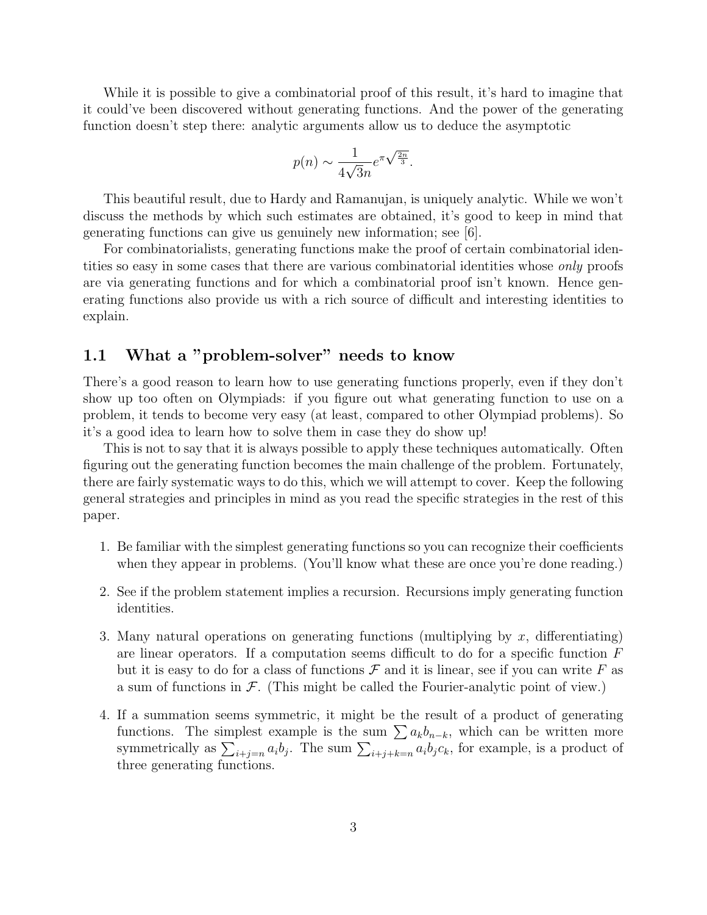While it is possible to give a combinatorial proof of this result, it's hard to imagine that it could've been discovered without generating functions. And the power of the generating function doesn't step there: analytic arguments allow us to deduce the asymptotic

$$p(n) \sim \frac{1}{4\sqrt{3}n} e^{\pi \sqrt{\frac{2n}{3}}}.$$

This beautiful result, due to Hardy and Ramanujan, is uniquely analytic. While we won't discuss the methods by which such estimates are obtained, it's good to keep in mind that generating functions can give us genuinely new information; see [6].

For combinatorialists, generating functions make the proof of certain combinatorial identities so easy in some cases that there are various combinatorial identities whose *only* proofs are via generating functions and for which a combinatorial proof isn't known. Hence generating functions also provide us with a rich source of difficult and interesting identities to explain.

## 1.1 What a "problem-solver" needs to know

There's a good reason to learn how to use generating functions properly, even if they don't show up too often on Olympiads: if you figure out what generating function to use on a problem, it tends to become very easy (at least, compared to other Olympiad problems). So it's a good idea to learn how to solve them in case they do show up!

This is not to say that it is always possible to apply these techniques automatically. Often figuring out the generating function becomes the main challenge of the problem. Fortunately, there are fairly systematic ways to do this, which we will attempt to cover. Keep the following general strategies and principles in mind as you read the specific strategies in the rest of this paper.

1. Be familiar with the simplest generating functions so you can recognize their coefficients when they appear in problems. (You'll know what these are once you're done reading.)

2. See if the problem statement implies a recursion. Recursions imply generating function identities.

3. Many natural operations on generating functions (multiplying by $x$, differentiating) are linear operators. If a computation seems difficult to do for a specific function $F$ but it is easy to do for a class of functions $\mathcal{F}$ and it is linear, see if you can write $F$ as a sum of functions in $\mathcal{F}$. (This might be called the Fourier-analytic point of view.)

4. If a summation seems symmetric, it might be the result of a product of generating functions. The simplest example is the sum $\sum a_k b_{n-k}$, which can be written more symmetrically as $\sum_{i+j=n} a_i b_j$. The sum $\sum_{i+j+k=n} a_i b_j c_k$, for example, is a product of three generating functions.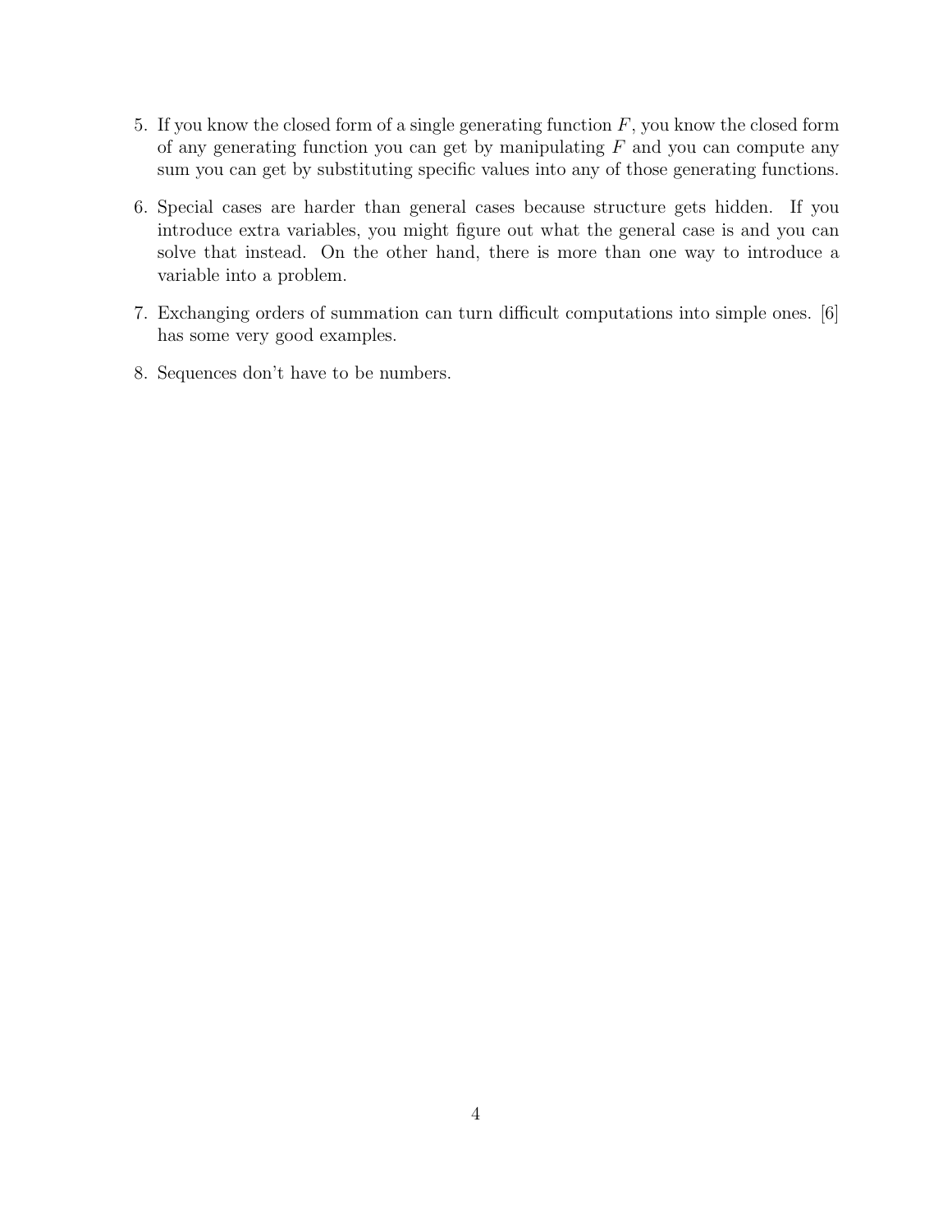5. If you know the closed form of a single generating function $F$, you know the closed form of any generating function you can get by manipulating $F$ and you can compute any sum you can get by substituting specific values into any of those generating functions.

6. Special cases are harder than general cases because structure gets hidden. If you introduce extra variables, you might figure out what the general case is and you can solve that instead. On the other hand, there is more than one way to introduce a variable into a problem.

7. Exchanging orders of summation can turn difficult computations into simple ones. [6] has some very good examples.

8. Sequences don't have to be numbers.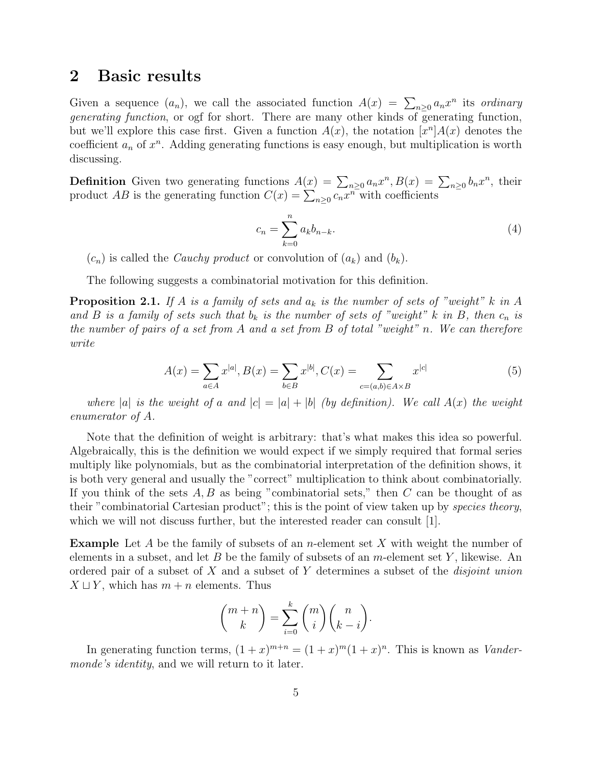## 2 Basic results

Given a sequence $(a_n)$, we call the associated function $A(x) = \sum_{n\geq 0} a_n x^n$ its *ordinary generating function*, or ogf for short. There are many other kinds of generating function, but we'll explore this case first. Given a function $A(x)$, the notation $[x^n]A(x)$ denotes the coefficient $a_n$ of $x^n$. Adding generating functions is easy enough, but multiplication is worth discussing.

**Definition** Given two generating functions $A(x) = \sum_{n\geq 0} a_n x^n, B(x) = \sum_{n\geq 0} b_n x^n$, their product $AB$ is the generating function $C(x) = \sum_{n\geq 0} c_n x^n$ with coefficients

$$c_n = \sum_{k=0}^{n} a_k b_{n-k}. \tag{4}$$

$(c_n)$ is called the *Cauchy product* or convolution of $(a_k)$ and $(b_k)$.

The following suggests a combinatorial motivation for this definition.

**Proposition 2.1.** *If $A$ is a family of sets and $a_k$ is the number of sets of "weight" $k$ in $A$ and $B$ is a family of sets such that $b_k$ is the number of sets of "weight" $k$ in $B$, then $c_n$ is the number of pairs of a set from $A$ and a set from $B$ of total "weight" $n$. We can therefore write*

$$A(x) = \sum_{a\in A} x^{|a|}, B(x) = \sum_{b\in B} x^{|b|}, C(x) = \sum_{c=(a,b)\in A\times B} x^{|c|} \tag{5}$$

*where $|a|$ is the weight of $a$ and $|c| = |a| + |b|$ (by definition). We call $A(x)$ the weight enumerator of $A$.*

Note that the definition of weight is arbitrary: that's what makes this idea so powerful. Algebraically, this is the definition we would expect if we simply required that formal series multiply like polynomials, but as the combinatorial interpretation of the definition shows, it is both very general and usually the "correct" multiplication to think about combinatorially. If you think of the sets $A, B$ as being "combinatorial sets," then $C$ can be thought of as their "combinatorial Cartesian product"; this is the point of view taken up by *species theory*, which we will not discuss further, but the interested reader can consult [1].

**Example** Let $A$ be the family of subsets of an $n$-element set $X$ with weight the number of elements in a subset, and let $B$ be the family of subsets of an $m$-element set $Y$, likewise. An ordered pair of a subset of $X$ and a subset of $Y$ determines a subset of the *disjoint union* $X \sqcup Y$, which has $m + n$ elements. Thus

$$\binom{m+n}{k} = \sum_{i=0}^{k} \binom{m}{i}\binom{n}{k-i}.$$

In generating function terms, $(1 + x)^{m+n} = (1 + x)^m(1 + x)^n$. This is known as *Vandermonde's identity*, and we will return to it later.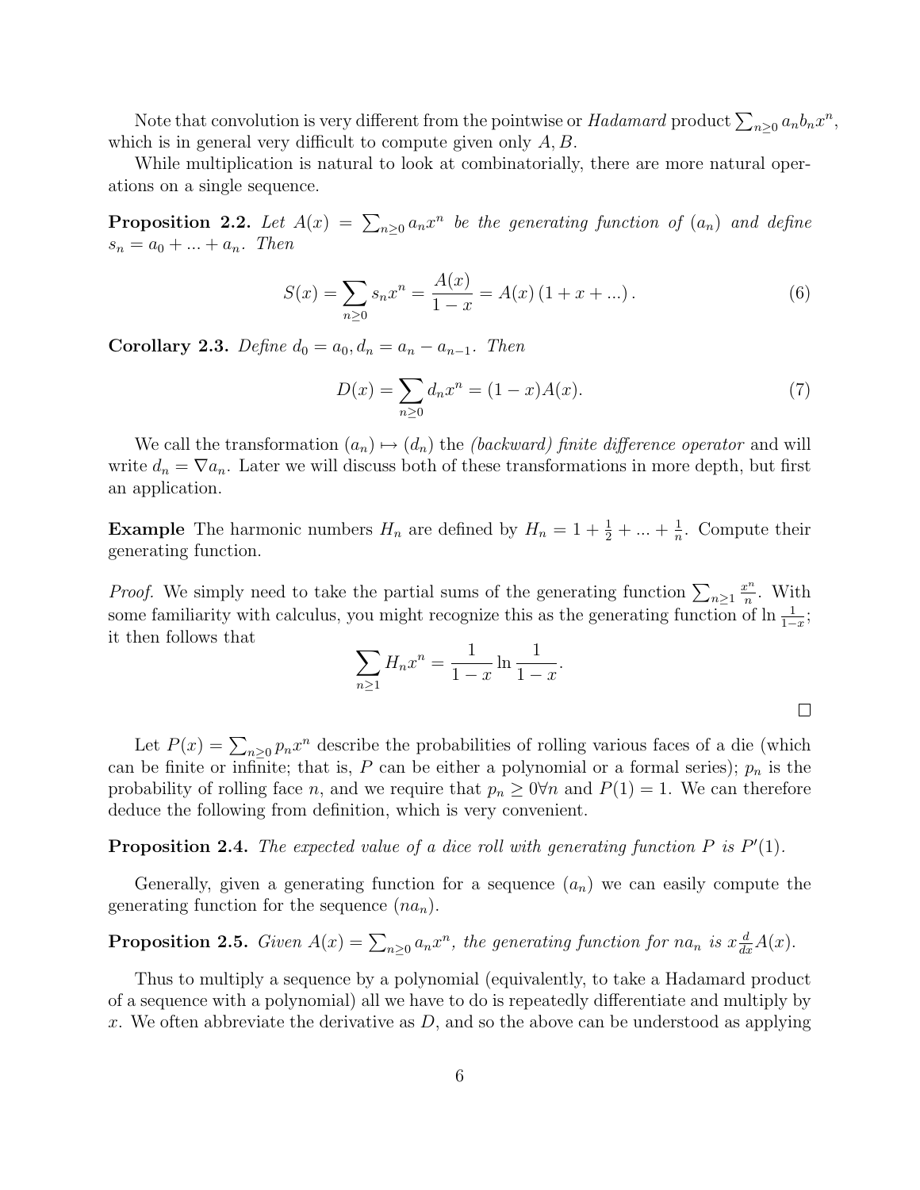Note that convolution is very different from the pointwise or *Hadamard* product $\sum_{n \geq 0} a_n b_n x^n$, which is in general very difficult to compute given only $A, B$.

While multiplication is natural to look at combinatorially, there are more natural operations on a single sequence.

**Proposition 2.2.** *Let $A(x) = \sum_{n \geq 0} a_n x^n$ be the generating function of $(a_n)$ and define $s_n = a_0 + ... + a_n$. Then*

$$S(x) = \sum_{n \geq 0} s_n x^n = \frac{A(x)}{1 - x} = A(x)\left(1 + x + ...\right). \tag{6}$$

**Corollary 2.3.** *Define $d_0 = a_0, d_n = a_n - a_{n-1}$. Then*

$$D(x) = \sum_{n \geq 0} d_n x^n = (1 - x)A(x). \tag{7}$$

We call the transformation $(a_n) \mapsto (d_n)$ the *(backward) finite difference operator* and will write $d_n = \nabla a_n$. Later we will discuss both of these transformations in more depth, but first an application.

**Example** The harmonic numbers $H_n$ are defined by $H_n = 1 + \frac{1}{2} + ... + \frac{1}{n}$. Compute their generating function.

*Proof.* We simply need to take the partial sums of the generating function $\sum_{n \geq 1} \frac{x^n}{n}$. With some familiarity with calculus, you might recognize this as the generating function of $\ln \frac{1}{1-x}$; it then follows that

$$\sum_{n \geq 1} H_n x^n = \frac{1}{1 - x} \ln \frac{1}{1 - x}.$$

□

Let $P(x) = \sum_{n \geq 0} p_n x^n$ describe the probabilities of rolling various faces of a die (which can be finite or infinite; that is, $P$ can be either a polynomial or a formal series); $p_n$ is the probability of rolling face $n$, and we require that $p_n \geq 0 \forall n$ and $P(1) = 1$. We can therefore deduce the following from definition, which is very convenient.

**Proposition 2.4.** *The expected value of a dice roll with generating function $P$ is $P'(1)$.*

Generally, given a generating function for a sequence $(a_n)$ we can easily compute the generating function for the sequence $(na_n)$.

**Proposition 2.5.** *Given $A(x) = \sum_{n \geq 0} a_n x^n$, the generating function for $na_n$ is $x \frac{d}{dx} A(x)$.*

Thus to multiply a sequence by a polynomial (equivalently, to take a Hadamard product of a sequence with a polynomial) all we have to do is repeatedly differentiate and multiply by $x$. We often abbreviate the derivative as $D$, and so the above can be understood as applying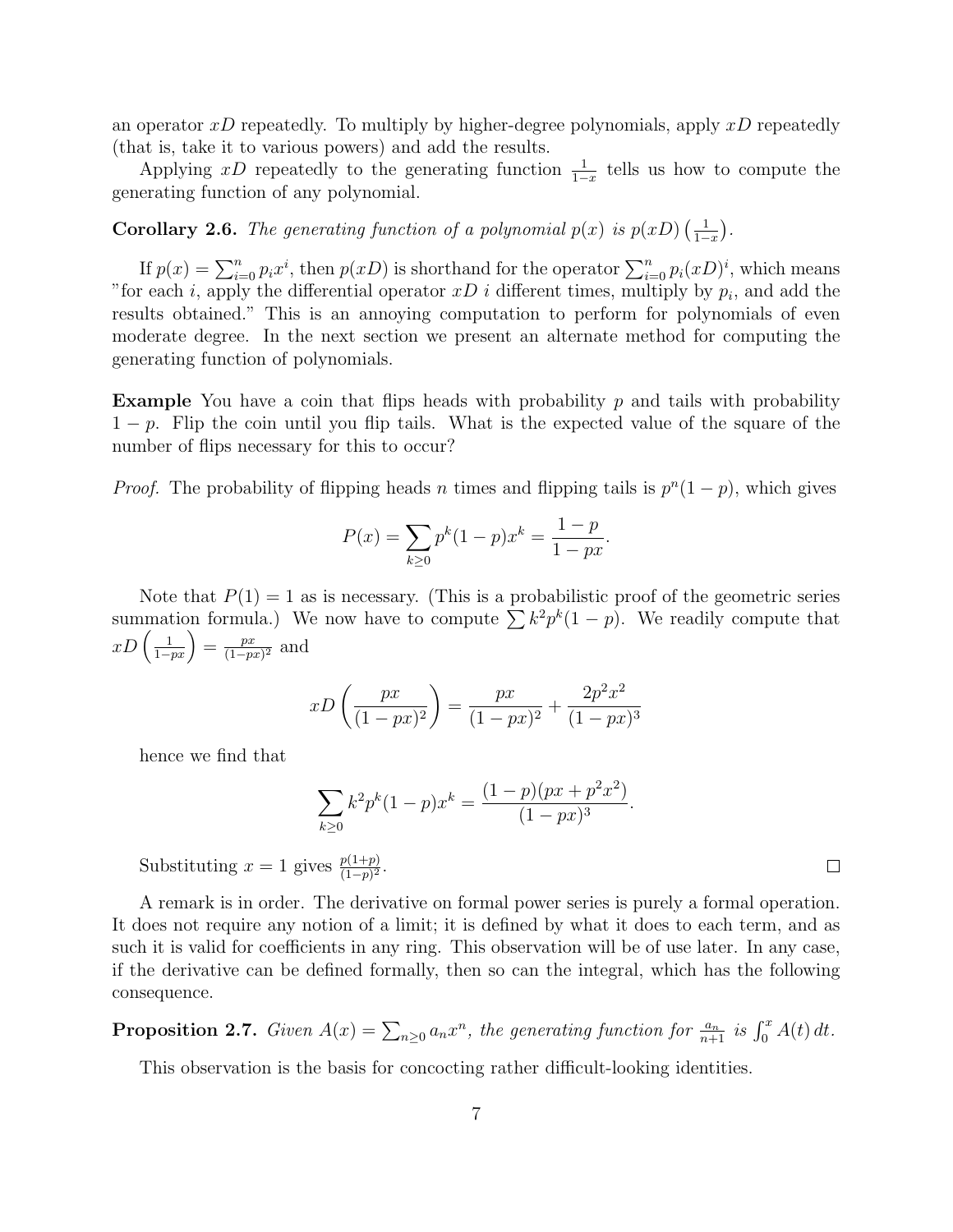an operator $xD$ repeatedly. To multiply by higher-degree polynomials, apply $xD$ repeatedly (that is, take it to various powers) and add the results.

Applying $xD$ repeatedly to the generating function $\frac{1}{1-x}$ tells us how to compute the generating function of any polynomial.

**Corollary 2.6.** *The generating function of a polynomial $p(x)$ is $p(xD)\left(\frac{1}{1-x}\right)$.*

If $p(x) = \sum_{i=0}^{n} p_i x^i$, then $p(xD)$ is shorthand for the operator $\sum_{i=0}^{n} p_i (xD)^i$, which means "for each $i$, apply the differential operator $xD$ $i$ different times, multiply by $p_i$, and add the results obtained." This is an annoying computation to perform for polynomials of even moderate degree. In the next section we present an alternate method for computing the generating function of polynomials.

**Example** You have a coin that flips heads with probability $p$ and tails with probability $1 - p$. Flip the coin until you flip tails. What is the expected value of the square of the number of flips necessary for this to occur?

*Proof.* The probability of flipping heads $n$ times and flipping tails is $p^n(1-p)$, which gives

$$P(x) = \sum_{k \geq 0} p^k (1-p) x^k = \frac{1-p}{1-px}.$$

Note that $P(1) = 1$ as is necessary. (This is a probabilistic proof of the geometric series summation formula.) We now have to compute $\sum k^2 p^k (1-p)$. We readily compute that $xD\left(\frac{1}{1-px}\right) = \frac{px}{(1-px)^2}$ and

$$xD\left(\frac{px}{(1-px)^2}\right) = \frac{px}{(1-px)^2} + \frac{2p^2x^2}{(1-px)^3}$$

hence we find that

$$\sum_{k \geq 0} k^2 p^k (1-p) x^k = \frac{(1-p)(px + p^2x^2)}{(1-px)^3}.$$

Substituting $x = 1$ gives $\frac{p(1+p)}{(1-p)^2}$. ∎

A remark is in order. The derivative on formal power series is purely a formal operation. It does not require any notion of a limit; it is defined by what it does to each term, and as such it is valid for coefficients in any ring. This observation will be of use later. In any case, if the derivative can be defined formally, then so can the integral, which has the following consequence.

**Proposition 2.7.** *Given $A(x) = \sum_{n \geq 0} a_n x^n$, the generating function for $\frac{a_n}{n+1}$ is $\int_0^x A(t)\, dt$.*

This observation is the basis for concocting rather difficult-looking identities.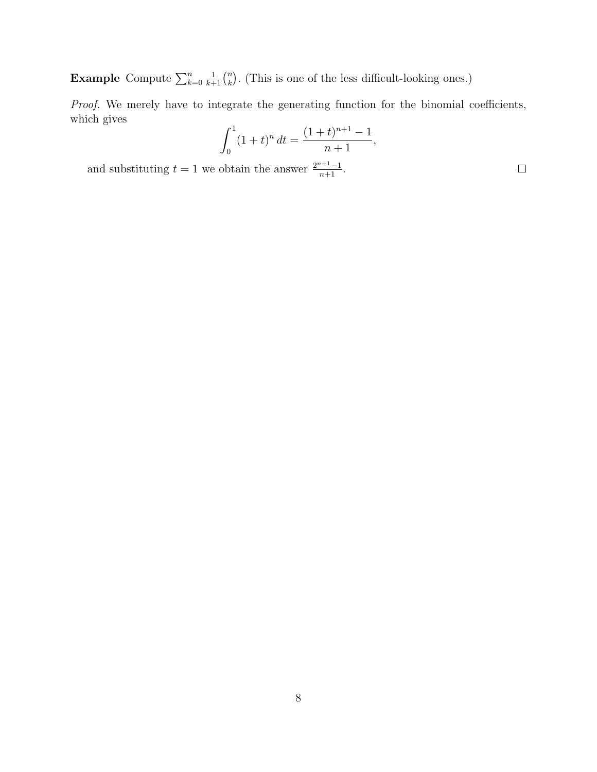**Example** Compute $\sum_{k=0}^{n} \frac{1}{k+1}\binom{n}{k}$. (This is one of the less difficult-looking ones.)

*Proof.* We merely have to integrate the generating function for the binomial coefficients, which gives

$$\int_0^1 (1+t)^n \, dt = \frac{(1+t)^{n+1} - 1}{n+1},$$

and substituting $t = 1$ we obtain the answer $\frac{2^{n+1}-1}{n+1}$. □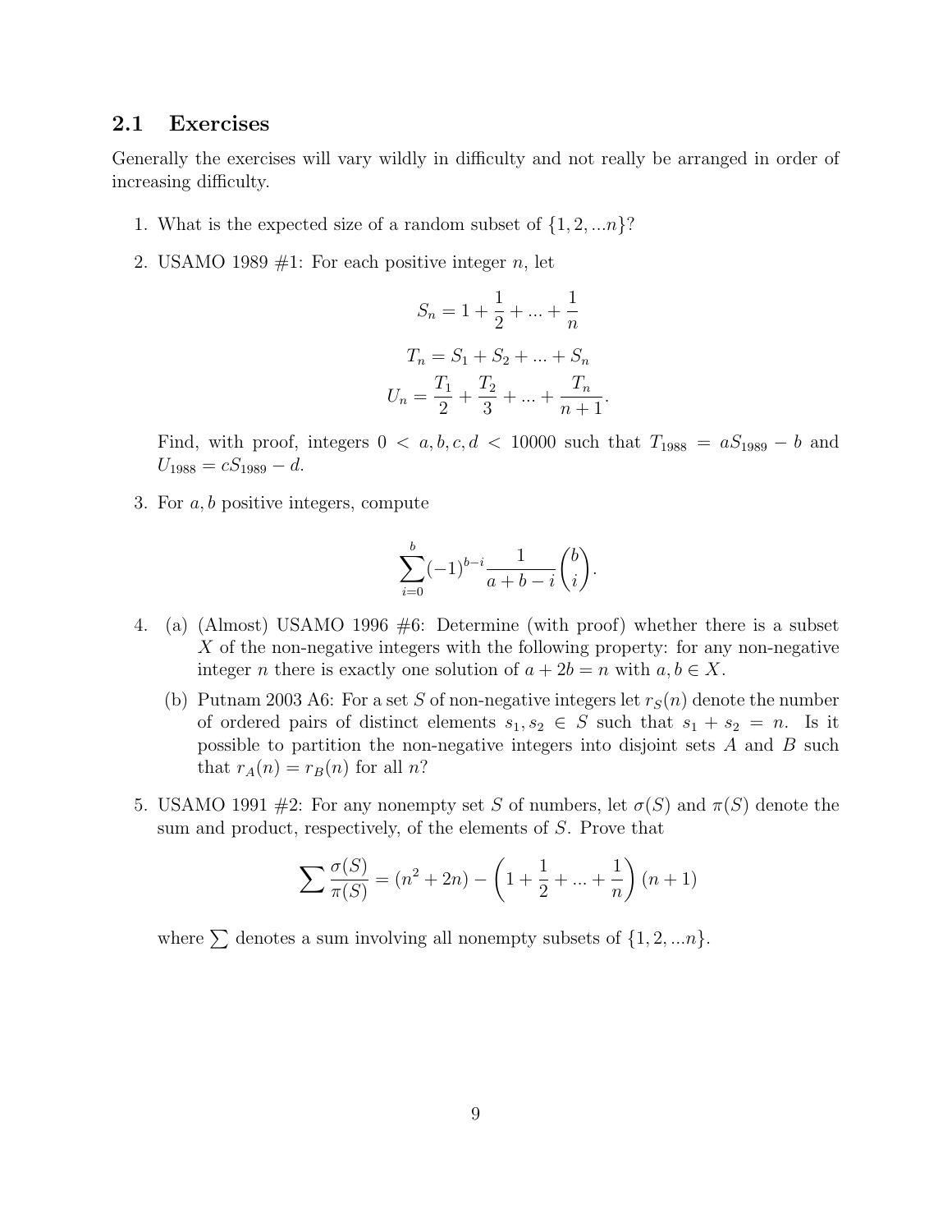## 2.1 Exercises

Generally the exercises will vary wildly in difficulty and not really be arranged in order of increasing difficulty.

1. What is the expected size of a random subset of $\{1, 2, ...n\}$?

2. USAMO 1989 #1: For each positive integer $n$, let

$$S_n = 1 + \frac{1}{2} + ... + \frac{1}{n}$$

$$T_n = S_1 + S_2 + ... + S_n$$

$$U_n = \frac{T_1}{2} + \frac{T_2}{3} + ... + \frac{T_n}{n+1}.$$

   Find, with proof, integers $0 < a, b, c, d < 10000$ such that $T_{1988} = aS_{1989} - b$ and $U_{1988} = cS_{1989} - d$.

3. For $a, b$ positive integers, compute

$$\sum_{i=0}^{b} (-1)^{b-i} \frac{1}{a+b-i} \binom{b}{i}.$$

4. (a) (Almost) USAMO 1996 #6: Determine (with proof) whether there is a subset $X$ of the non-negative integers with the following property: for any non-negative integer $n$ there is exactly one solution of $a + 2b = n$ with $a, b \in X$.

   (b) Putnam 2003 A6: For a set $S$ of non-negative integers let $r_S(n)$ denote the number of ordered pairs of distinct elements $s_1, s_2 \in S$ such that $s_1 + s_2 = n$. Is it possible to partition the non-negative integers into disjoint sets $A$ and $B$ such that $r_A(n) = r_B(n)$ for all $n$?

5. USAMO 1991 #2: For any nonempty set $S$ of numbers, let $\sigma(S)$ and $\pi(S)$ denote the sum and product, respectively, of the elements of $S$. Prove that

$$\sum \frac{\sigma(S)}{\pi(S)} = (n^2 + 2n) - \left(1 + \frac{1}{2} + ... + \frac{1}{n}\right)(n+1)$$

   where $\sum$ denotes a sum involving all nonempty subsets of $\{1, 2, ...n\}$.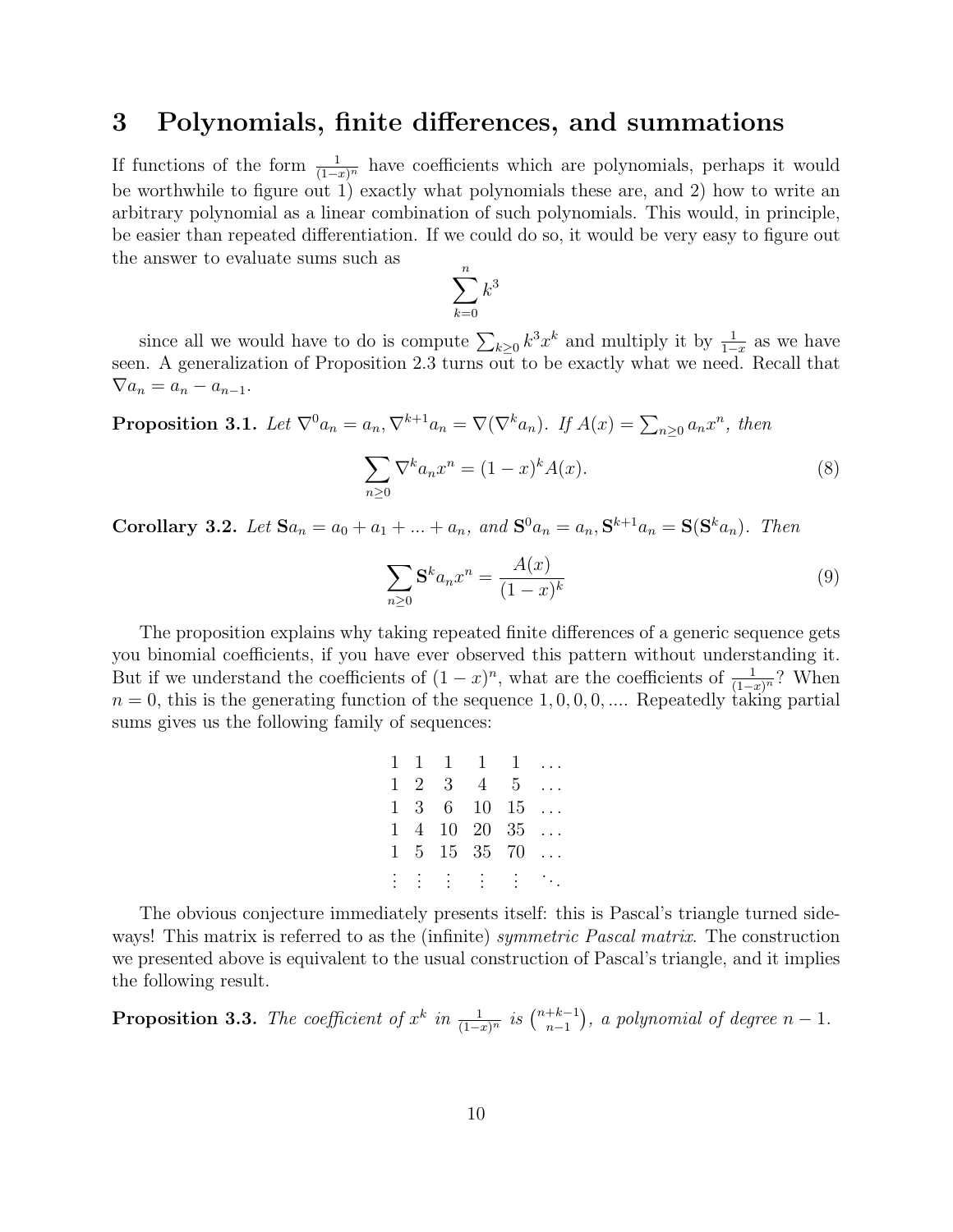## 3 Polynomials, finite differences, and summations

If functions of the form $\frac{1}{(1-x)^n}$ have coefficients which are polynomials, perhaps it would be worthwhile to figure out 1) exactly what polynomials these are, and 2) how to write an arbitrary polynomial as a linear combination of such polynomials. This would, in principle, be easier than repeated differentiation. If we could do so, it would be very easy to figure out the answer to evaluate sums such as

$$\sum_{k=0}^{n} k^3$$

since all we would have to do is compute $\sum_{k \geq 0} k^3 x^k$ and multiply it by $\frac{1}{1-x}$ as we have seen. A generalization of Proposition 2.3 turns out to be exactly what we need. Recall that $\nabla a_n = a_n - a_{n-1}$.

**Proposition 3.1.** *Let $\nabla^0 a_n = a_n, \nabla^{k+1} a_n = \nabla(\nabla^k a_n)$. If $A(x) = \sum_{n \geq 0} a_n x^n$, then*

$$\sum_{n \geq 0} \nabla^k a_n x^n = (1-x)^k A(x). \tag{8}$$

**Corollary 3.2.** *Let $\mathbf{S} a_n = a_0 + a_1 + ... + a_n$, and $\mathbf{S}^0 a_n = a_n, \mathbf{S}^{k+1} a_n = \mathbf{S}(\mathbf{S}^k a_n)$. Then*

$$\sum_{n \geq 0} \mathbf{S}^k a_n x^n = \frac{A(x)}{(1-x)^k} \tag{9}$$

The proposition explains why taking repeated finite differences of a generic sequence gets you binomial coefficients, if you have ever observed this pattern without understanding it. But if we understand the coefficients of $(1-x)^n$, what are the coefficients of $\frac{1}{(1-x)^n}$? When $n = 0$, this is the generating function of the sequence $1, 0, 0, 0, ....$ Repeatedly taking partial sums gives us the following family of sequences:

$$\begin{matrix} 1 & 1 & 1 & 1 & 1 & \dots \\ 1 & 2 & 3 & 4 & 5 & \dots \\ 1 & 3 & 6 & 10 & 15 & \dots \\ 1 & 4 & 10 & 20 & 35 & \dots \\ 1 & 5 & 15 & 35 & 70 & \dots \\ \vdots & \vdots & \vdots & \vdots & \vdots & \ddots \end{matrix}$$

The obvious conjecture immediately presents itself: this is Pascal's triangle turned sideways! This matrix is referred to as the (infinite) *symmetric Pascal matrix*. The construction we presented above is equivalent to the usual construction of Pascal's triangle, and it implies the following result.

**Proposition 3.3.** *The coefficient of $x^k$ in $\frac{1}{(1-x)^n}$ is $\binom{n+k-1}{n-1}$, a polynomial of degree $n-1$.*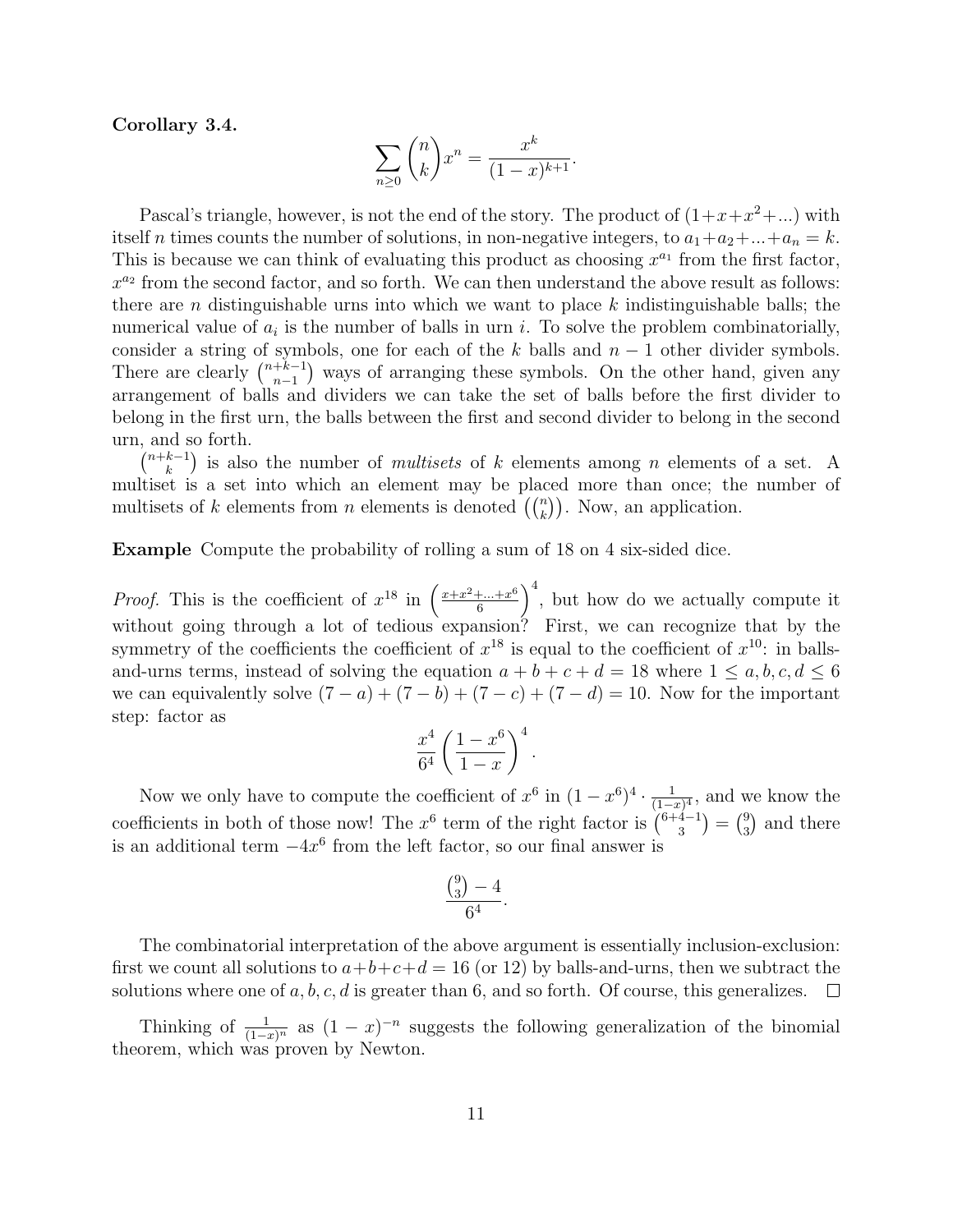**Corollary 3.4.**

$$\sum_{n \geq 0} \binom{n}{k} x^n = \frac{x^k}{(1-x)^{k+1}}.$$

Pascal's triangle, however, is not the end of the story. The product of $(1+x+x^2+...)$ with itself $n$ times counts the number of solutions, in non-negative integers, to $a_1+a_2+...+a_n = k$. This is because we can think of evaluating this product as choosing $x^{a_1}$ from the first factor, $x^{a_2}$ from the second factor, and so forth. We can then understand the above result as follows: there are $n$ distinguishable urns into which we want to place $k$ indistinguishable balls; the numerical value of $a_i$ is the number of balls in urn $i$. To solve the problem combinatorially, consider a string of symbols, one for each of the $k$ balls and $n-1$ other divider symbols. There are clearly $\binom{n+k-1}{n-1}$ ways of arranging these symbols. On the other hand, given any arrangement of balls and dividers we can take the set of balls before the first divider to belong in the first urn, the balls between the first and second divider to belong in the second urn, and so forth.

$\binom{n+k-1}{k}$ is also the number of *multisets* of $k$ elements among $n$ elements of a set. A multiset is a set into which an element may be placed more than once; the number of multisets of $k$ elements from $n$ elements is denoted $\left(\binom{n}{k}\right)$. Now, an application.

**Example** Compute the probability of rolling a sum of 18 on 4 six-sided dice.

*Proof.* This is the coefficient of $x^{18}$ in $\left(\frac{x+x^2+...+x^6}{6}\right)^4$, but how do we actually compute it without going through a lot of tedious expansion? First, we can recognize that by the symmetry of the coefficients the coefficient of $x^{18}$ is equal to the coefficient of $x^{10}$: in balls-and-urns terms, instead of solving the equation $a+b+c+d = 18$ where $1 \leq a, b, c, d \leq 6$ we can equivalently solve $(7-a)+(7-b)+(7-c)+(7-d) = 10$. Now for the important step: factor as

$$\frac{x^4}{6^4}\left(\frac{1-x^6}{1-x}\right)^4.$$

Now we only have to compute the coefficient of $x^6$ in $(1-x^6)^4 \cdot \frac{1}{(1-x)^4}$, and we know the coefficients in both of those now! The $x^6$ term of the right factor is $\binom{6+4-1}{3} = \binom{9}{3}$ and there is an additional term $-4x^6$ from the left factor, so our final answer is

$$\frac{\binom{9}{3} - 4}{6^4}.$$

The combinatorial interpretation of the above argument is essentially inclusion-exclusion: first we count all solutions to $a+b+c+d = 16$ (or 12) by balls-and-urns, then we subtract the solutions where one of $a, b, c, d$ is greater than 6, and so forth. Of course, this generalizes. $\square$

Thinking of $\frac{1}{(1-x)^n}$ as $(1-x)^{-n}$ suggests the following generalization of the binomial theorem, which was proven by Newton.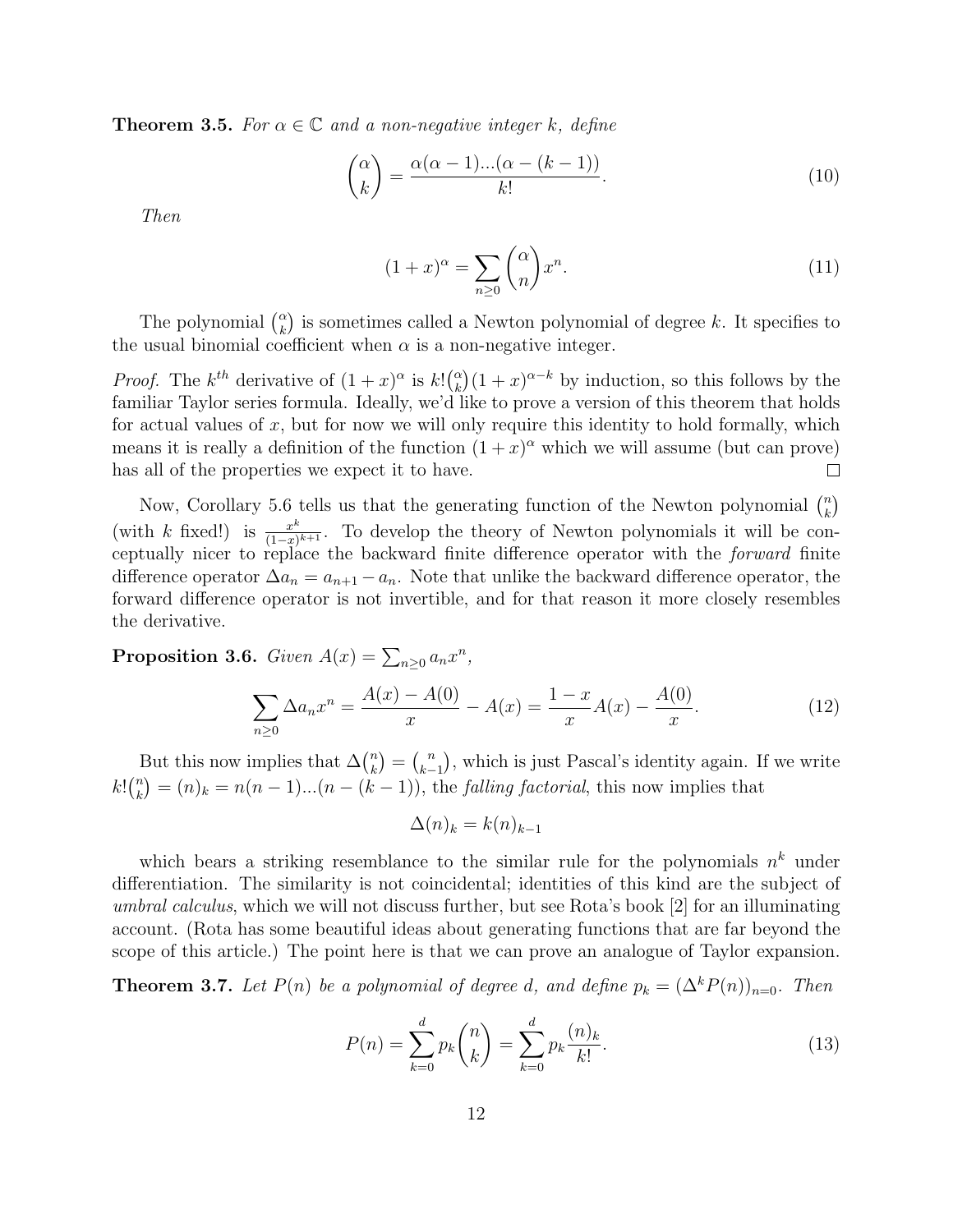**Theorem 3.5.** *For $\alpha \in \mathbb{C}$ and a non-negative integer $k$, define*

$$\binom{\alpha}{k} = \frac{\alpha(\alpha-1)...(\alpha-(k-1))}{k!}. \tag{10}$$

*Then*

$$(1+x)^\alpha = \sum_{n\geq 0} \binom{\alpha}{n} x^n. \tag{11}$$

The polynomial $\binom{\alpha}{k}$ is sometimes called a Newton polynomial of degree $k$. It specifies to the usual binomial coefficient when $\alpha$ is a non-negative integer.

*Proof.* The $k^{th}$ derivative of $(1+x)^\alpha$ is $k!\binom{\alpha}{k}(1+x)^{\alpha-k}$ by induction, so this follows by the familiar Taylor series formula. Ideally, we'd like to prove a version of this theorem that holds for actual values of $x$, but for now we will only require this identity to hold formally, which means it is really a definition of the function $(1+x)^\alpha$ which we will assume (but can prove) has all of the properties we expect it to have. □

Now, Corollary 5.6 tells us that the generating function of the Newton polynomial $\binom{n}{k}$ (with $k$ fixed!) is $\frac{x^k}{(1-x)^{k+1}}$. To develop the theory of Newton polynomials it will be conceptually nicer to replace the backward finite difference operator with the *forward* finite difference operator $\Delta a_n = a_{n+1} - a_n$. Note that unlike the backward difference operator, the forward difference operator is not invertible, and for that reason it more closely resembles the derivative.

**Proposition 3.6.** *Given $A(x) = \sum_{n\geq 0} a_n x^n$,*

$$\sum_{n\geq 0} \Delta a_n x^n = \frac{A(x) - A(0)}{x} - A(x) = \frac{1-x}{x} A(x) - \frac{A(0)}{x}. \tag{12}$$

But this now implies that $\Delta\binom{n}{k} = \binom{n}{k-1}$, which is just Pascal's identity again. If we write $k!\binom{n}{k} = (n)_k = n(n-1)...(n-(k-1))$, the *falling factorial*, this now implies that

$$\Delta(n)_k = k(n)_{k-1}$$

which bears a striking resemblance to the similar rule for the polynomials $n^k$ under differentiation. The similarity is not coincidental; identities of this kind are the subject of *umbral calculus*, which we will not discuss further, but see Rota's book [2] for an illuminating account. (Rota has some beautiful ideas about generating functions that are far beyond the scope of this article.) The point here is that we can prove an analogue of Taylor expansion.

**Theorem 3.7.** *Let $P(n)$ be a polynomial of degree $d$, and define $p_k = (\Delta^k P(n))_{n=0}$. Then*

$$P(n) = \sum_{k=0}^{d} p_k \binom{n}{k} = \sum_{k=0}^{d} p_k \frac{(n)_k}{k!}. \tag{13}$$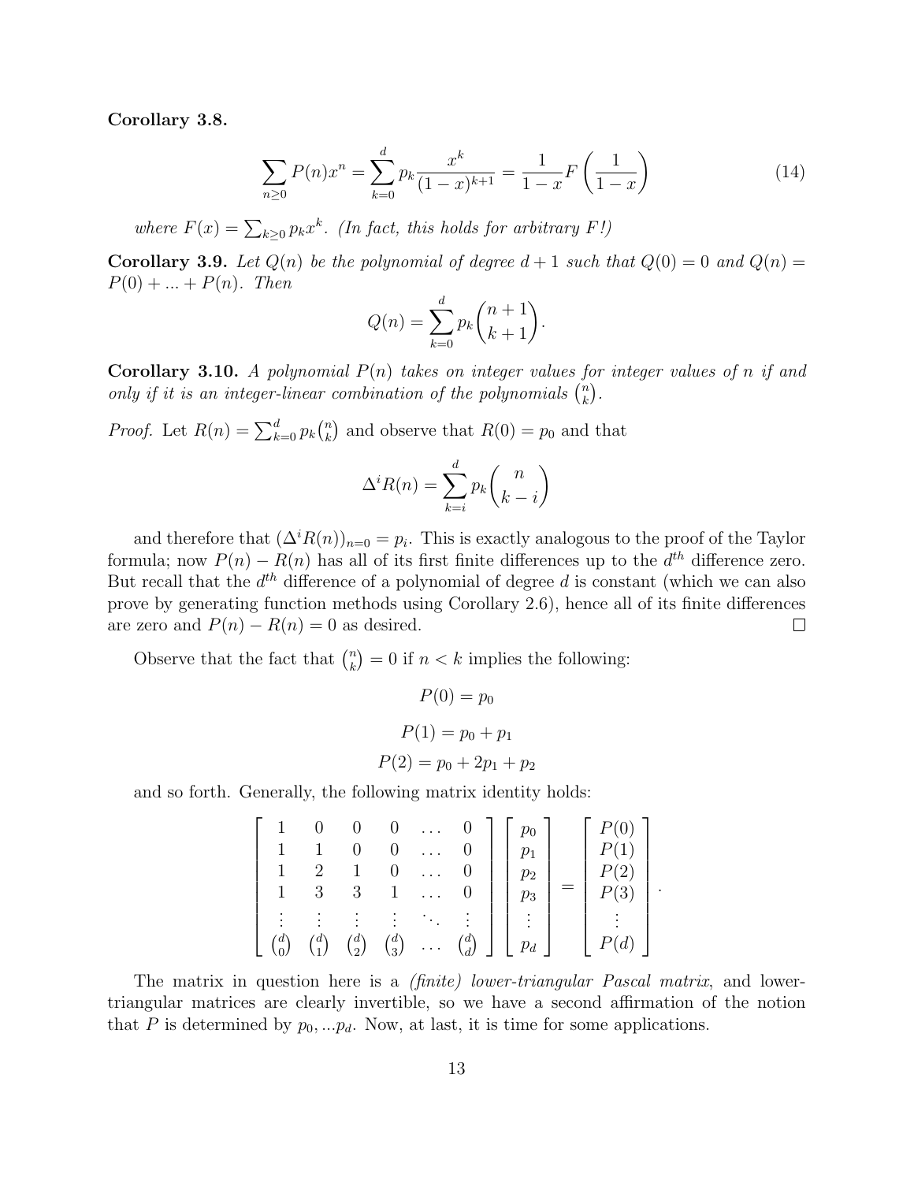**Corollary 3.8.**

$$\sum_{n\geq 0} P(n)x^n = \sum_{k=0}^{d} p_k \frac{x^k}{(1-x)^{k+1}} = \frac{1}{1-x} F\left(\frac{1}{1-x}\right) \tag{14}$$

*where $F(x) = \sum_{k\geq 0} p_k x^k$. (In fact, this holds for arbitrary $F$!)*

**Corollary 3.9.** *Let $Q(n)$ be the polynomial of degree $d+1$ such that $Q(0) = 0$ and $Q(n) = P(0) + ... + P(n)$. Then*

$$Q(n) = \sum_{k=0}^{d} p_k \binom{n+1}{k+1}.$$

**Corollary 3.10.** *A polynomial $P(n)$ takes on integer values for integer values of $n$ if and only if it is an integer-linear combination of the polynomials $\binom{n}{k}$.*

*Proof.* Let $R(n) = \sum_{k=0}^{d} p_k \binom{n}{k}$ and observe that $R(0) = p_0$ and that

$$\Delta^i R(n) = \sum_{k=i}^{d} p_k \binom{n}{k-i}$$

and therefore that $(\Delta^i R(n))_{n=0} = p_i$. This is exactly analogous to the proof of the Taylor formula; now $P(n) - R(n)$ has all of its first finite differences up to the $d^{th}$ difference zero. But recall that the $d^{th}$ difference of a polynomial of degree $d$ is constant (which we can also prove by generating function methods using Corollary 2.6), hence all of its finite differences are zero and $P(n) - R(n) = 0$ as desired. $\square$

Observe that the fact that $\binom{n}{k} = 0$ if $n < k$ implies the following:

$$P(0) = p_0$$

$$P(1) = p_0 + p_1$$

$$P(2) = p_0 + 2p_1 + p_2$$

and so forth. Generally, the following matrix identity holds:

$$\begin{bmatrix} 1 & 0 & 0 & 0 & \dots & 0 \\ 1 & 1 & 0 & 0 & \dots & 0 \\ 1 & 2 & 1 & 0 & \dots & 0 \\ 1 & 3 & 3 & 1 & \dots & 0 \\ \vdots & \vdots & \vdots & \vdots & \ddots & \vdots \\ \binom{d}{0} & \binom{d}{1} & \binom{d}{2} & \binom{d}{3} & \dots & \binom{d}{d} \end{bmatrix} \begin{bmatrix} p_0 \\ p_1 \\ p_2 \\ p_3 \\ \vdots \\ p_d \end{bmatrix} = \begin{bmatrix} P(0) \\ P(1) \\ P(2) \\ P(3) \\ \vdots \\ P(d) \end{bmatrix}.$$

The matrix in question here is a *(finite) lower-triangular Pascal matrix*, and lower-triangular matrices are clearly invertible, so we have a second affirmation of the notion that $P$ is determined by $p_0, ...p_d$. Now, at last, it is time for some applications.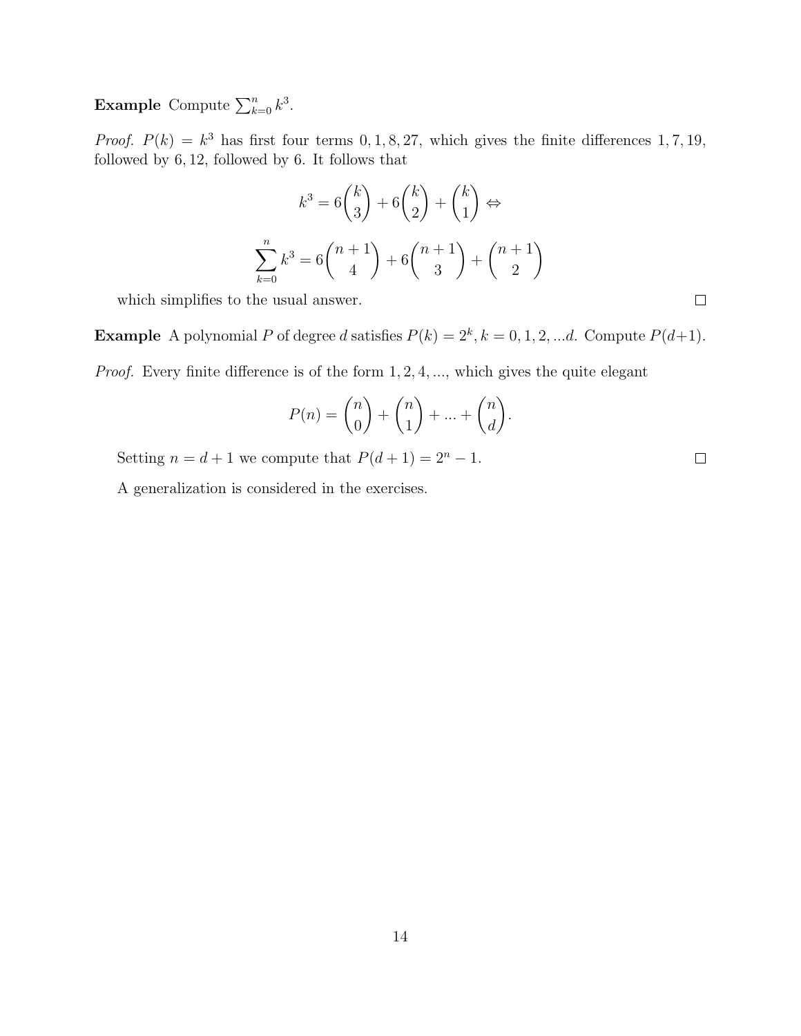**Example** Compute $\sum_{k=0}^{n} k^3$.

*Proof.* $P(k) = k^3$ has first four terms $0, 1, 8, 27$, which gives the finite differences $1, 7, 19$, followed by $6, 12$, followed by $6$. It follows that

$$k^3 = 6\binom{k}{3} + 6\binom{k}{2} + \binom{k}{1} \Leftrightarrow$$

$$\sum_{k=0}^{n} k^3 = 6\binom{n+1}{4} + 6\binom{n+1}{3} + \binom{n+1}{2}$$

which simplifies to the usual answer. □

**Example** A polynomial $P$ of degree $d$ satisfies $P(k) = 2^k, k = 0, 1, 2, ...d$. Compute $P(d+1)$.

*Proof.* Every finite difference is of the form $1, 2, 4, ...$, which gives the quite elegant

$$P(n) = \binom{n}{0} + \binom{n}{1} + ... + \binom{n}{d}.$$

Setting $n = d + 1$ we compute that $P(d + 1) = 2^n - 1$. □

A generalization is considered in the exercises.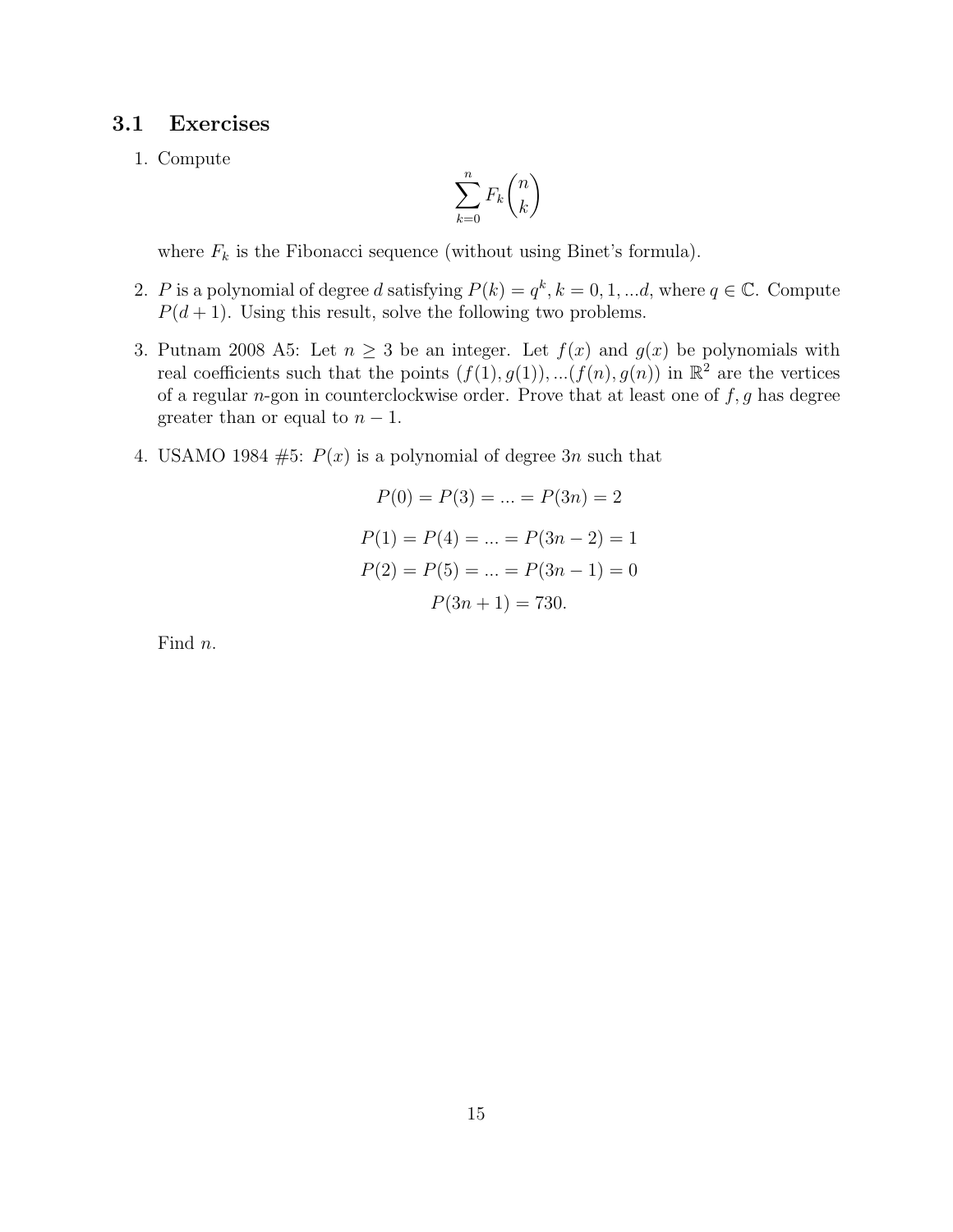## 3.1 Exercises

1. Compute

$$\sum_{k=0}^{n} F_k \binom{n}{k}$$

where $F_k$ is the Fibonacci sequence (without using Binet's formula).

2. $P$ is a polynomial of degree $d$ satisfying $P(k) = q^k, k = 0, 1, \ldots d$, where $q \in \mathbb{C}$. Compute $P(d+1)$. Using this result, solve the following two problems.

3. Putnam 2008 A5: Let $n \geq 3$ be an integer. Let $f(x)$ and $g(x)$ be polynomials with real coefficients such that the points $(f(1), g(1)), \ldots (f(n), g(n))$ in $\mathbb{R}^2$ are the vertices of a regular $n$-gon in counterclockwise order. Prove that at least one of $f, g$ has degree greater than or equal to $n - 1$.

4. USAMO 1984 #5: $P(x)$ is a polynomial of degree $3n$ such that

$$P(0) = P(3) = \ldots = P(3n) = 2$$

$$P(1) = P(4) = \ldots = P(3n-2) = 1$$

$$P(2) = P(5) = \ldots = P(3n-1) = 0$$

$$P(3n+1) = 730.$$

Find $n$.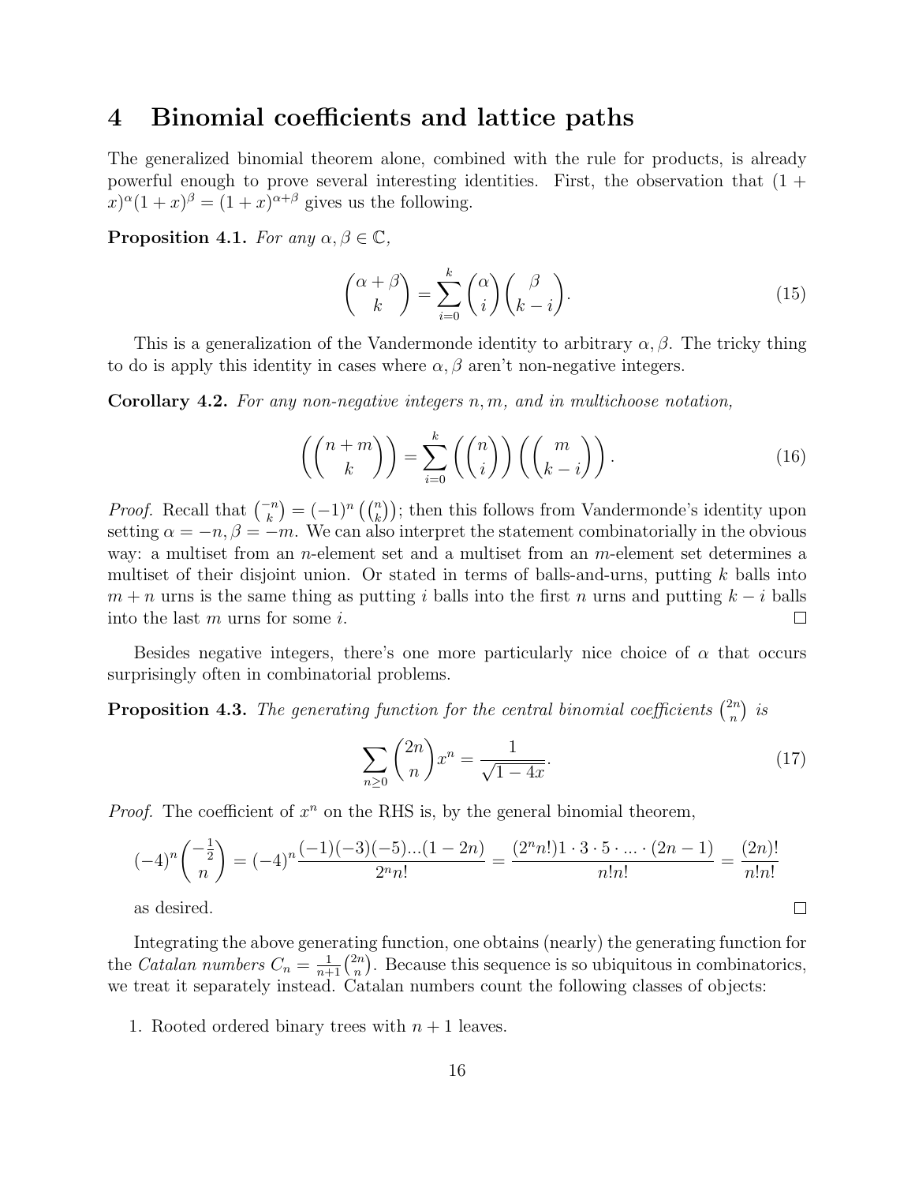## 4 Binomial coefficients and lattice paths

The generalized binomial theorem alone, combined with the rule for products, is already powerful enough to prove several interesting identities. First, the observation that $(1+x)^\alpha(1+x)^\beta = (1+x)^{\alpha+\beta}$ gives us the following.

**Proposition 4.1.** *For any $\alpha, \beta \in \mathbb{C}$,*

$$\binom{\alpha+\beta}{k} = \sum_{i=0}^{k} \binom{\alpha}{i}\binom{\beta}{k-i}. \tag{15}$$

This is a generalization of the Vandermonde identity to arbitrary $\alpha, \beta$. The tricky thing to do is apply this identity in cases where $\alpha, \beta$ aren't non-negative integers.

**Corollary 4.2.** *For any non-negative integers $n, m$, and in multichoose notation,*

$$\left(\!\!\binom{n+m}{k}\!\!\right) = \sum_{i=0}^{k} \left(\!\!\binom{n}{i}\!\!\right)\left(\!\!\binom{m}{k-i}\!\!\right). \tag{16}$$

*Proof.* Recall that $\binom{-n}{k} = (-1)^n \left(\!\binom{n}{k}\!\right)$; then this follows from Vandermonde's identity upon setting $\alpha = -n, \beta = -m$. We can also interpret the statement combinatorially in the obvious way: a multiset from an $n$-element set and a multiset from an $m$-element set determines a multiset of their disjoint union. Or stated in terms of balls-and-urns, putting $k$ balls into $m+n$ urns is the same thing as putting $i$ balls into the first $n$ urns and putting $k-i$ balls into the last $m$ urns for some $i$. $\square$

Besides negative integers, there's one more particularly nice choice of $\alpha$ that occurs surprisingly often in combinatorial problems.

**Proposition 4.3.** *The generating function for the central binomial coefficients $\binom{2n}{n}$ is*

$$\sum_{n \geq 0} \binom{2n}{n} x^n = \frac{1}{\sqrt{1-4x}}. \tag{17}$$

*Proof.* The coefficient of $x^n$ on the RHS is, by the general binomial theorem,

$$(-4)^n \binom{-\frac{1}{2}}{n} = (-4)^n \frac{(-1)(-3)(-5)...(1-2n)}{2^n n!} = \frac{(2^n n!) 1 \cdot 3 \cdot 5 \cdot ... \cdot (2n-1)}{n! n!} = \frac{(2n)!}{n! n!}$$

as desired. $\square$

Integrating the above generating function, one obtains (nearly) the generating function for the *Catalan numbers* $C_n = \frac{1}{n+1}\binom{2n}{n}$. Because this sequence is so ubiquitous in combinatorics, we treat it separately instead. Catalan numbers count the following classes of objects:

1. Rooted ordered binary trees with $n+1$ leaves.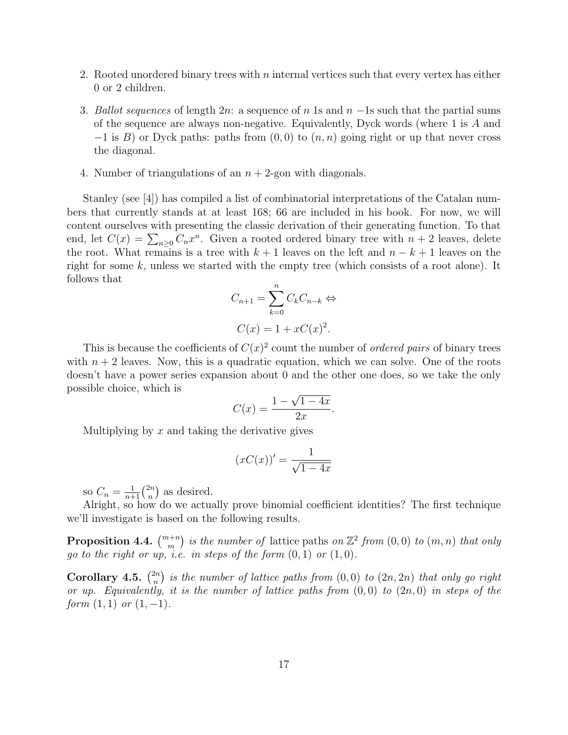2. Rooted unordered binary trees with $n$ internal vertices such that every vertex has either 0 or 2 children.

3. *Ballot sequences* of length $2n$: a sequence of $n$ 1s and $n$ $-1$s such that the partial sums of the sequence are always non-negative. Equivalently, Dyck words (where 1 is $A$ and $-1$ is $B$) or Dyck paths: paths from $(0,0)$ to $(n,n)$ going right or up that never cross the diagonal.

4. Number of triangulations of an $n+2$-gon with diagonals.

Stanley (see [4]) has compiled a list of combinatorial interpretations of the Catalan numbers that currently stands at at least 168; 66 are included in his book. For now, we will content ourselves with presenting the classic derivation of their generating function. To that end, let $C(x) = \sum_{n \geq 0} C_n x^n$. Given a rooted ordered binary tree with $n+2$ leaves, delete the root. What remains is a tree with $k+1$ leaves on the left and $n-k+1$ leaves on the right for some $k$, unless we started with the empty tree (which consists of a root alone). It follows that

$$C_{n+1} = \sum_{k=0}^{n} C_k C_{n-k} \Leftrightarrow$$

$$C(x) = 1 + xC(x)^2.$$

This is because the coefficients of $C(x)^2$ count the number of *ordered pairs* of binary trees with $n+2$ leaves. Now, this is a quadratic equation, which we can solve. One of the roots doesn't have a power series expansion about 0 and the other one does, so we take the only possible choice, which is

$$C(x) = \frac{1 - \sqrt{1-4x}}{2x}.$$

Multiplying by $x$ and taking the derivative gives

$$(xC(x))' = \frac{1}{\sqrt{1-4x}}$$

so $C_n = \frac{1}{n+1}\binom{2n}{n}$ as desired.

Alright, so how do we actually prove binomial coefficient identities? The first technique we'll investigate is based on the following results.

**Proposition 4.4.** *$\binom{m+n}{m}$ is the number of* lattice paths *on $\mathbb{Z}^2$ from $(0,0)$ to $(m,n)$ that only go to the right or up, i.e. in steps of the form $(0,1)$ or $(1,0)$.*

**Corollary 4.5.** *$\binom{2n}{n}$ is the number of lattice paths from $(0,0)$ to $(2n,2n)$ that only go right or up. Equivalently, it is the number of lattice paths from $(0,0)$ to $(2n,0)$ in steps of the form $(1,1)$ or $(1,-1)$.*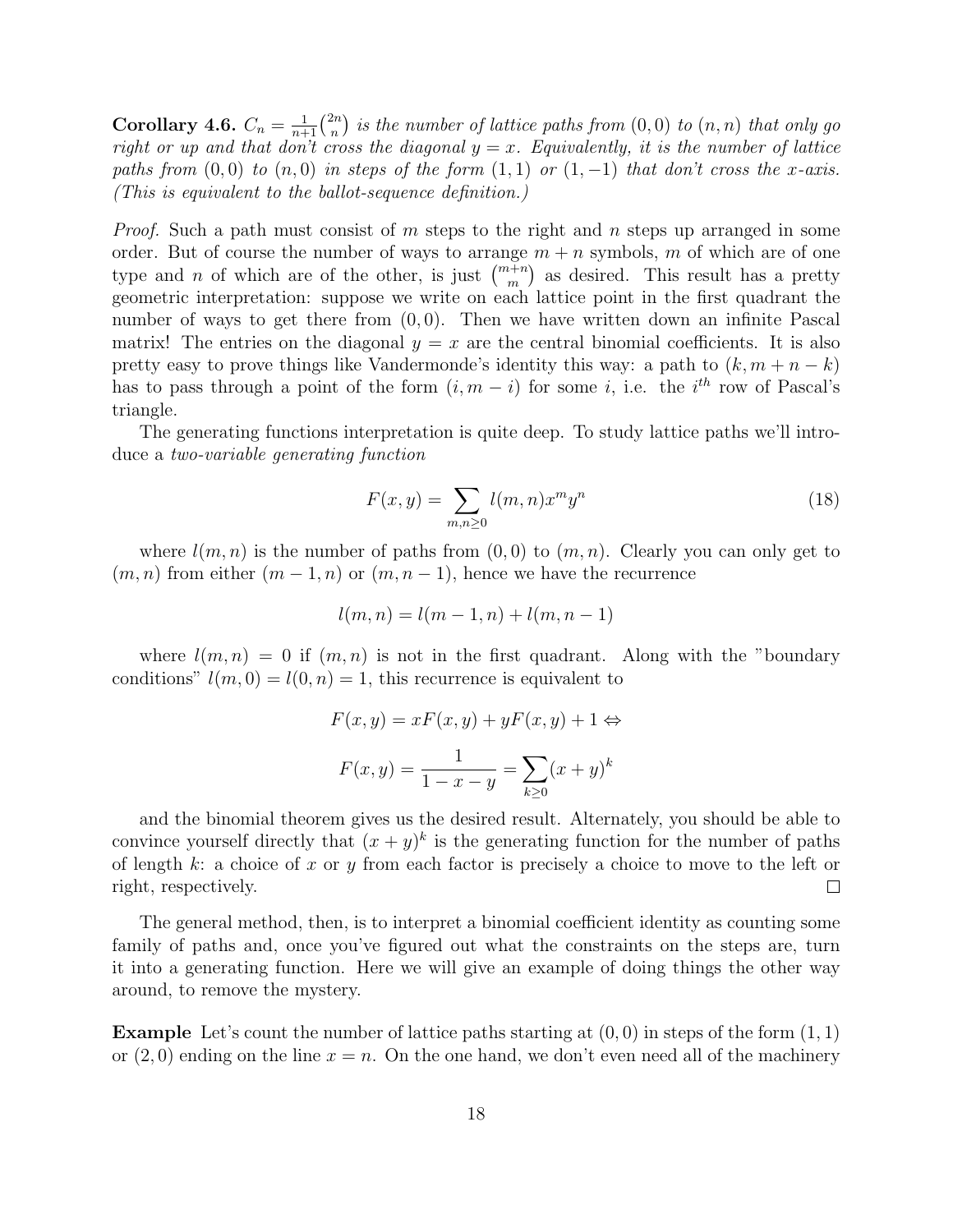**Corollary 4.6.** *$C_n = \frac{1}{n+1}\binom{2n}{n}$ is the number of lattice paths from $(0,0)$ to $(n,n)$ that only go right or up and that don't cross the diagonal $y = x$. Equivalently, it is the number of lattice paths from $(0,0)$ to $(n,0)$ in steps of the form $(1,1)$ or $(1,-1)$ that don't cross the $x$-axis. (This is equivalent to the ballot-sequence definition.)*

*Proof.* Such a path must consist of $m$ steps to the right and $n$ steps up arranged in some order. But of course the number of ways to arrange $m+n$ symbols, $m$ of which are of one type and $n$ of which are of the other, is just $\binom{m+n}{m}$ as desired. This result has a pretty geometric interpretation: suppose we write on each lattice point in the first quadrant the number of ways to get there from $(0,0)$. Then we have written down an infinite Pascal matrix! The entries on the diagonal $y = x$ are the central binomial coefficients. It is also pretty easy to prove things like Vandermonde's identity this way: a path to $(k, m+n-k)$ has to pass through a point of the form $(i, m-i)$ for some $i$, i.e. the $i^{th}$ row of Pascal's triangle.

The generating functions interpretation is quite deep. To study lattice paths we'll introduce a *two-variable generating function*

$$F(x,y) = \sum_{m,n \geq 0} l(m,n) x^m y^n \tag{18}$$

where $l(m,n)$ is the number of paths from $(0,0)$ to $(m,n)$. Clearly you can only get to $(m,n)$ from either $(m-1,n)$ or $(m,n-1)$, hence we have the recurrence

$$l(m,n) = l(m-1,n) + l(m,n-1)$$

where $l(m,n) = 0$ if $(m,n)$ is not in the first quadrant. Along with the "boundary conditions" $l(m,0) = l(0,n) = 1$, this recurrence is equivalent to

$$F(x,y) = xF(x,y) + yF(x,y) + 1 \Leftrightarrow$$

$$F(x,y) = \frac{1}{1-x-y} = \sum_{k \geq 0} (x+y)^k$$

and the binomial theorem gives us the desired result. Alternately, you should be able to convince yourself directly that $(x+y)^k$ is the generating function for the number of paths of length $k$: a choice of $x$ or $y$ from each factor is precisely a choice to move to the left or right, respectively. □

The general method, then, is to interpret a binomial coefficient identity as counting some family of paths and, once you've figured out what the constraints on the steps are, turn it into a generating function. Here we will give an example of doing things the other way around, to remove the mystery.

**Example** Let's count the number of lattice paths starting at $(0,0)$ in steps of the form $(1,1)$ or $(2,0)$ ending on the line $x = n$. On the one hand, we don't even need all of the machinery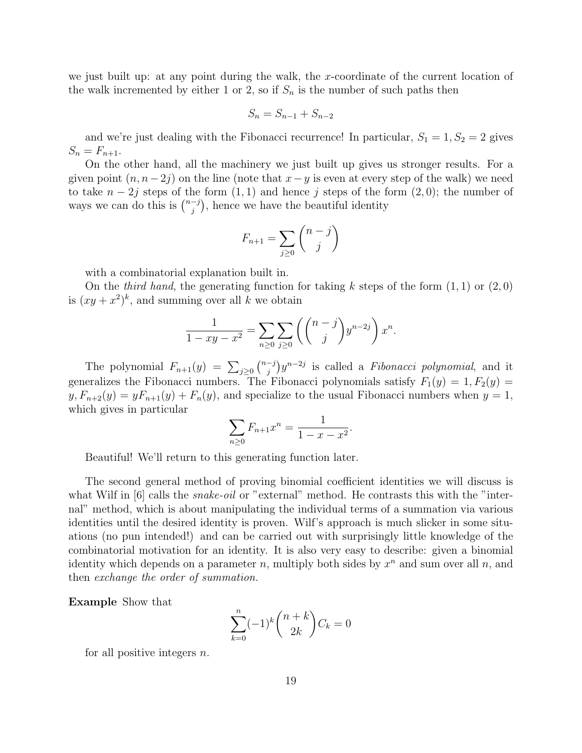we just built up: at any point during the walk, the $x$-coordinate of the current location of the walk incremented by either 1 or 2, so if $S_n$ is the number of such paths then

$$S_n = S_{n-1} + S_{n-2}$$

and we're just dealing with the Fibonacci recurrence! In particular, $S_1 = 1, S_2 = 2$ gives $S_n = F_{n+1}$.

On the other hand, all the machinery we just built up gives us stronger results. For a given point $(n, n-2j)$ on the line (note that $x - y$ is even at every step of the walk) we need to take $n - 2j$ steps of the form $(1,1)$ and hence $j$ steps of the form $(2,0)$; the number of ways we can do this is $\binom{n-j}{j}$, hence we have the beautiful identity

$$F_{n+1} = \sum_{j \geq 0} \binom{n-j}{j}$$

with a combinatorial explanation built in.

On the *third hand*, the generating function for taking $k$ steps of the form $(1,1)$ or $(2,0)$ is $(xy + x^2)^k$, and summing over all $k$ we obtain

$$\frac{1}{1 - xy - x^2} = \sum_{n \geq 0} \sum_{j \geq 0} \left( \binom{n-j}{j} y^{n-2j} \right) x^n.$$

The polynomial $F_{n+1}(y) = \sum_{j \geq 0} \binom{n-j}{j} y^{n-2j}$ is called a *Fibonacci polynomial*, and it generalizes the Fibonacci numbers. The Fibonacci polynomials satisfy $F_1(y) = 1, F_2(y) = y, F_{n+2}(y) = yF_{n+1}(y) + F_n(y)$, and specialize to the usual Fibonacci numbers when $y = 1$, which gives in particular

$$\sum_{n \geq 0} F_{n+1} x^n = \frac{1}{1 - x - x^2}.$$

Beautiful! We'll return to this generating function later.

The second general method of proving binomial coefficient identities we will discuss is what Wilf in [6] calls the *snake-oil* or "external" method. He contrasts this with the "internal" method, which is about manipulating the individual terms of a summation via various identities until the desired identity is proven. Wilf's approach is much slicker in some situations (no pun intended!) and can be carried out with surprisingly little knowledge of the combinatorial motivation for an identity. It is also very easy to describe: given a binomial identity which depends on a parameter $n$, multiply both sides by $x^n$ and sum over all $n$, and then *exchange the order of summation.*

**Example** Show that

$$\sum_{k=0}^{n} (-1)^k \binom{n+k}{2k} C_k = 0$$

for all positive integers $n$.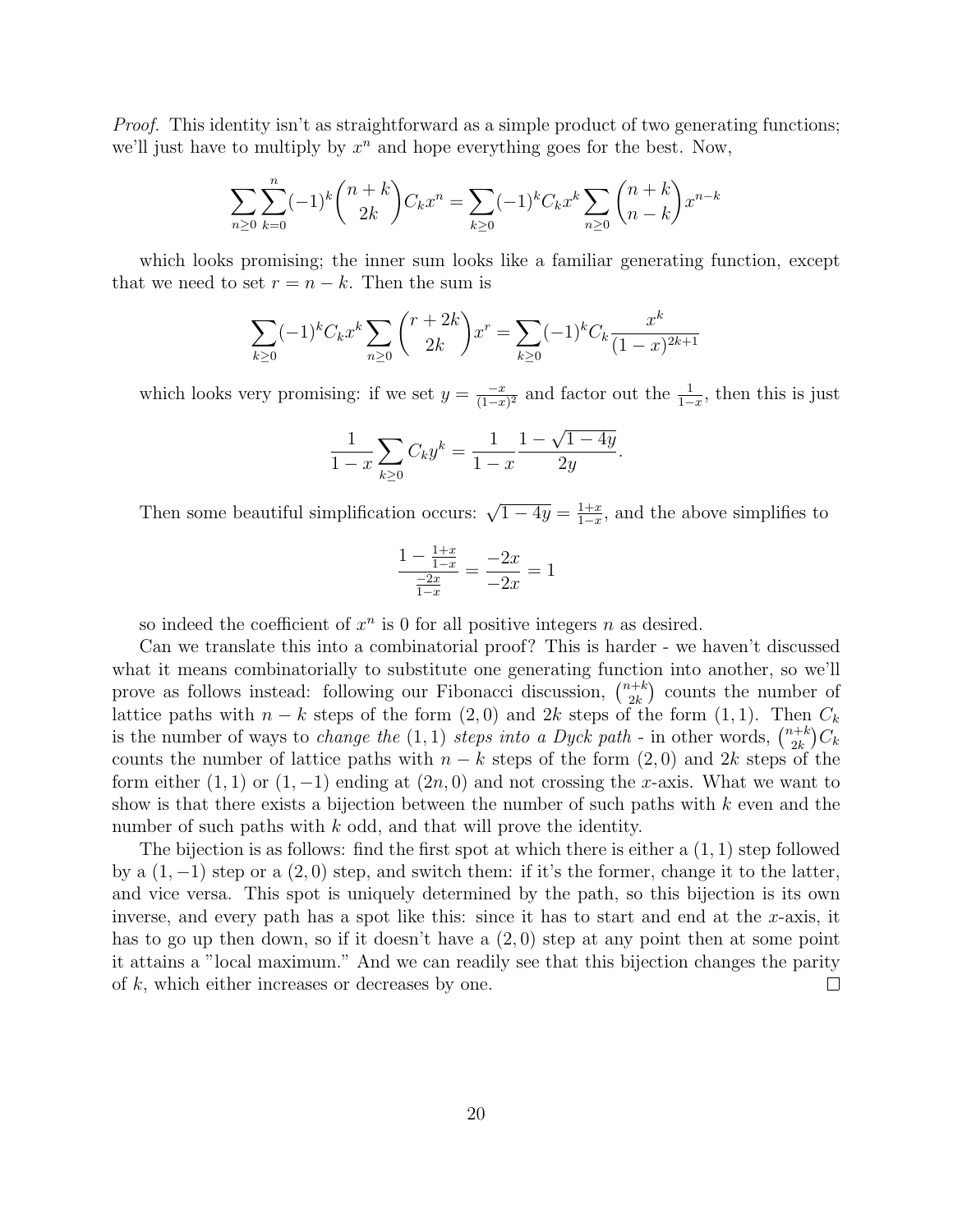*Proof.* This identity isn't as straightforward as a simple product of two generating functions; we'll just have to multiply by $x^n$ and hope everything goes for the best. Now,

$$\sum_{n\geq 0}\sum_{k=0}^{n}(-1)^k\binom{n+k}{2k}C_k x^n = \sum_{k\geq 0}(-1)^k C_k x^k \sum_{n\geq 0}\binom{n+k}{n-k}x^{n-k}$$

which looks promising; the inner sum looks like a familiar generating function, except that we need to set $r = n-k$. Then the sum is

$$\sum_{k\geq 0}(-1)^k C_k x^k \sum_{n\geq 0}\binom{r+2k}{2k}x^r = \sum_{k\geq 0}(-1)^k C_k \frac{x^k}{(1-x)^{2k+1}}$$

which looks very promising: if we set $y = \frac{-x}{(1-x)^2}$ and factor out the $\frac{1}{1-x}$, then this is just

$$\frac{1}{1-x}\sum_{k\geq 0} C_k y^k = \frac{1}{1-x}\frac{1-\sqrt{1-4y}}{2y}.$$

Then some beautiful simplification occurs: $\sqrt{1-4y} = \frac{1+x}{1-x}$, and the above simplifies to

$$\frac{1-\frac{1+x}{1-x}}{\frac{-2x}{1-x}} = \frac{-2x}{-2x} = 1$$

so indeed the coefficient of $x^n$ is 0 for all positive integers $n$ as desired.

Can we translate this into a combinatorial proof? This is harder - we haven't discussed what it means combinatorially to substitute one generating function into another, so we'll prove as follows instead: following our Fibonacci discussion, $\binom{n+k}{2k}$ counts the number of lattice paths with $n-k$ steps of the form $(2,0)$ and $2k$ steps of the form $(1,1)$. Then $C_k$ is the number of ways to *change the* $(1,1)$ *steps into a Dyck path* - in other words, $\binom{n+k}{2k}C_k$ counts the number of lattice paths with $n-k$ steps of the form $(2,0)$ and $2k$ steps of the form either $(1,1)$ or $(1,-1)$ ending at $(2n,0)$ and not crossing the $x$-axis. What we want to show is that there exists a bijection between the number of such paths with $k$ even and the number of such paths with $k$ odd, and that will prove the identity.

The bijection is as follows: find the first spot at which there is either a $(1,1)$ step followed by a $(1,-1)$ step or a $(2,0)$ step, and switch them: if it's the former, change it to the latter, and vice versa. This spot is uniquely determined by the path, so this bijection is its own inverse, and every path has a spot like this: since it has to start and end at the $x$-axis, it has to go up then down, so if it doesn't have a $(2,0)$ step at any point then at some point it attains a "local maximum." And we can readily see that this bijection changes the parity of $k$, which either increases or decreases by one. ∎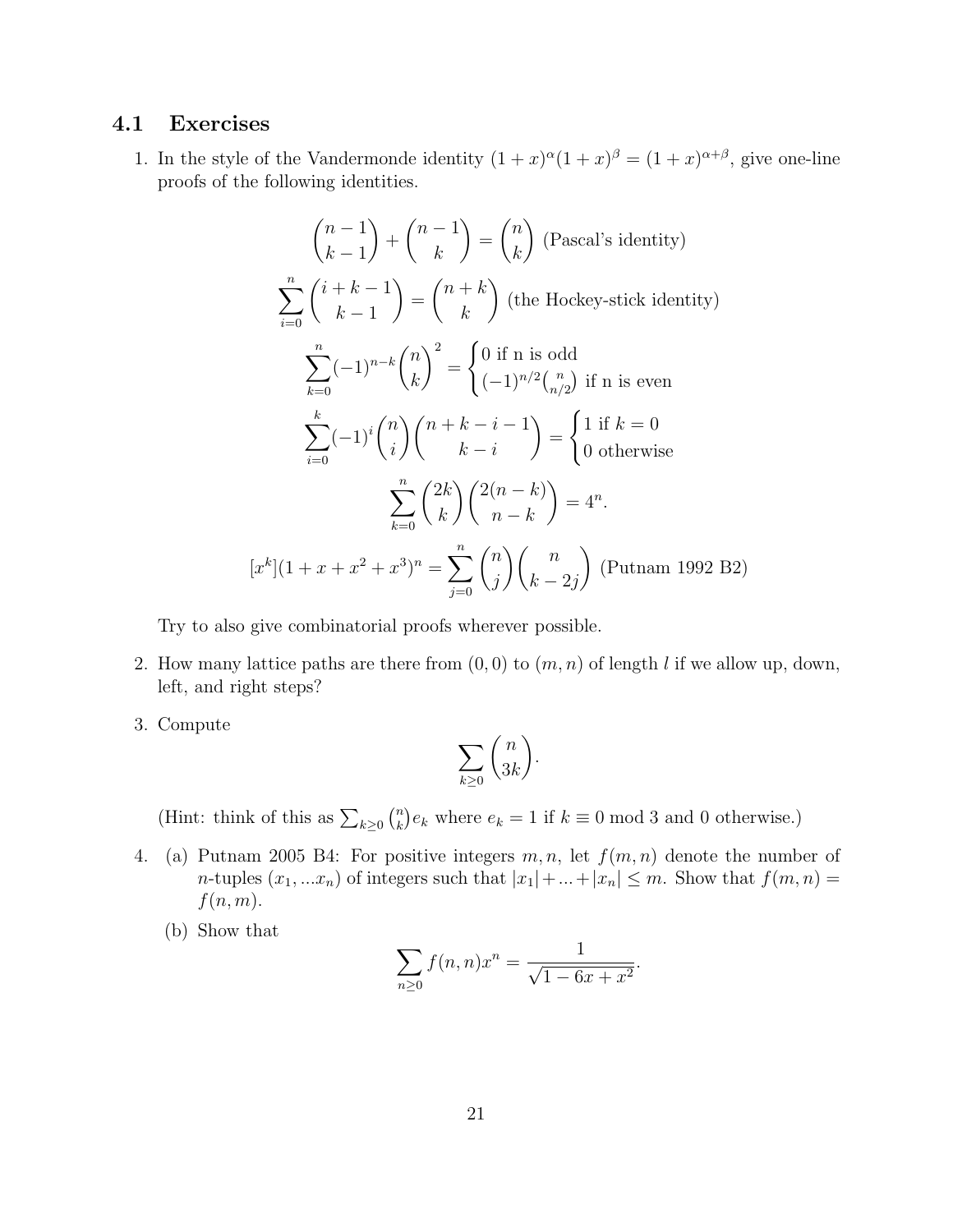### 4.1 Exercises

1. In the style of the Vandermonde identity $(1+x)^\alpha(1+x)^\beta = (1+x)^{\alpha+\beta}$, give one-line proofs of the following identities.

$$\binom{n-1}{k-1} + \binom{n-1}{k} = \binom{n}{k} \text{ (Pascal's identity)}$$

$$\sum_{i=0}^{n} \binom{i+k-1}{k-1} = \binom{n+k}{k} \text{ (the Hockey-stick identity)}$$

$$\sum_{k=0}^{n} (-1)^{n-k} \binom{n}{k}^2 = \begin{cases} 0 \text{ if n is odd} \\ (-1)^{n/2}\binom{n}{n/2} \text{ if n is even} \end{cases}$$

$$\sum_{i=0}^{k} (-1)^i \binom{n}{i}\binom{n+k-i-1}{k-i} = \begin{cases} 1 \text{ if } k=0 \\ 0 \text{ otherwise} \end{cases}$$

$$\sum_{k=0}^{n} \binom{2k}{k}\binom{2(n-k)}{n-k} = 4^n.$$

$$[x^k](1+x+x^2+x^3)^n = \sum_{j=0}^{n} \binom{n}{j}\binom{n}{k-2j} \text{ (Putnam 1992 B2)}$$

   Try to also give combinatorial proofs wherever possible.

2. How many lattice paths are there from $(0,0)$ to $(m,n)$ of length $l$ if we allow up, down, left, and right steps?

3. Compute
$$\sum_{k \geq 0} \binom{n}{3k}.$$
   (Hint: think of this as $\sum_{k\geq 0} \binom{n}{k} e_k$ where $e_k = 1$ if $k \equiv 0 \bmod 3$ and 0 otherwise.)

4. (a) Putnam 2005 B4: For positive integers $m, n$, let $f(m,n)$ denote the number of $n$-tuples $(x_1, ... x_n)$ of integers such that $|x_1| + ... + |x_n| \leq m$. Show that $f(m,n) = f(n,m)$.

   (b) Show that
$$\sum_{n\geq 0} f(n,n)x^n = \frac{1}{\sqrt{1-6x+x^2}}.$$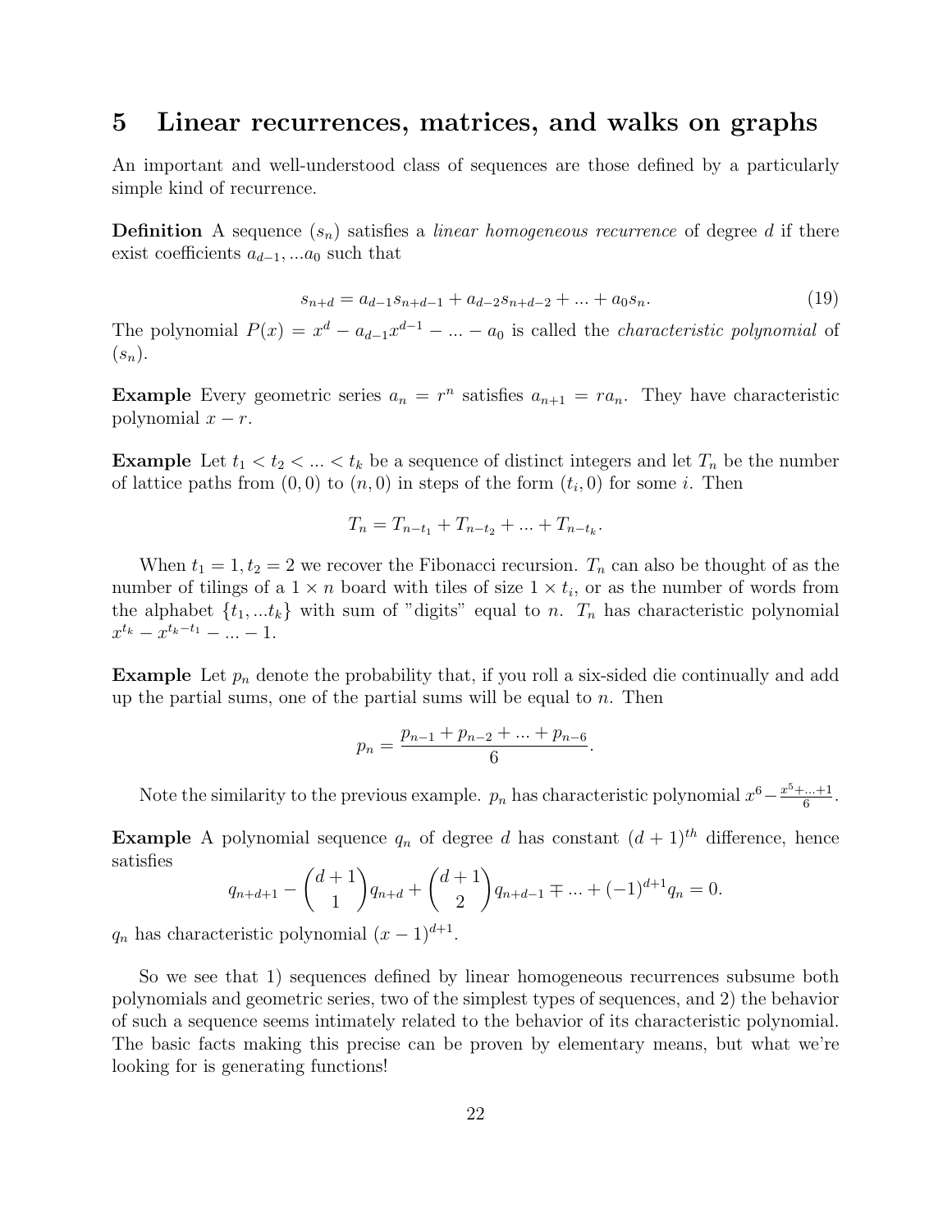# 5 Linear recurrences, matrices, and walks on graphs

An important and well-understood class of sequences are those defined by a particularly simple kind of recurrence.

**Definition** A sequence $(s_n)$ satisfies a *linear homogeneous recurrence* of degree $d$ if there exist coefficients $a_{d-1}, ...a_0$ such that

$$s_{n+d} = a_{d-1}s_{n+d-1} + a_{d-2}s_{n+d-2} + ... + a_0 s_n. \tag{19}$$

The polynomial $P(x) = x^d - a_{d-1}x^{d-1} - ... - a_0$ is called the *characteristic polynomial* of $(s_n)$.

**Example** Every geometric series $a_n = r^n$ satisfies $a_{n+1} = ra_n$. They have characteristic polynomial $x - r$.

**Example** Let $t_1 < t_2 < ... < t_k$ be a sequence of distinct integers and let $T_n$ be the number of lattice paths from $(0, 0)$ to $(n, 0)$ in steps of the form $(t_i, 0)$ for some $i$. Then

$$T_n = T_{n-t_1} + T_{n-t_2} + ... + T_{n-t_k}.$$

When $t_1 = 1, t_2 = 2$ we recover the Fibonacci recursion. $T_n$ can also be thought of as the number of tilings of a $1 \times n$ board with tiles of size $1 \times t_i$, or as the number of words from the alphabet $\{t_1, ...t_k\}$ with sum of "digits" equal to $n$. $T_n$ has characteristic polynomial $x^{t_k} - x^{t_k - t_1} - ... - 1$.

**Example** Let $p_n$ denote the probability that, if you roll a six-sided die continually and add up the partial sums, one of the partial sums will be equal to $n$. Then

$$p_n = \frac{p_{n-1} + p_{n-2} + ... + p_{n-6}}{6}.$$

Note the similarity to the previous example. $p_n$ has characteristic polynomial $x^6 - \frac{x^5 + ... + 1}{6}$.

**Example** A polynomial sequence $q_n$ of degree $d$ has constant $(d+1)^{th}$ difference, hence satisfies

$$q_{n+d+1} - \binom{d+1}{1} q_{n+d} + \binom{d+1}{2} q_{n+d-1} \mp ... + (-1)^{d+1} q_n = 0.$$

$q_n$ has characteristic polynomial $(x - 1)^{d+1}$.

So we see that 1) sequences defined by linear homogeneous recurrences subsume both polynomials and geometric series, two of the simplest types of sequences, and 2) the behavior of such a sequence seems intimately related to the behavior of its characteristic polynomial. The basic facts making this precise can be proven by elementary means, but what we're looking for is generating functions!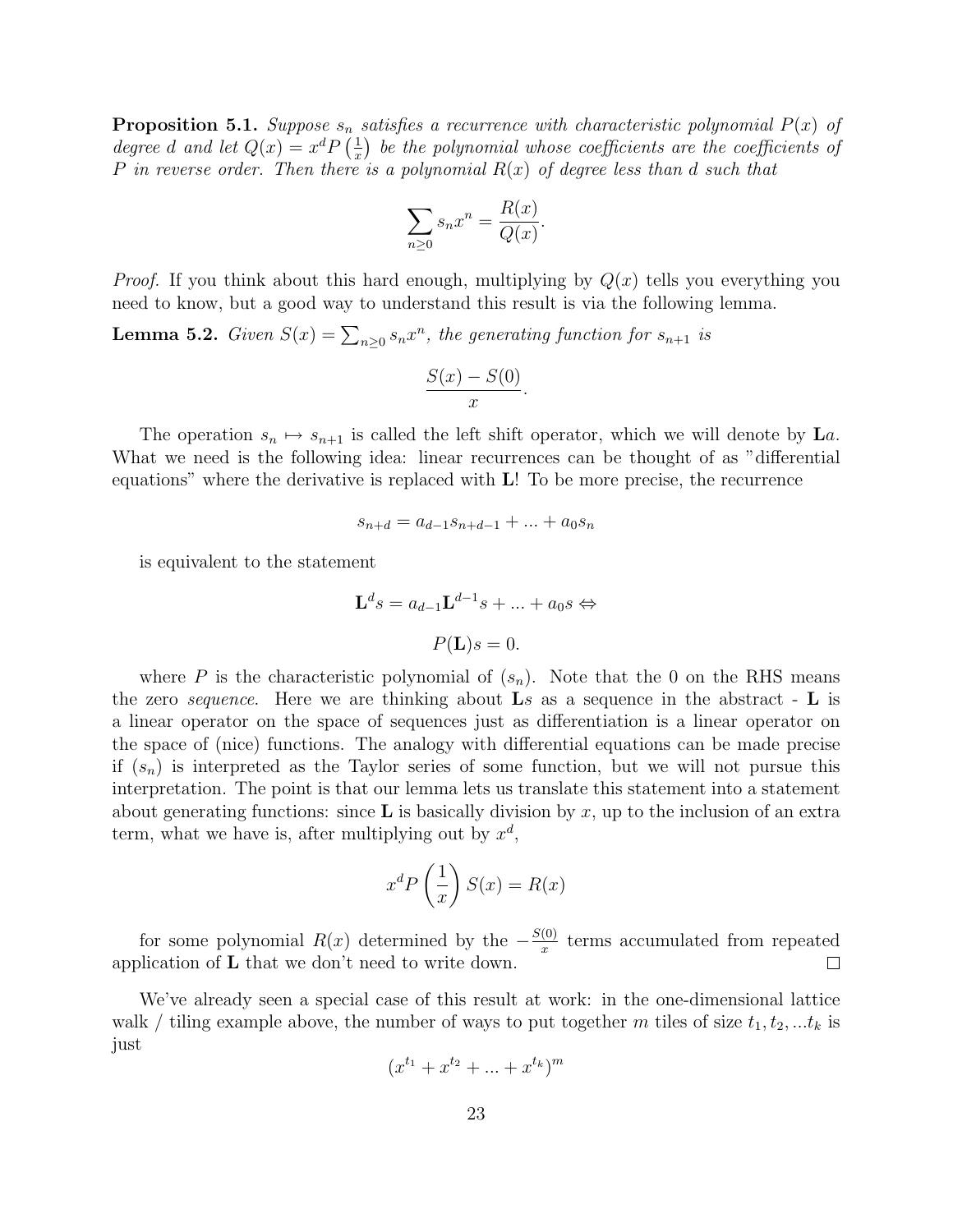**Proposition 5.1.** *Suppose $s_n$ satisfies a recurrence with characteristic polynomial $P(x)$ of degree $d$ and let $Q(x) = x^d P\left(\frac{1}{x}\right)$ be the polynomial whose coefficients are the coefficients of $P$ in reverse order. Then there is a polynomial $R(x)$ of degree less than $d$ such that*

$$\sum_{n \geq 0} s_n x^n = \frac{R(x)}{Q(x)}.$$

*Proof.* If you think about this hard enough, multiplying by $Q(x)$ tells you everything you need to know, but a good way to understand this result is via the following lemma.

**Lemma 5.2.** *Given $S(x) = \sum_{n \geq 0} s_n x^n$, the generating function for $s_{n+1}$ is*

$$\frac{S(x) - S(0)}{x}.$$

The operation $s_n \mapsto s_{n+1}$ is called the left shift operator, which we will denote by $\mathbf{L}a$. What we need is the following idea: linear recurrences can be thought of as "differential equations" where the derivative is replaced with $\mathbf{L}$! To be more precise, the recurrence

$$s_{n+d} = a_{d-1}s_{n+d-1} + ... + a_0 s_n$$

is equivalent to the statement

$$\mathbf{L}^d s = a_{d-1}\mathbf{L}^{d-1}s + ... + a_0 s \Leftrightarrow$$

$$P(\mathbf{L})s = 0.$$

where $P$ is the characteristic polynomial of $(s_n)$. Note that the 0 on the RHS means the zero *sequence*. Here we are thinking about $\mathbf{L}s$ as a sequence in the abstract - $\mathbf{L}$ is a linear operator on the space of sequences just as differentiation is a linear operator on the space of (nice) functions. The analogy with differential equations can be made precise if $(s_n)$ is interpreted as the Taylor series of some function, but we will not pursue this interpretation. The point is that our lemma lets us translate this statement into a statement about generating functions: since $\mathbf{L}$ is basically division by $x$, up to the inclusion of an extra term, what we have is, after multiplying out by $x^d$,

$$x^d P\left(\frac{1}{x}\right) S(x) = R(x)$$

for some polynomial $R(x)$ determined by the $-\frac{S(0)}{x}$ terms accumulated from repeated application of $\mathbf{L}$ that we don't need to write down. ∎

We've already seen a special case of this result at work: in the one-dimensional lattice walk / tiling example above, the number of ways to put together $m$ tiles of size $t_1, t_2, ...t_k$ is just

$$(x^{t_1} + x^{t_2} + ... + x^{t_k})^m$$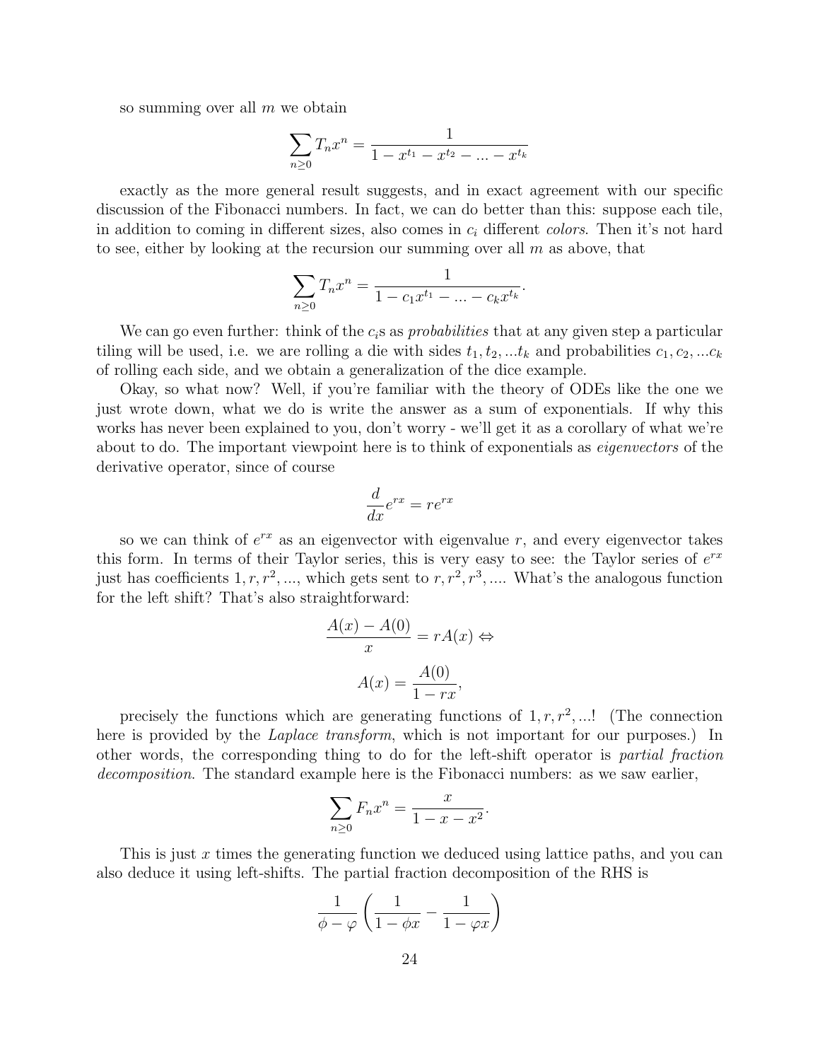so summing over all $m$ we obtain

$$\sum_{n \geq 0} T_n x^n = \frac{1}{1 - x^{t_1} - x^{t_2} - ... - x^{t_k}}$$

exactly as the more general result suggests, and in exact agreement with our specific discussion of the Fibonacci numbers. In fact, we can do better than this: suppose each tile, in addition to coming in different sizes, also comes in $c_i$ different *colors*. Then it's not hard to see, either by looking at the recursion our summing over all $m$ as above, that

$$\sum_{n \geq 0} T_n x^n = \frac{1}{1 - c_1 x^{t_1} - ... - c_k x^{t_k}}.$$

We can go even further: think of the $c_i$s as *probabilities* that at any given step a particular tiling will be used, i.e. we are rolling a die with sides $t_1, t_2, ... t_k$ and probabilities $c_1, c_2, ... c_k$ of rolling each side, and we obtain a generalization of the dice example.

Okay, so what now? Well, if you're familiar with the theory of ODEs like the one we just wrote down, what we do is write the answer as a sum of exponentials. If why this works has never been explained to you, don't worry - we'll get it as a corollary of what we're about to do. The important viewpoint here is to think of exponentials as *eigenvectors* of the derivative operator, since of course

$$\frac{d}{dx} e^{rx} = re^{rx}$$

so we can think of $e^{rx}$ as an eigenvector with eigenvalue $r$, and every eigenvector takes this form. In terms of their Taylor series, this is very easy to see: the Taylor series of $e^{rx}$ just has coefficients $1, r, r^2, ...$, which gets sent to $r, r^2, r^3, ....$ What's the analogous function for the left shift? That's also straightforward:

$$\frac{A(x) - A(0)}{x} = rA(x) \Leftrightarrow$$

$$A(x) = \frac{A(0)}{1 - rx},$$

precisely the functions which are generating functions of $1, r, r^2, ...$! (The connection here is provided by the *Laplace transform*, which is not important for our purposes.) In other words, the corresponding thing to do for the left-shift operator is *partial fraction decomposition*. The standard example here is the Fibonacci numbers: as we saw earlier,

$$\sum_{n \geq 0} F_n x^n = \frac{x}{1 - x - x^2}.$$

This is just $x$ times the generating function we deduced using lattice paths, and you can also deduce it using left-shifts. The partial fraction decomposition of the RHS is

$$\frac{1}{\phi - \varphi} \left( \frac{1}{1 - \phi x} - \frac{1}{1 - \varphi x} \right)$$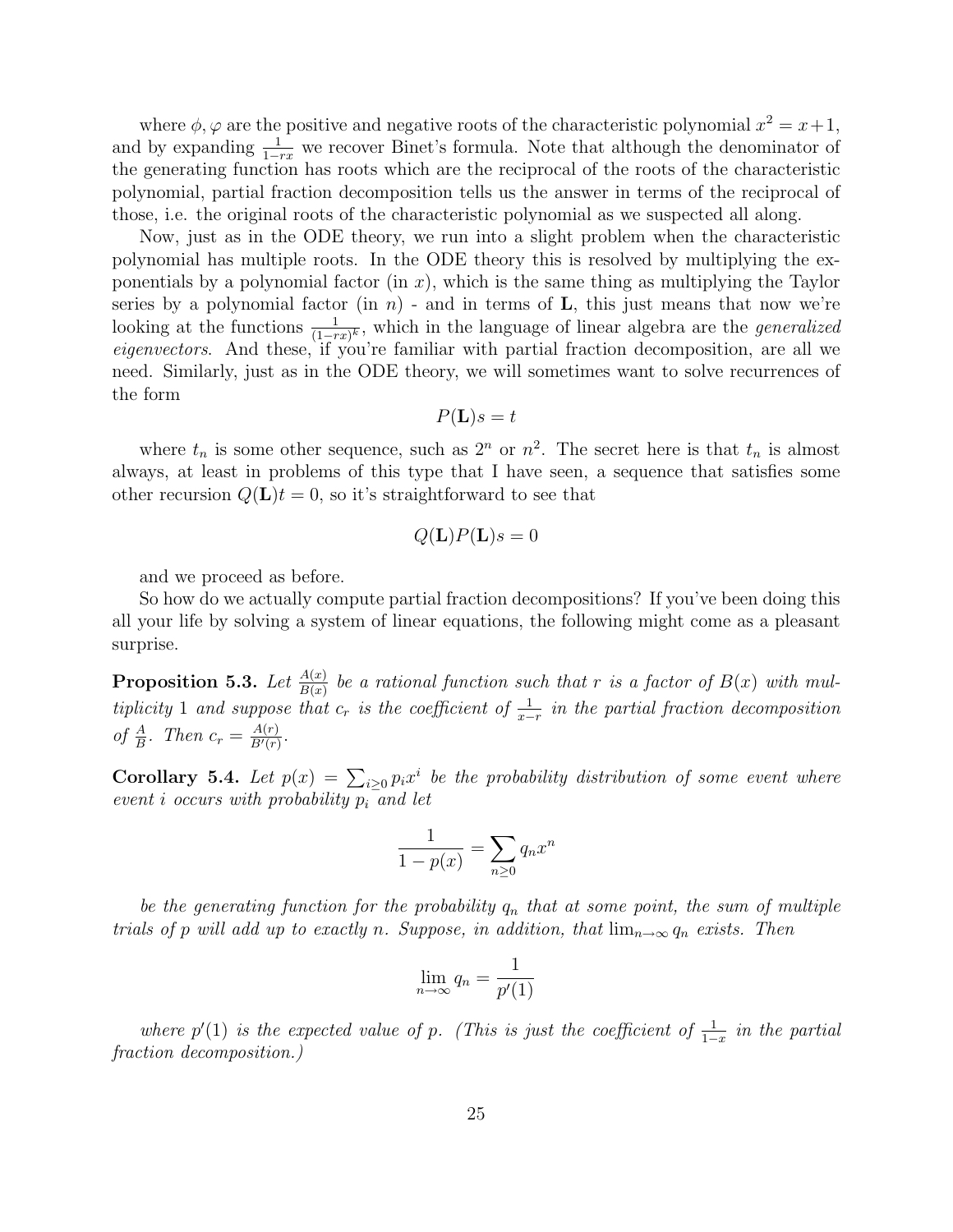where $\phi, \varphi$ are the positive and negative roots of the characteristic polynomial $x^2 = x+1$, and by expanding $\frac{1}{1-rx}$ we recover Binet's formula. Note that although the denominator of the generating function has roots which are the reciprocal of the roots of the characteristic polynomial, partial fraction decomposition tells us the answer in terms of the reciprocal of those, i.e. the original roots of the characteristic polynomial as we suspected all along.

Now, just as in the ODE theory, we run into a slight problem when the characteristic polynomial has multiple roots. In the ODE theory this is resolved by multiplying the exponentials by a polynomial factor (in $x$), which is the same thing as multiplying the Taylor series by a polynomial factor (in $n$) - and in terms of $\mathbf{L}$, this just means that now we're looking at the functions $\frac{1}{(1-rx)^k}$, which in the language of linear algebra are the *generalized eigenvectors*. And these, if you're familiar with partial fraction decomposition, are all we need. Similarly, just as in the ODE theory, we will sometimes want to solve recurrences of the form

$$P(\mathbf{L})s = t$$

where $t_n$ is some other sequence, such as $2^n$ or $n^2$. The secret here is that $t_n$ is almost always, at least in problems of this type that I have seen, a sequence that satisfies some other recursion $Q(\mathbf{L})t = 0$, so it's straightforward to see that

$$Q(\mathbf{L})P(\mathbf{L})s = 0$$

and we proceed as before.

So how do we actually compute partial fraction decompositions? If you've been doing this all your life by solving a system of linear equations, the following might come as a pleasant surprise.

**Proposition 5.3.** *Let $\frac{A(x)}{B(x)}$ be a rational function such that $r$ is a factor of $B(x)$ with multiplicity 1 and suppose that $c_r$ is the coefficient of $\frac{1}{x-r}$ in the partial fraction decomposition of $\frac{A}{B}$. Then $c_r = \frac{A(r)}{B'(r)}$.*

**Corollary 5.4.** *Let $p(x) = \sum_{i \geq 0} p_i x^i$ be the probability distribution of some event where event $i$ occurs with probability $p_i$ and let*

$$\frac{1}{1-p(x)} = \sum_{n \geq 0} q_n x^n$$

*be the generating function for the probability $q_n$ that at some point, the sum of multiple trials of $p$ will add up to exactly $n$. Suppose, in addition, that $\lim_{n\to\infty} q_n$ exists. Then*

$$\lim_{n\to\infty} q_n = \frac{1}{p'(1)}$$

*where $p'(1)$ is the expected value of $p$. (This is just the coefficient of $\frac{1}{1-x}$ in the partial fraction decomposition.)*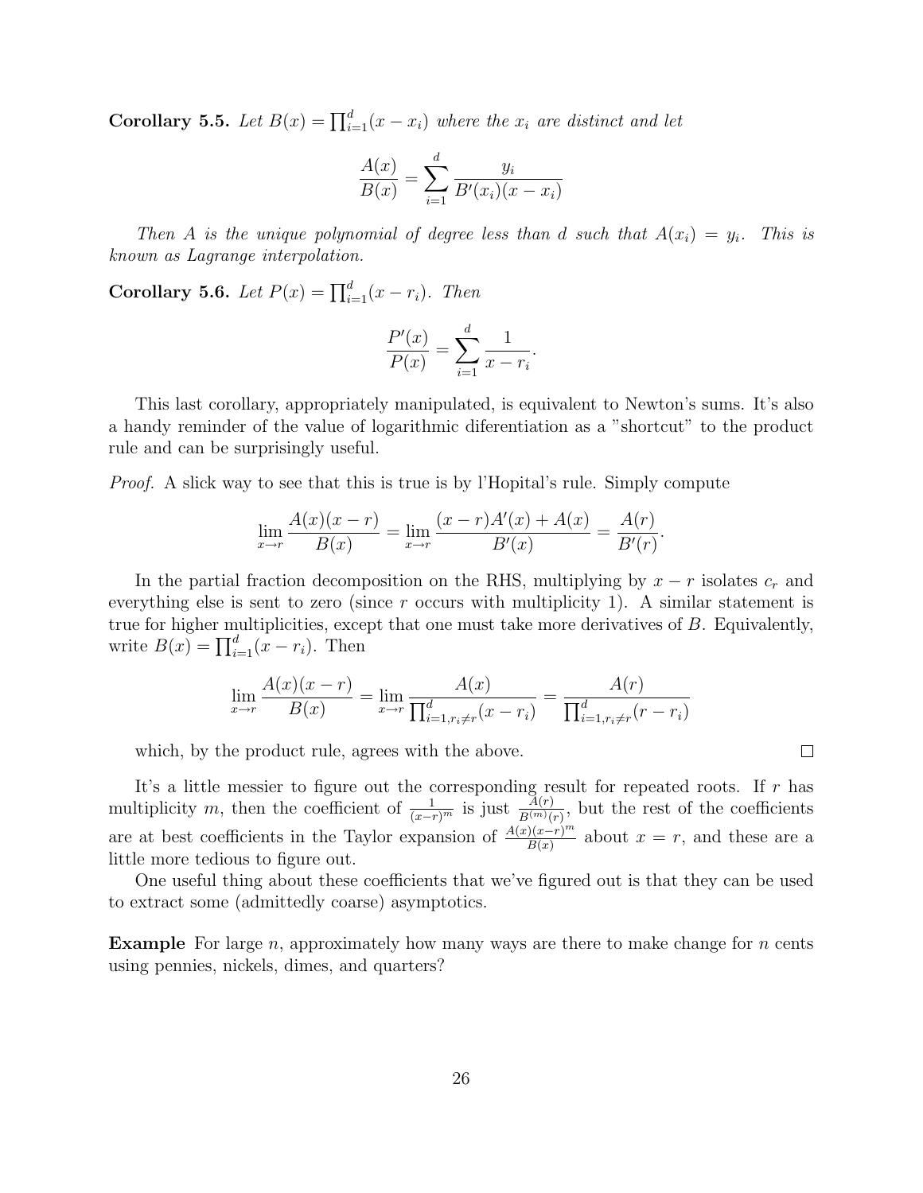**Corollary 5.5.** *Let $B(x) = \prod_{i=1}^{d}(x - x_i)$ where the $x_i$ are distinct and let*

$$\frac{A(x)}{B(x)} = \sum_{i=1}^{d} \frac{y_i}{B'(x_i)(x - x_i)}$$

*Then $A$ is the unique polynomial of degree less than $d$ such that $A(x_i) = y_i$. This is known as Lagrange interpolation.*

**Corollary 5.6.** *Let $P(x) = \prod_{i=1}^{d}(x - r_i)$. Then*

$$\frac{P'(x)}{P(x)} = \sum_{i=1}^{d} \frac{1}{x - r_i}.$$

This last corollary, appropriately manipulated, is equivalent to Newton's sums. It's also a handy reminder of the value of logarithmic diferentiation as a "shortcut" to the product rule and can be surprisingly useful.

*Proof.* A slick way to see that this is true is by l'Hopital's rule. Simply compute

$$\lim_{x \to r} \frac{A(x)(x - r)}{B(x)} = \lim_{x \to r} \frac{(x - r)A'(x) + A(x)}{B'(x)} = \frac{A(r)}{B'(r)}.$$

In the partial fraction decomposition on the RHS, multiplying by $x - r$ isolates $c_r$ and everything else is sent to zero (since $r$ occurs with multiplicity 1). A similar statement is true for higher multiplicities, except that one must take more derivatives of $B$. Equivalently, write $B(x) = \prod_{i=1}^{d}(x - r_i)$. Then

$$\lim_{x \to r} \frac{A(x)(x - r)}{B(x)} = \lim_{x \to r} \frac{A(x)}{\prod_{i=1, r_i \neq r}^{d}(x - r_i)} = \frac{A(r)}{\prod_{i=1, r_i \neq r}^{d}(r - r_i)}$$

which, by the product rule, agrees with the above. $\square$

It's a little messier to figure out the corresponding result for repeated roots. If $r$ has multiplicity $m$, then the coefficient of $\frac{1}{(x-r)^m}$ is just $\frac{A(r)}{B^{(m)}(r)}$, but the rest of the coefficients are at best coefficients in the Taylor expansion of $\frac{A(x)(x-r)^m}{B(x)}$ about $x = r$, and these are a little more tedious to figure out.

One useful thing about these coefficients that we've figured out is that they can be used to extract some (admittedly coarse) asymptotics.

**Example** For large $n$, approximately how many ways are there to make change for $n$ cents using pennies, nickels, dimes, and quarters?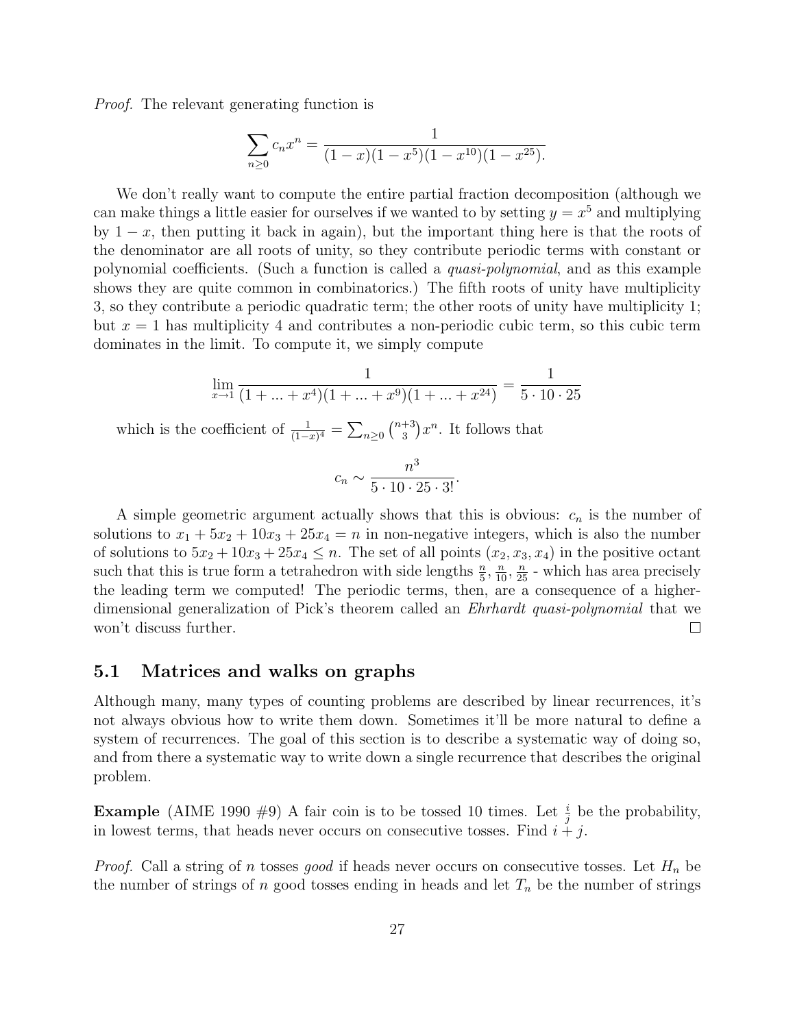*Proof.* The relevant generating function is

$$\sum_{n \ge 0} c_n x^n = \frac{1}{(1-x)(1-x^5)(1-x^{10})(1-x^{25}).}$$

We don't really want to compute the entire partial fraction decomposition (although we can make things a little easier for ourselves if we wanted to by setting $y = x^5$ and multiplying by $1 - x$, then putting it back in again), but the important thing here is that the roots of the denominator are all roots of unity, so they contribute periodic terms with constant or polynomial coefficients. (Such a function is called a *quasi-polynomial*, and as this example shows they are quite common in combinatorics.) The fifth roots of unity have multiplicity 3, so they contribute a periodic quadratic term; the other roots of unity have multiplicity 1; but $x = 1$ has multiplicity 4 and contributes a non-periodic cubic term, so this cubic term dominates in the limit. To compute it, we simply compute

$$\lim_{x \to 1} \frac{1}{(1 + ... + x^4)(1 + ... + x^9)(1 + ... + x^{24})} = \frac{1}{5 \cdot 10 \cdot 25}$$

which is the coefficient of $\frac{1}{(1-x)^4} = \sum_{n \ge 0} \binom{n+3}{3} x^n$. It follows that

$$c_n \sim \frac{n^3}{5 \cdot 10 \cdot 25 \cdot 3!}.$$

A simple geometric argument actually shows that this is obvious: $c_n$ is the number of solutions to $x_1 + 5x_2 + 10x_3 + 25x_4 = n$ in non-negative integers, which is also the number of solutions to $5x_2 + 10x_3 + 25x_4 \le n$. The set of all points $(x_2, x_3, x_4)$ in the positive octant such that this is true form a tetrahedron with side lengths $\frac{n}{5}, \frac{n}{10}, \frac{n}{25}$ - which has area precisely the leading term we computed! The periodic terms, then, are a consequence of a higher-dimensional generalization of Pick's theorem called an *Ehrhardt quasi-polynomial* that we won't discuss further. □

## 5.1 Matrices and walks on graphs

Although many, many types of counting problems are described by linear recurrences, it's not always obvious how to write them down. Sometimes it'll be more natural to define a system of recurrences. The goal of this section is to describe a systematic way of doing so, and from there a systematic way to write down a single recurrence that describes the original problem.

**Example** (AIME 1990 #9) A fair coin is to be tossed 10 times. Let $\frac{i}{j}$ be the probability, in lowest terms, that heads never occurs on consecutive tosses. Find $i + j$.

*Proof.* Call a string of $n$ tosses *good* if heads never occurs on consecutive tosses. Let $H_n$ be the number of strings of $n$ good tosses ending in heads and let $T_n$ be the number of strings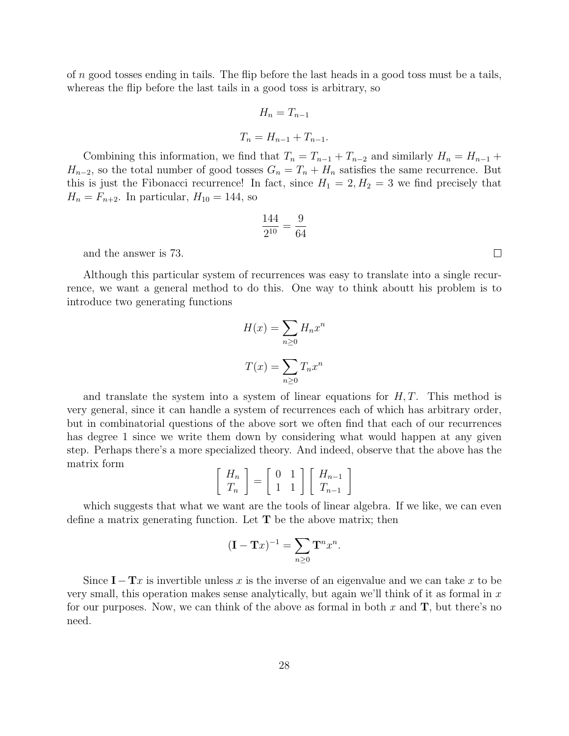of $n$ good tosses ending in tails. The flip before the last heads in a good toss must be a tails, whereas the flip before the last tails in a good toss is arbitrary, so

$$H_n = T_{n-1}$$

$$T_n = H_{n-1} + T_{n-1}.$$

Combining this information, we find that $T_n = T_{n-1} + T_{n-2}$ and similarly $H_n = H_{n-1} + H_{n-2}$, so the total number of good tosses $G_n = T_n + H_n$ satisfies the same recurrence. But this is just the Fibonacci recurrence! In fact, since $H_1 = 2, H_2 = 3$ we find precisely that $H_n = F_{n+2}$. In particular, $H_{10} = 144$, so

$$\frac{144}{2^{10}} = \frac{9}{64}$$

and the answer is 73. □

Although this particular system of recurrences was easy to translate into a single recurrence, we want a general method to do this. One way to think aboutt his problem is to introduce two generating functions

$$H(x) = \sum_{n \geq 0} H_n x^n$$

$$T(x) = \sum_{n \geq 0} T_n x^n$$

and translate the system into a system of linear equations for $H, T$. This method is very general, since it can handle a system of recurrences each of which has arbitrary order, but in combinatorial questions of the above sort we often find that each of our recurrences has degree 1 since we write them down by considering what would happen at any given step. Perhaps there's a more specialized theory. And indeed, observe that the above has the matrix form

$$\begin{bmatrix} H_n \\ T_n \end{bmatrix} = \begin{bmatrix} 0 & 1 \\ 1 & 1 \end{bmatrix} \begin{bmatrix} H_{n-1} \\ T_{n-1} \end{bmatrix}$$

which suggests that what we want are the tools of linear algebra. If we like, we can even define a matrix generating function. Let $\mathbf{T}$ be the above matrix; then

$$(\mathbf{I} - \mathbf{T}x)^{-1} = \sum_{n \geq 0} \mathbf{T}^n x^n.$$

Since $\mathbf{I} - \mathbf{T}x$ is invertible unless $x$ is the inverse of an eigenvalue and we can take $x$ to be very small, this operation makes sense analytically, but again we'll think of it as formal in $x$ for our purposes. Now, we can think of the above as formal in both $x$ and $\mathbf{T}$, but there's no need.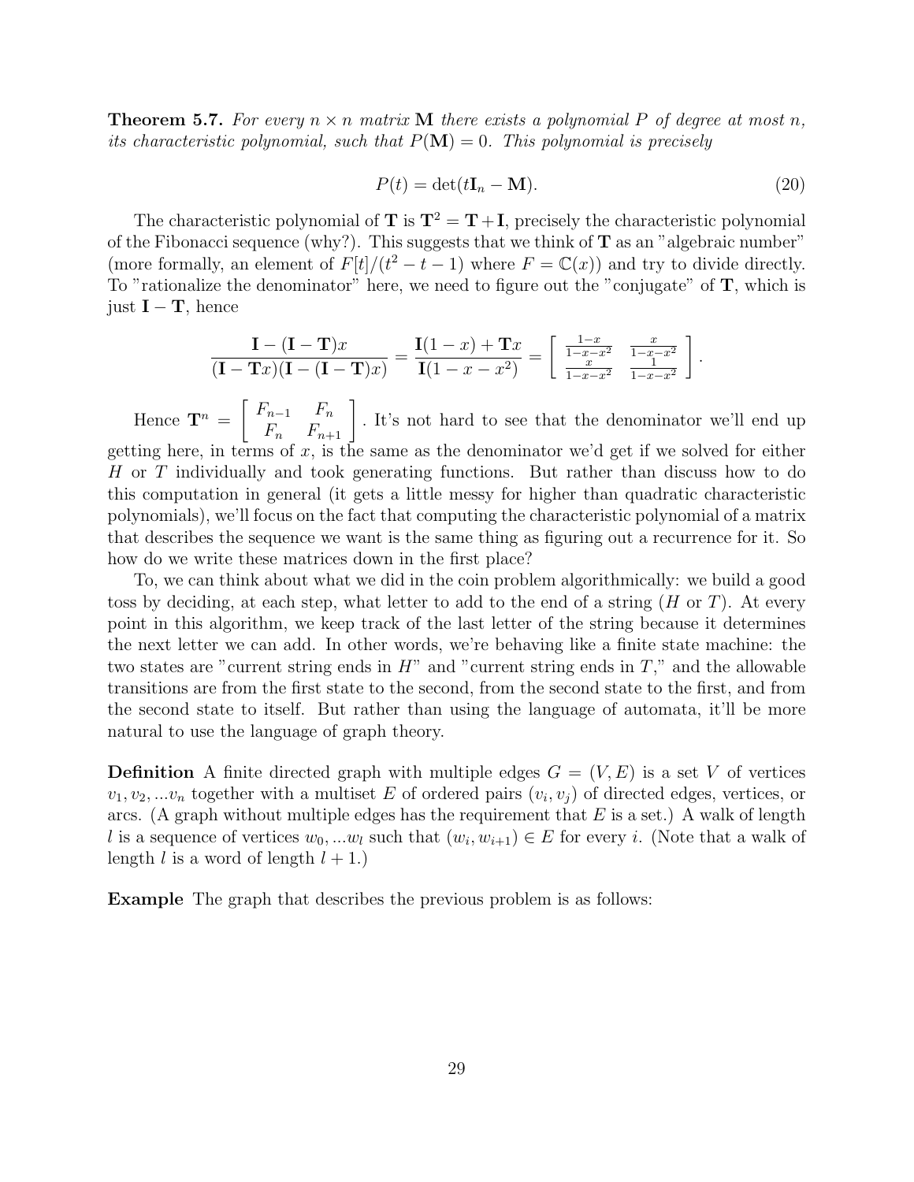**Theorem 5.7.** *For every $n \times n$ matrix $\mathbf{M}$ there exists a polynomial $P$ of degree at most $n$, its characteristic polynomial, such that $P(\mathbf{M}) = 0$. This polynomial is precisely*

$$P(t) = \det(t\mathbf{I}_n - \mathbf{M}). \tag{20}$$

The characteristic polynomial of $\mathbf{T}$ is $\mathbf{T}^2 = \mathbf{T} + \mathbf{I}$, precisely the characteristic polynomial of the Fibonacci sequence (why?). This suggests that we think of $\mathbf{T}$ as an "algebraic number" (more formally, an element of $F[t]/(t^2 - t - 1)$ where $F = \mathbb{C}(x)$) and try to divide directly. To "rationalize the denominator" here, we need to figure out the "conjugate" of $\mathbf{T}$, which is just $\mathbf{I} - \mathbf{T}$, hence

$$\frac{\mathbf{I} - (\mathbf{I} - \mathbf{T})x}{(\mathbf{I} - \mathbf{T}x)(\mathbf{I} - (\mathbf{I} - \mathbf{T})x)} = \frac{\mathbf{I}(1-x) + \mathbf{T}x}{\mathbf{I}(1 - x - x^2)} = \left[ \begin{array}{cc} \frac{1-x}{1-x-x^2} & \frac{x}{1-x-x^2} \\ \frac{x}{1-x-x^2} & \frac{1}{1-x-x^2} \end{array} \right].$$

Hence $\mathbf{T}^n = \left[ \begin{array}{cc} F_{n-1} & F_n \\ F_n & F_{n+1} \end{array} \right]$. It's not hard to see that the denominator we'll end up getting here, in terms of $x$, is the same as the denominator we'd get if we solved for either $H$ or $T$ individually and took generating functions. But rather than discuss how to do this computation in general (it gets a little messy for higher than quadratic characteristic polynomials), we'll focus on the fact that computing the characteristic polynomial of a matrix that describes the sequence we want is the same thing as figuring out a recurrence for it. So how do we write these matrices down in the first place?

To, we can think about what we did in the coin problem algorithmically: we build a good toss by deciding, at each step, what letter to add to the end of a string ($H$ or $T$). At every point in this algorithm, we keep track of the last letter of the string because it determines the next letter we can add. In other words, we're behaving like a finite state machine: the two states are "current string ends in $H$" and "current string ends in $T$," and the allowable transitions are from the first state to the second, from the second state to the first, and from the second state to itself. But rather than using the language of automata, it'll be more natural to use the language of graph theory.

**Definition** A finite directed graph with multiple edges $G = (V, E)$ is a set $V$ of vertices $v_1, v_2, ...v_n$ together with a multiset $E$ of ordered pairs $(v_i, v_j)$ of directed edges, vertices, or arcs. (A graph without multiple edges has the requirement that $E$ is a set.) A walk of length $l$ is a sequence of vertices $w_0, ...w_l$ such that $(w_i, w_{i+1}) \in E$ for every $i$. (Note that a walk of length $l$ is a word of length $l + 1$.)

**Example** The graph that describes the previous problem is as follows: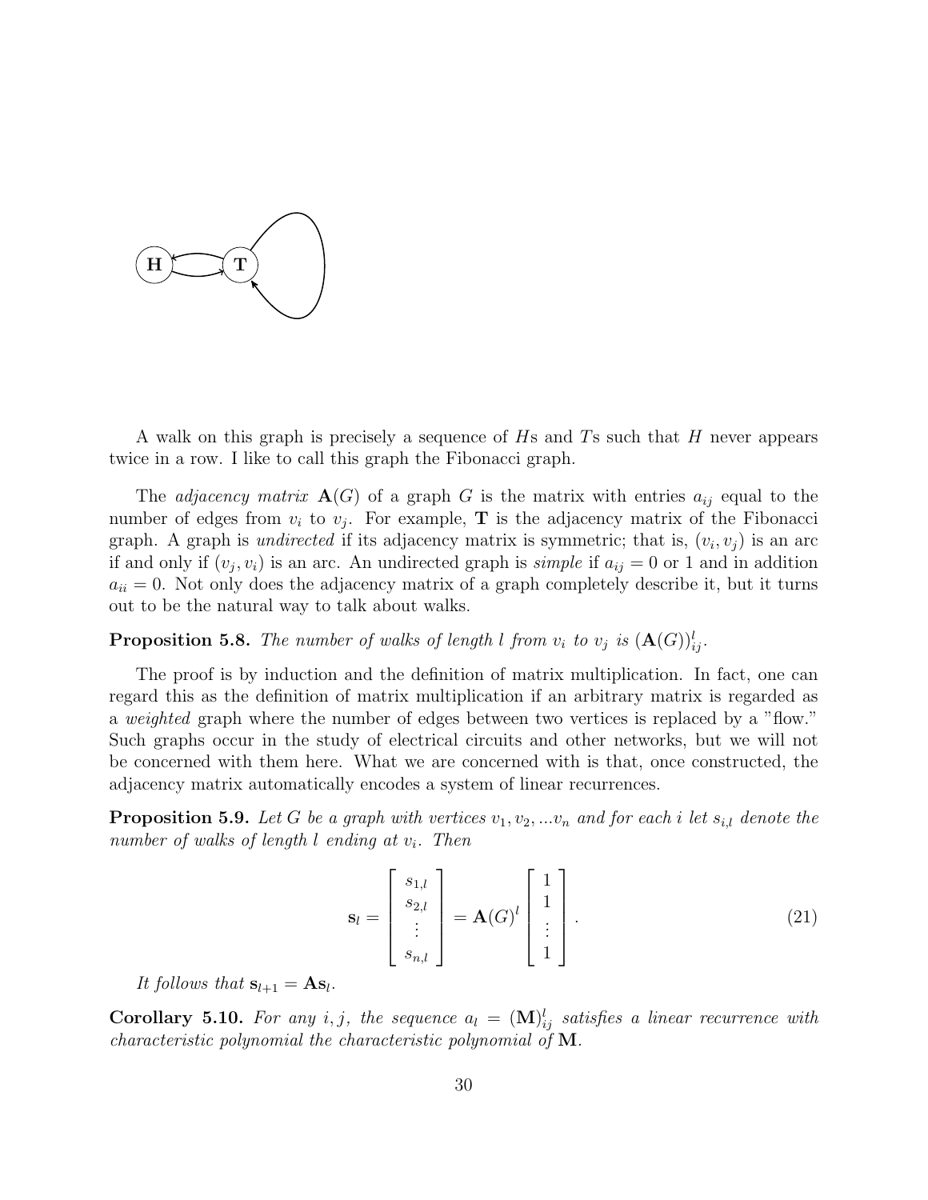A walk on this graph is precisely a sequence of $H$s and $T$s such that $H$ never appears twice in a row. I like to call this graph the Fibonacci graph.

The *adjacency matrix* $\mathbf{A}(G)$ of a graph $G$ is the matrix with entries $a_{ij}$ equal to the number of edges from $v_i$ to $v_j$. For example, $\mathbf{T}$ is the adjacency matrix of the Fibonacci graph. A graph is *undirected* if its adjacency matrix is symmetric; that is, $(v_i, v_j)$ is an arc if and only if $(v_j, v_i)$ is an arc. An undirected graph is *simple* if $a_{ij} = 0$ or 1 and in addition $a_{ii} = 0$. Not only does the adjacency matrix of a graph completely describe it, but it turns out to be the natural way to talk about walks.

**Proposition 5.8.** *The number of walks of length $l$ from $v_i$ to $v_j$ is $(\mathbf{A}(G))^l_{ij}$.*

The proof is by induction and the definition of matrix multiplication. In fact, one can regard this as the definition of matrix multiplication if an arbitrary matrix is regarded as a *weighted* graph where the number of edges between two vertices is replaced by a "flow." Such graphs occur in the study of electrical circuits and other networks, but we will not be concerned with them here. What we are concerned with is that, once constructed, the adjacency matrix automatically encodes a system of linear recurrences.

**Proposition 5.9.** *Let $G$ be a graph with vertices $v_1, v_2, ...v_n$ and for each $i$ let $s_{i,l}$ denote the number of walks of length $l$ ending at $v_i$. Then*

$$\mathbf{s}_l = \begin{bmatrix} s_{1,l} \\ s_{2,l} \\ \vdots \\ s_{n,l} \end{bmatrix} = \mathbf{A}(G)^l \begin{bmatrix} 1 \\ 1 \\ \vdots \\ 1 \end{bmatrix}. \tag{21}$$

*It follows that $\mathbf{s}_{l+1} = \mathbf{A}\mathbf{s}_l$.*

**Corollary 5.10.** *For any $i, j$, the sequence $a_l = (\mathbf{M})^l_{ij}$ satisfies a linear recurrence with characteristic polynomial the characteristic polynomial of $\mathbf{M}$.*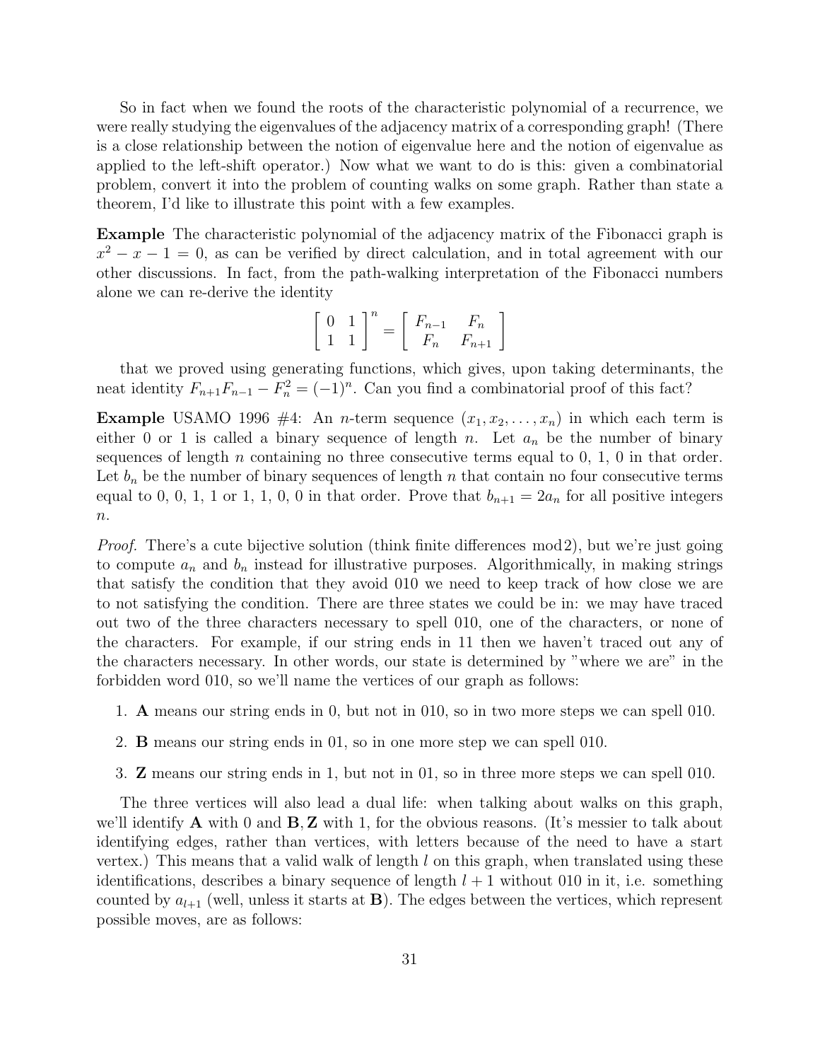So in fact when we found the roots of the characteristic polynomial of a recurrence, we were really studying the eigenvalues of the adjacency matrix of a corresponding graph! (There is a close relationship between the notion of eigenvalue here and the notion of eigenvalue as applied to the left-shift operator.) Now what we want to do is this: given a combinatorial problem, convert it into the problem of counting walks on some graph. Rather than state a theorem, I'd like to illustrate this point with a few examples.

**Example** The characteristic polynomial of the adjacency matrix of the Fibonacci graph is $x^2 - x - 1 = 0$, as can be verified by direct calculation, and in total agreement with our other discussions. In fact, from the path-walking interpretation of the Fibonacci numbers alone we can re-derive the identity

$$\left[ \begin{array}{cc} 0 & 1 \\ 1 & 1 \end{array} \right]^n = \left[ \begin{array}{cc} F_{n-1} & F_n \\ F_n & F_{n+1} \end{array} \right]$$

that we proved using generating functions, which gives, upon taking determinants, the neat identity $F_{n+1}F_{n-1} - F_n^2 = (-1)^n$. Can you find a combinatorial proof of this fact?

**Example** USAMO 1996 #4: An $n$-term sequence $(x_1, x_2, \ldots, x_n)$ in which each term is either 0 or 1 is called a binary sequence of length $n$. Let $a_n$ be the number of binary sequences of length $n$ containing no three consecutive terms equal to 0, 1, 0 in that order. Let $b_n$ be the number of binary sequences of length $n$ that contain no four consecutive terms equal to 0, 0, 1, 1 or 1, 1, 0, 0 in that order. Prove that $b_{n+1} = 2a_n$ for all positive integers $n$.

*Proof.* There's a cute bijective solution (think finite differences mod 2), but we're just going to compute $a_n$ and $b_n$ instead for illustrative purposes. Algorithmically, in making strings that satisfy the condition that they avoid 010 we need to keep track of how close we are to not satisfying the condition. There are three states we could be in: we may have traced out two of the three characters necessary to spell 010, one of the characters, or none of the characters. For example, if our string ends in 11 then we haven't traced out any of the characters necessary. In other words, our state is determined by "where we are" in the forbidden word 010, so we'll name the vertices of our graph as follows:

1. **A** means our string ends in 0, but not in 010, so in two more steps we can spell 010.
2. **B** means our string ends in 01, so in one more step we can spell 010.
3. **Z** means our string ends in 1, but not in 01, so in three more steps we can spell 010.

The three vertices will also lead a dual life: when talking about walks on this graph, we'll identify **A** with 0 and **B**, **Z** with 1, for the obvious reasons. (It's messier to talk about identifying edges, rather than vertices, with letters because of the need to have a start vertex.) This means that a valid walk of length $l$ on this graph, when translated using these identifications, describes a binary sequence of length $l + 1$ without 010 in it, i.e. something counted by $a_{l+1}$ (well, unless it starts at **B**). The edges between the vertices, which represent possible moves, are as follows: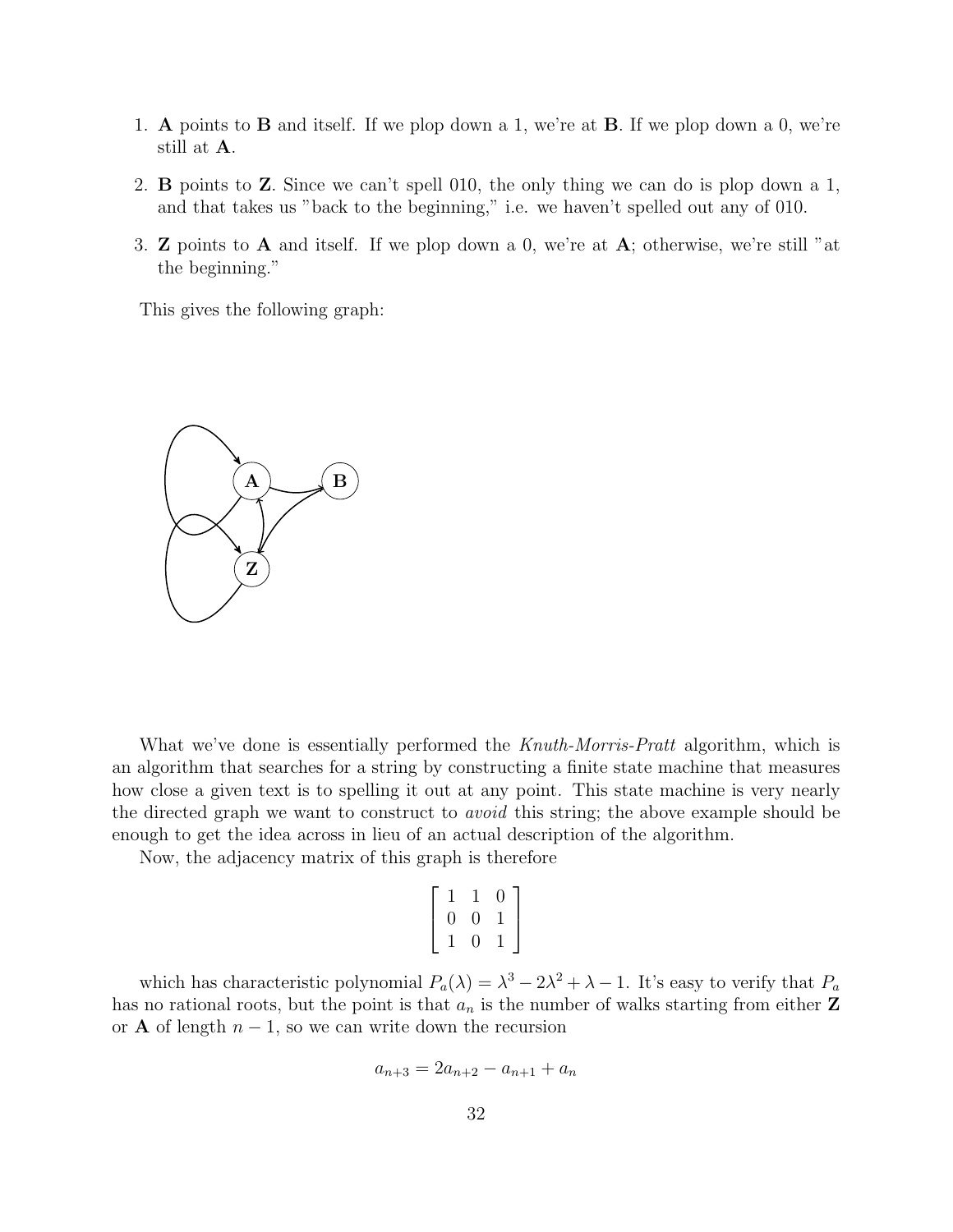1. **A** points to **B** and itself. If we plop down a 1, we're at **B**. If we plop down a 0, we're still at **A**.

2. **B** points to **Z**. Since we can't spell 010, the only thing we can do is plop down a 1, and that takes us "back to the beginning," i.e. we haven't spelled out any of 010.

3. **Z** points to **A** and itself. If we plop down a 0, we're at **A**; otherwise, we're still "at the beginning."

This gives the following graph:

What we've done is essentially performed the *Knuth-Morris-Pratt* algorithm, which is an algorithm that searches for a string by constructing a finite state machine that measures how close a given text is to spelling it out at any point. This state machine is very nearly the directed graph we want to construct to *avoid* this string; the above example should be enough to get the idea across in lieu of an actual description of the algorithm.

Now, the adjacency matrix of this graph is therefore

$$\begin{bmatrix} 1 & 1 & 0 \\ 0 & 0 & 1 \\ 1 & 0 & 1 \end{bmatrix}$$

which has characteristic polynomial $P_a(\lambda) = \lambda^3 - 2\lambda^2 + \lambda - 1$. It's easy to verify that $P_a$ has no rational roots, but the point is that $a_n$ is the number of walks starting from either **Z** or **A** of length $n-1$, so we can write down the recursion

$$a_{n+3} = 2a_{n+2} - a_{n+1} + a_n$$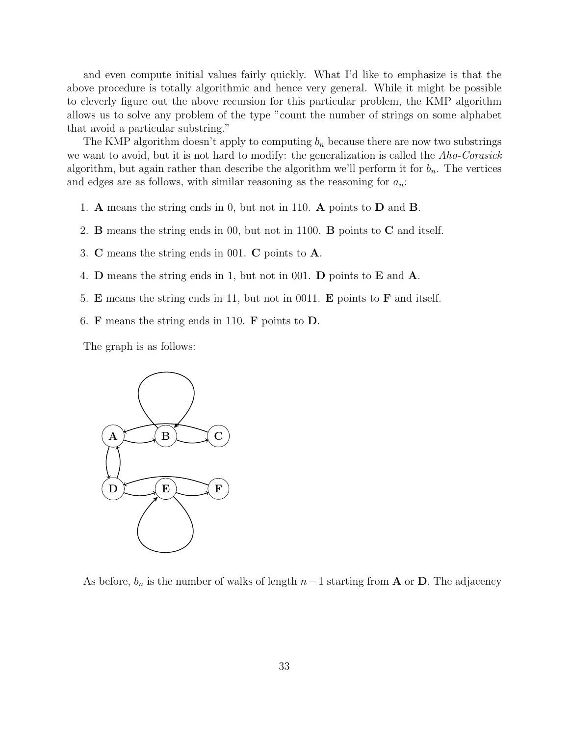and even compute initial values fairly quickly. What I'd like to emphasize is that the above procedure is totally algorithmic and hence very general. While it might be possible to cleverly figure out the above recursion for this particular problem, the KMP algorithm allows us to solve any problem of the type "count the number of strings on some alphabet that avoid a particular substring."

The KMP algorithm doesn't apply to computing $b_n$ because there are now two substrings we want to avoid, but it is not hard to modify: the generalization is called the *Aho-Corasick* algorithm, but again rather than describe the algorithm we'll perform it for $b_n$. The vertices and edges are as follows, with similar reasoning as the reasoning for $a_n$:

1. **A** means the string ends in 0, but not in 110. **A** points to **D** and **B**.
2. **B** means the string ends in 00, but not in 1100. **B** points to **C** and itself.
3. **C** means the string ends in 001. **C** points to **A**.
4. **D** means the string ends in 1, but not in 001. **D** points to **E** and **A**.
5. **E** means the string ends in 11, but not in 0011. **E** points to **F** and itself.
6. **F** means the string ends in 110. **F** points to **D**.

The graph is as follows:

As before, $b_n$ is the number of walks of length $n-1$ starting from **A** or **D**. The adjacency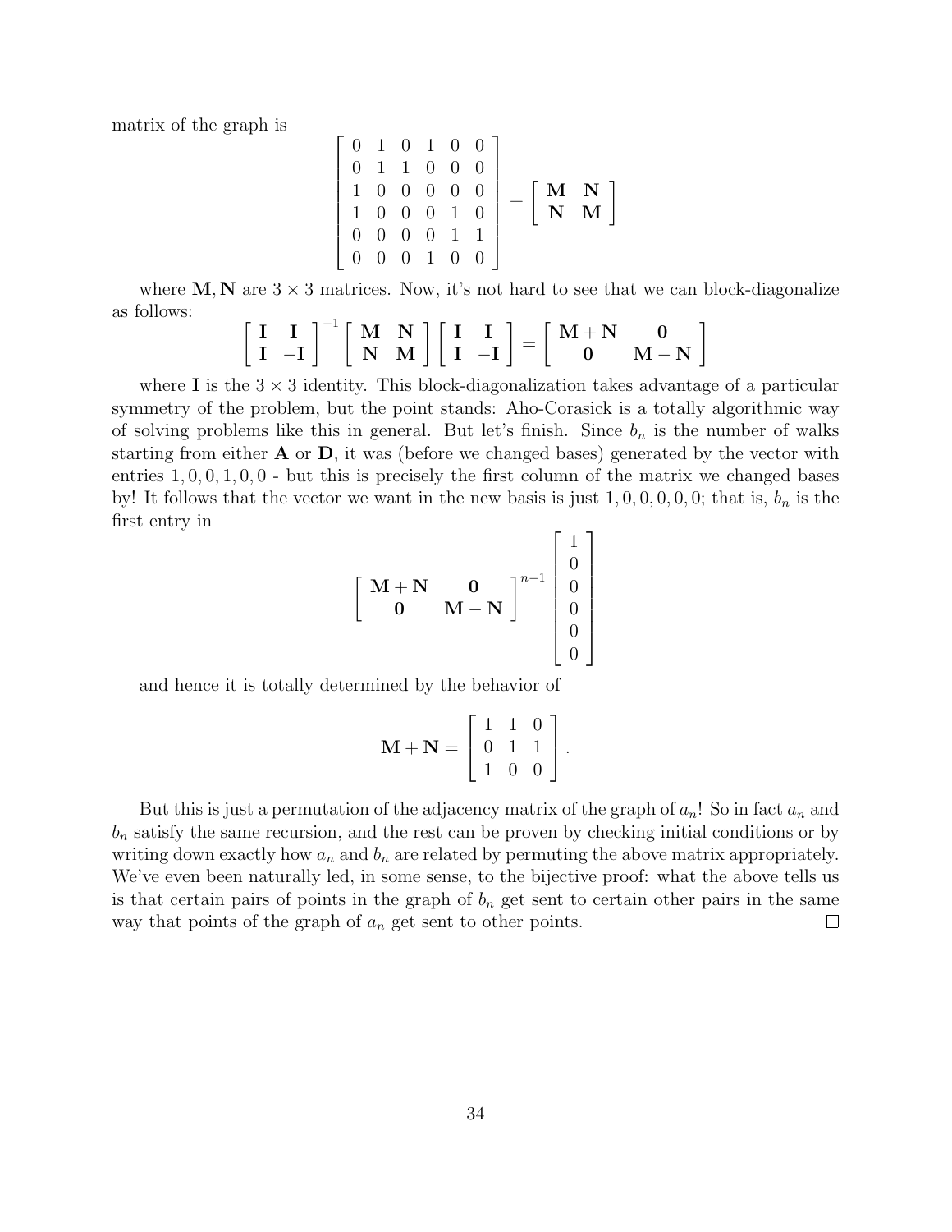matrix of the graph is

$$\begin{bmatrix} 0 & 1 & 0 & 1 & 0 & 0 \\ 0 & 1 & 1 & 0 & 0 & 0 \\ 1 & 0 & 0 & 0 & 0 & 0 \\ 1 & 0 & 0 & 0 & 1 & 0 \\ 0 & 0 & 0 & 0 & 1 & 1 \\ 0 & 0 & 0 & 1 & 0 & 0 \end{bmatrix} = \begin{bmatrix} \mathbf{M} & \mathbf{N} \\ \mathbf{N} & \mathbf{M} \end{bmatrix}$$

where $\mathbf{M}, \mathbf{N}$ are $3 \times 3$ matrices. Now, it's not hard to see that we can block-diagonalize as follows:

$$\begin{bmatrix} \mathbf{I} & \mathbf{I} \\ \mathbf{I} & -\mathbf{I} \end{bmatrix}^{-1} \begin{bmatrix} \mathbf{M} & \mathbf{N} \\ \mathbf{N} & \mathbf{M} \end{bmatrix} \begin{bmatrix} \mathbf{I} & \mathbf{I} \\ \mathbf{I} & -\mathbf{I} \end{bmatrix} = \begin{bmatrix} \mathbf{M}+\mathbf{N} & \mathbf{0} \\ \mathbf{0} & \mathbf{M}-\mathbf{N} \end{bmatrix}$$

where $\mathbf{I}$ is the $3 \times 3$ identity. This block-diagonalization takes advantage of a particular symmetry of the problem, but the point stands: Aho-Corasick is a totally algorithmic way of solving problems like this in general. But let's finish. Since $b_n$ is the number of walks starting from either $\mathbf{A}$ or $\mathbf{D}$, it was (before we changed bases) generated by the vector with entries $1, 0, 0, 1, 0, 0$ - but this is precisely the first column of the matrix we changed bases by! It follows that the vector we want in the new basis is just $1, 0, 0, 0, 0, 0$; that is, $b_n$ is the first entry in

$$\begin{bmatrix} \mathbf{M}+\mathbf{N} & \mathbf{0} \\ \mathbf{0} & \mathbf{M}-\mathbf{N} \end{bmatrix}^{n-1} \begin{bmatrix} 1 \\ 0 \\ 0 \\ 0 \\ 0 \\ 0 \end{bmatrix}$$

and hence it is totally determined by the behavior of

$$\mathbf{M}+\mathbf{N} = \begin{bmatrix} 1 & 1 & 0 \\ 0 & 1 & 1 \\ 1 & 0 & 0 \end{bmatrix}.$$

But this is just a permutation of the adjacency matrix of the graph of $a_n$! So in fact $a_n$ and $b_n$ satisfy the same recursion, and the rest can be proven by checking initial conditions or by writing down exactly how $a_n$ and $b_n$ are related by permuting the above matrix appropriately. We've even been naturally led, in some sense, to the bijective proof: what the above tells us is that certain pairs of points in the graph of $b_n$ get sent to certain other pairs in the same way that points of the graph of $a_n$ get sent to other points. $\square$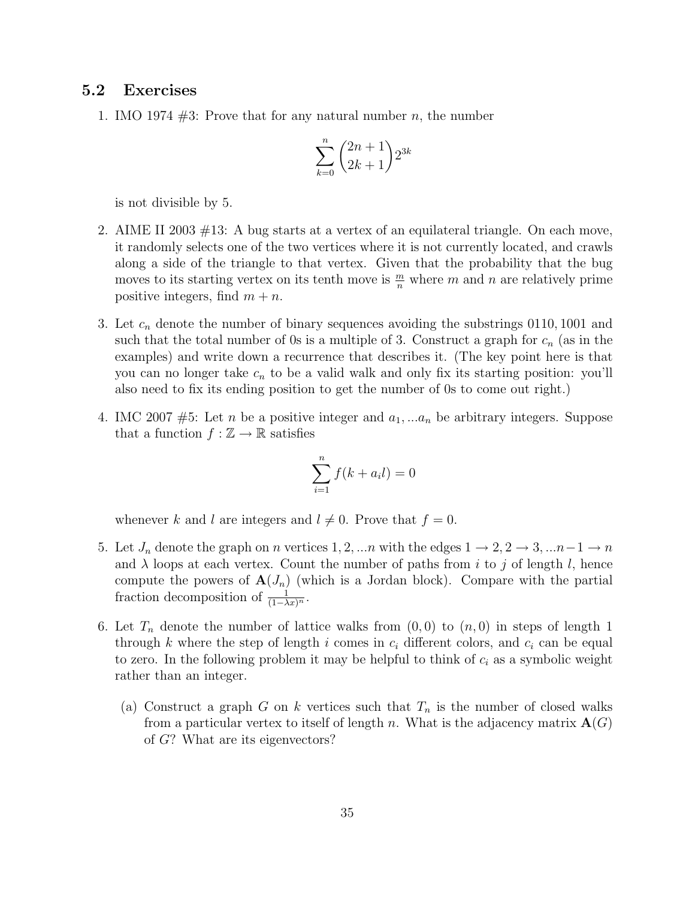## 5.2 Exercises

1. IMO 1974 #3: Prove that for any natural number $n$, the number

$$\sum_{k=0}^{n} \binom{2n+1}{2k+1} 2^{3k}$$

is not divisible by 5.

2. AIME II 2003 #13: A bug starts at a vertex of an equilateral triangle. On each move, it randomly selects one of the two vertices where it is not currently located, and crawls along a side of the triangle to that vertex. Given that the probability that the bug moves to its starting vertex on its tenth move is $\frac{m}{n}$ where $m$ and $n$ are relatively prime positive integers, find $m+n$.

3. Let $c_n$ denote the number of binary sequences avoiding the substrings 0110, 1001 and such that the total number of 0s is a multiple of 3. Construct a graph for $c_n$ (as in the examples) and write down a recurrence that describes it. (The key point here is that you can no longer take $c_n$ to be a valid walk and only fix its starting position: you'll also need to fix its ending position to get the number of 0s to come out right.)

4. IMC 2007 #5: Let $n$ be a positive integer and $a_1, ...a_n$ be arbitrary integers. Suppose that a function $f : \mathbb{Z} \to \mathbb{R}$ satisfies

$$\sum_{i=1}^{n} f(k + a_i l) = 0$$

whenever $k$ and $l$ are integers and $l \neq 0$. Prove that $f = 0$.

5. Let $J_n$ denote the graph on $n$ vertices $1, 2, ...n$ with the edges $1 \to 2, 2 \to 3, ...n-1 \to n$ and $\lambda$ loops at each vertex. Count the number of paths from $i$ to $j$ of length $l$, hence compute the powers of $\mathbf{A}(J_n)$ (which is a Jordan block). Compare with the partial fraction decomposition of $\frac{1}{(1-\lambda x)^n}$.

6. Let $T_n$ denote the number of lattice walks from $(0,0)$ to $(n,0)$ in steps of length 1 through $k$ where the step of length $i$ comes in $c_i$ different colors, and $c_i$ can be equal to zero. In the following problem it may be helpful to think of $c_i$ as a symbolic weight rather than an integer.

   (a) Construct a graph $G$ on $k$ vertices such that $T_n$ is the number of closed walks from a particular vertex to itself of length $n$. What is the adjacency matrix $\mathbf{A}(G)$ of $G$? What are its eigenvectors?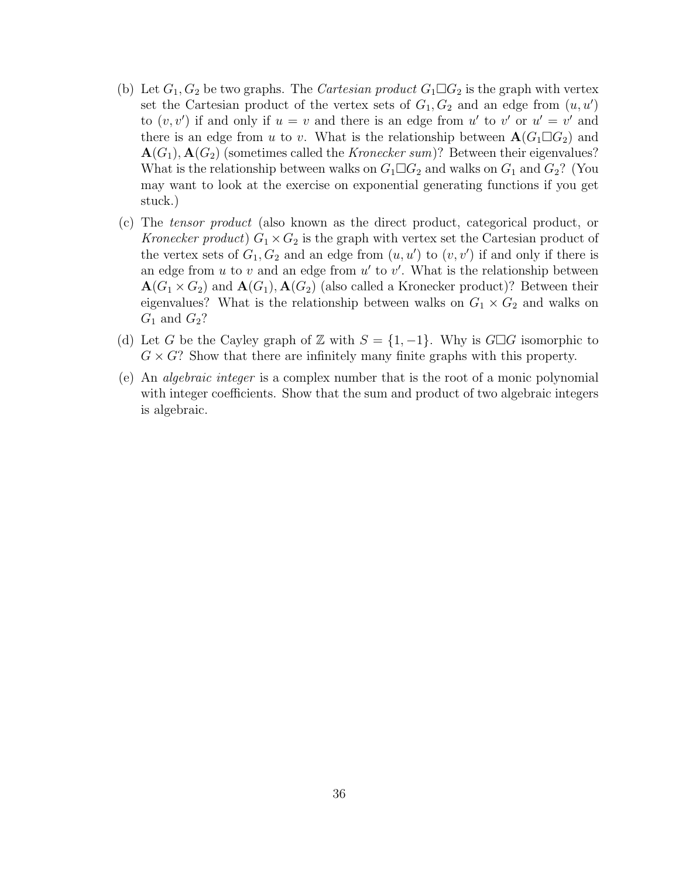(b) Let $G_1, G_2$ be two graphs. The *Cartesian product* $G_1 \square G_2$ is the graph with vertex set the Cartesian product of the vertex sets of $G_1, G_2$ and an edge from $(u, u')$ to $(v, v')$ if and only if $u = v$ and there is an edge from $u'$ to $v'$ or $u' = v'$ and there is an edge from $u$ to $v$. What is the relationship between $\mathbf{A}(G_1 \square G_2)$ and $\mathbf{A}(G_1), \mathbf{A}(G_2)$ (sometimes called the *Kronecker sum*)? Between their eigenvalues? What is the relationship between walks on $G_1 \square G_2$ and walks on $G_1$ and $G_2$? (You may want to look at the exercise on exponential generating functions if you get stuck.)

(c) The *tensor product* (also known as the direct product, categorical product, or *Kronecker product*) $G_1 \times G_2$ is the graph with vertex set the Cartesian product of the vertex sets of $G_1, G_2$ and an edge from $(u, u')$ to $(v, v')$ if and only if there is an edge from $u$ to $v$ and an edge from $u'$ to $v'$. What is the relationship between $\mathbf{A}(G_1 \times G_2)$ and $\mathbf{A}(G_1), \mathbf{A}(G_2)$ (also called a Kronecker product)? Between their eigenvalues? What is the relationship between walks on $G_1 \times G_2$ and walks on $G_1$ and $G_2$?

(d) Let $G$ be the Cayley graph of $\mathbb{Z}$ with $S = \{1, -1\}$. Why is $G \square G$ isomorphic to $G \times G$? Show that there are infinitely many finite graphs with this property.

(e) An *algebraic integer* is a complex number that is the root of a monic polynomial with integer coefficients. Show that the sum and product of two algebraic integers is algebraic.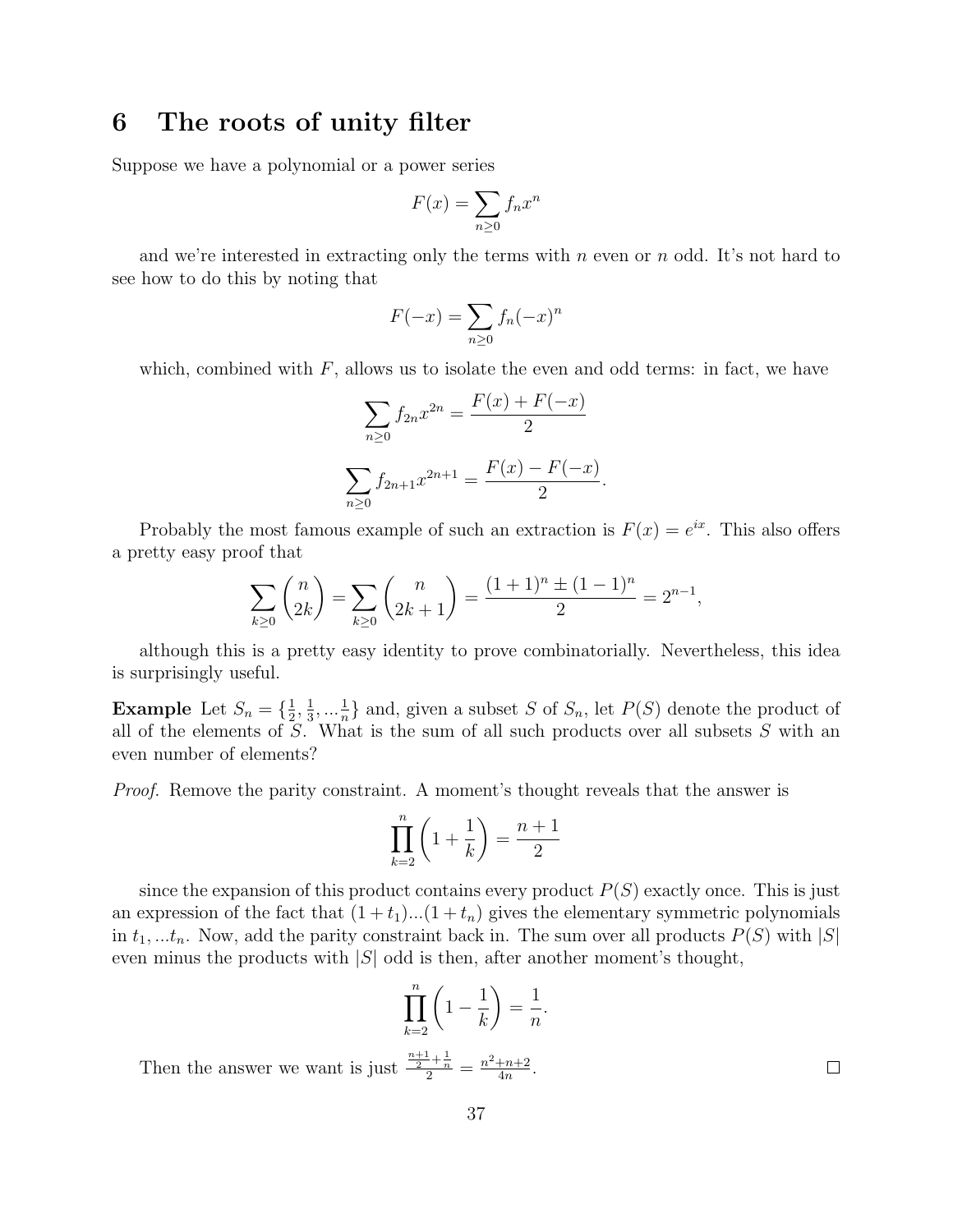# 6 The roots of unity filter

Suppose we have a polynomial or a power series

$$F(x) = \sum_{n \geq 0} f_n x^n$$

and we're interested in extracting only the terms with $n$ even or $n$ odd. It's not hard to see how to do this by noting that

$$F(-x) = \sum_{n \geq 0} f_n (-x)^n$$

which, combined with $F$, allows us to isolate the even and odd terms: in fact, we have

$$\sum_{n \geq 0} f_{2n} x^{2n} = \frac{F(x) + F(-x)}{2}$$

$$\sum_{n \geq 0} f_{2n+1} x^{2n+1} = \frac{F(x) - F(-x)}{2}.$$

Probably the most famous example of such an extraction is $F(x) = e^{ix}$. This also offers a pretty easy proof that

$$\sum_{k \geq 0} \binom{n}{2k} = \sum_{k \geq 0} \binom{n}{2k+1} = \frac{(1+1)^n \pm (1-1)^n}{2} = 2^{n-1},$$

although this is a pretty easy identity to prove combinatorially. Nevertheless, this idea is surprisingly useful.

**Example** Let $S_n = \{\frac{1}{2}, \frac{1}{3}, ... \frac{1}{n}\}$ and, given a subset $S$ of $S_n$, let $P(S)$ denote the product of all of the elements of $S$. What is the sum of all such products over all subsets $S$ with an even number of elements?

*Proof.* Remove the parity constraint. A moment's thought reveals that the answer is

$$\prod_{k=2}^{n} \left(1 + \frac{1}{k}\right) = \frac{n+1}{2}$$

since the expansion of this product contains every product $P(S)$ exactly once. This is just an expression of the fact that $(1+t_1)...(1+t_n)$ gives the elementary symmetric polynomials in $t_1, ...t_n$. Now, add the parity constraint back in. The sum over all products $P(S)$ with $|S|$ even minus the products with $|S|$ odd is then, after another moment's thought,

$$\prod_{k=2}^{n} \left(1 - \frac{1}{k}\right) = \frac{1}{n}.$$

Then the answer we want is just $\frac{\frac{n+1}{2} + \frac{1}{n}}{2} = \frac{n^2+n+2}{4n}$. $\square$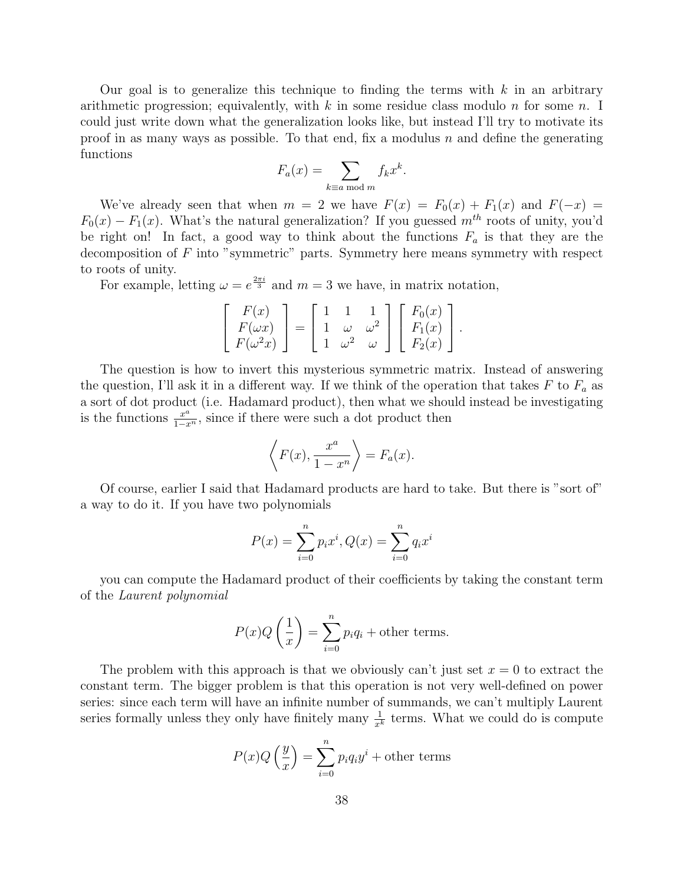Our goal is to generalize this technique to finding the terms with $k$ in an arbitrary arithmetic progression; equivalently, with $k$ in some residue class modulo $n$ for some $n$. I could just write down what the generalization looks like, but instead I'll try to motivate its proof in as many ways as possible. To that end, fix a modulus $n$ and define the generating functions

$$F_a(x) = \sum_{k \equiv a \bmod m} f_k x^k.$$

We've already seen that when $m = 2$ we have $F(x) = F_0(x) + F_1(x)$ and $F(-x) = F_0(x) - F_1(x)$. What's the natural generalization? If you guessed $m^{th}$ roots of unity, you'd be right on! In fact, a good way to think about the functions $F_a$ is that they are the decomposition of $F$ into "symmetric" parts. Symmetry here means symmetry with respect to roots of unity.

For example, letting $\omega = e^{\frac{2\pi i}{3}}$ and $m = 3$ we have, in matrix notation,

$$\begin{bmatrix} F(x) \\ F(\omega x) \\ F(\omega^2 x) \end{bmatrix} = \begin{bmatrix} 1 & 1 & 1 \\ 1 & \omega & \omega^2 \\ 1 & \omega^2 & \omega \end{bmatrix} \begin{bmatrix} F_0(x) \\ F_1(x) \\ F_2(x) \end{bmatrix}.$$

The question is how to invert this mysterious symmetric matrix. Instead of answering the question, I'll ask it in a different way. If we think of the operation that takes $F$ to $F_a$ as a sort of dot product (i.e. Hadamard product), then what we should instead be investigating is the functions $\frac{x^a}{1-x^n}$, since if there were such a dot product then

$$\left\langle F(x), \frac{x^a}{1-x^n} \right\rangle = F_a(x).$$

Of course, earlier I said that Hadamard products are hard to take. But there is "sort of" a way to do it. If you have two polynomials

$$P(x) = \sum_{i=0}^{n} p_i x^i, Q(x) = \sum_{i=0}^{n} q_i x^i$$

you can compute the Hadamard product of their coefficients by taking the constant term of the *Laurent polynomial*

$$P(x) Q\left(\frac{1}{x}\right) = \sum_{i=0}^{n} p_i q_i + \text{other terms.}$$

The problem with this approach is that we obviously can't just set $x = 0$ to extract the constant term. The bigger problem is that this operation is not very well-defined on power series: since each term will have an infinite number of summands, we can't multiply Laurent series formally unless they only have finitely many $\frac{1}{x^k}$ terms. What we could do is compute

$$P(x) Q\left(\frac{y}{x}\right) = \sum_{i=0}^{n} p_i q_i y^i + \text{other terms}$$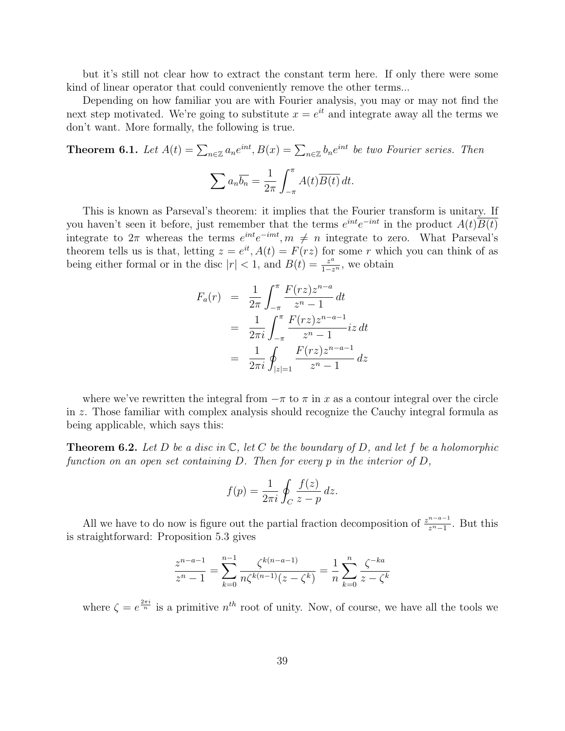but it's still not clear how to extract the constant term here. If only there were some kind of linear operator that could conveniently remove the other terms...

Depending on how familiar you are with Fourier analysis, you may or may not find the next step motivated. We're going to substitute $x = e^{it}$ and integrate away all the terms we don't want. More formally, the following is true.

**Theorem 6.1.** *Let $A(t) = \sum_{n \in \mathbb{Z}} a_n e^{int}, B(x) = \sum_{n \in \mathbb{Z}} b_n e^{int}$ be two Fourier series. Then*

$$\sum a_n \overline{b_n} = \frac{1}{2\pi} \int_{-\pi}^{\pi} A(t) \overline{B(t)} \, dt.$$

This is known as Parseval's theorem: it implies that the Fourier transform is unitary. If you haven't seen it before, just remember that the terms $e^{int}e^{-int}$ in the product $A(t)\overline{B(t)}$ integrate to $2\pi$ whereas the terms $e^{int}e^{-imt}, m \neq n$ integrate to zero. What Parseval's theorem tells us is that, letting $z = e^{it}, A(t) = F(rz)$ for some $r$ which you can think of as being either formal or in the disc $|r| < 1$, and $B(t) = \frac{z^a}{1-z^n}$, we obtain

$$\begin{aligned}
F_a(r) &= \frac{1}{2\pi} \int_{-\pi}^{\pi} \frac{F(rz)z^{n-a}}{z^n - 1} \, dt \\
&= \frac{1}{2\pi i} \int_{-\pi}^{\pi} \frac{F(rz)z^{n-a-1}}{z^n - 1} iz \, dt \\
&= \frac{1}{2\pi i} \oint_{|z|=1} \frac{F(rz)z^{n-a-1}}{z^n - 1} \, dz
\end{aligned}$$

where we've rewritten the integral from $-\pi$ to $\pi$ in $x$ as a contour integral over the circle in $z$. Those familiar with complex analysis should recognize the Cauchy integral formula as being applicable, which says this:

**Theorem 6.2.** *Let $D$ be a disc in $\mathbb{C}$, let $C$ be the boundary of $D$, and let $f$ be a holomorphic function on an open set containing $D$. Then for every $p$ in the interior of $D$,*

$$f(p) = \frac{1}{2\pi i} \oint_C \frac{f(z)}{z - p} \, dz.$$

All we have to do now is figure out the partial fraction decomposition of $\frac{z^{n-a-1}}{z^n - 1}$. But this is straightforward: Proposition 5.3 gives

$$\frac{z^{n-a-1}}{z^n - 1} = \sum_{k=0}^{n-1} \frac{\zeta^{k(n-a-1)}}{n\zeta^{k(n-1)}(z - \zeta^k)} = \frac{1}{n} \sum_{k=0}^{n} \frac{\zeta^{-ka}}{z - \zeta^k}$$

where $\zeta = e^{\frac{2\pi i}{n}}$ is a primitive $n^{th}$ root of unity. Now, of course, we have all the tools we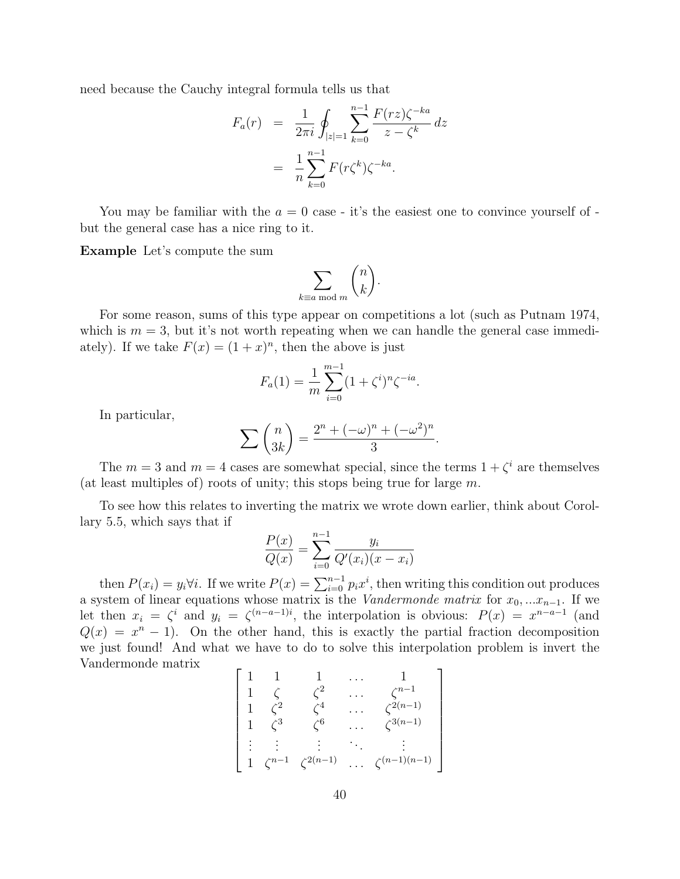need because the Cauchy integral formula tells us that

$$
\begin{aligned}
F_a(r) &= \frac{1}{2\pi i} \oint_{|z|=1} \sum_{k=0}^{n-1} \frac{F(rz)\zeta^{-ka}}{z-\zeta^k}\,dz \\
&= \frac{1}{n}\sum_{k=0}^{n-1} F(r\zeta^k)\zeta^{-ka}.
\end{aligned}
$$

You may be familiar with the $a = 0$ case - it's the easiest one to convince yourself of - but the general case has a nice ring to it.

**Example** Let's compute the sum

$$\sum_{k \equiv a \bmod m} \binom{n}{k}.$$

For some reason, sums of this type appear on competitions a lot (such as Putnam 1974, which is $m = 3$, but it's not worth repeating when we can handle the general case immediately). If we take $F(x) = (1 + x)^n$, then the above is just

$$F_a(1) = \frac{1}{m}\sum_{i=0}^{m-1}(1+\zeta^i)^n \zeta^{-ia}.$$

In particular,

$$\sum \binom{n}{3k} = \frac{2^n + (-\omega)^n + (-\omega^2)^n}{3}.$$

The $m = 3$ and $m = 4$ cases are somewhat special, since the terms $1 + \zeta^i$ are themselves (at least multiples of) roots of unity; this stops being true for large $m$.

To see how this relates to inverting the matrix we wrote down earlier, think about Corollary 5.5, which says that if

$$\frac{P(x)}{Q(x)} = \sum_{i=0}^{n-1} \frac{y_i}{Q'(x_i)(x - x_i)}$$

then $P(x_i) = y_i \forall i$. If we write $P(x) = \sum_{i=0}^{n-1} p_i x^i$, then writing this condition out produces a system of linear equations whose matrix is the *Vandermonde matrix* for $x_0, ...x_{n-1}$. If we let then $x_i = \zeta^i$ and $y_i = \zeta^{(n-a-1)i}$, the interpolation is obvious: $P(x) = x^{n-a-1}$ (and $Q(x) = x^n - 1$). On the other hand, this is exactly the partial fraction decomposition we just found! And what we have to do to solve this interpolation problem is invert the Vandermonde matrix

$$
\begin{bmatrix}
1 & 1 & 1 & \dots & 1 \\
1 & \zeta & \zeta^2 & \dots & \zeta^{n-1} \\
1 & \zeta^2 & \zeta^4 & \dots & \zeta^{2(n-1)} \\
1 & \zeta^3 & \zeta^6 & \dots & \zeta^{3(n-1)} \\
\vdots & \vdots & \vdots & \ddots & \vdots \\
1 & \zeta^{n-1} & \zeta^{2(n-1)} & \dots & \zeta^{(n-1)(n-1)}
\end{bmatrix}
$$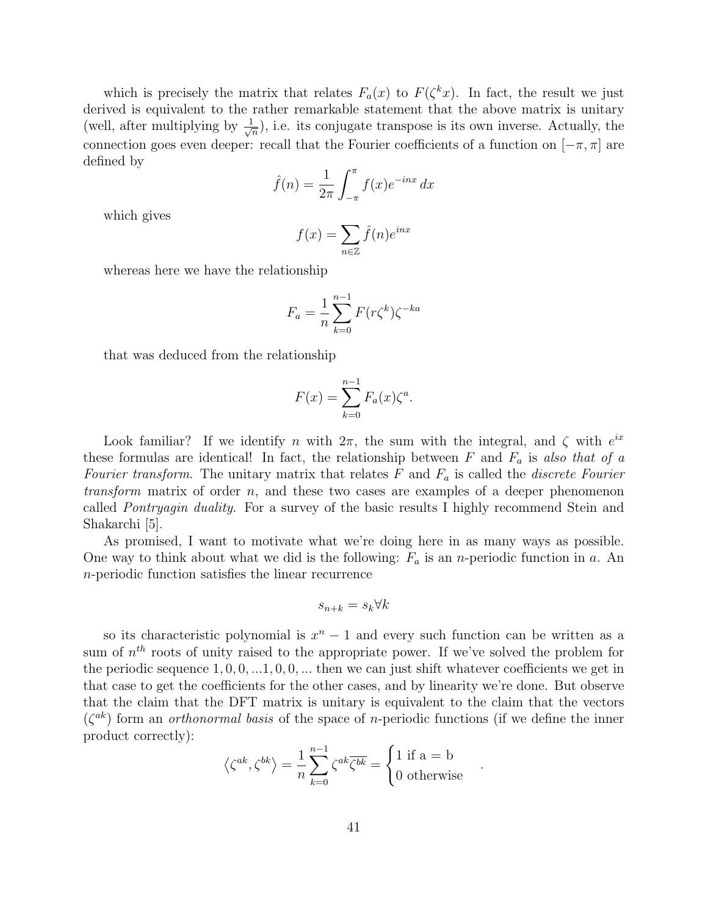which is precisely the matrix that relates $F_a(x)$ to $F(\zeta^k x)$. In fact, the result we just derived is equivalent to the rather remarkable statement that the above matrix is unitary (well, after multiplying by $\frac{1}{\sqrt{n}}$), i.e. its conjugate transpose is its own inverse. Actually, the connection goes even deeper: recall that the Fourier coefficients of a function on $[-\pi, \pi]$ are defined by

$$\hat{f}(n) = \frac{1}{2\pi} \int_{-\pi}^{\pi} f(x) e^{-inx} \, dx$$

which gives

$$f(x) = \sum_{n \in \mathbb{Z}} \hat{f}(n) e^{inx}$$

whereas here we have the relationship

$$F_a = \frac{1}{n} \sum_{k=0}^{n-1} F(r\zeta^k) \zeta^{-ka}$$

that was deduced from the relationship

$$F(x) = \sum_{k=0}^{n-1} F_a(x) \zeta^a.$$

Look familiar? If we identify $n$ with $2\pi$, the sum with the integral, and $\zeta$ with $e^{ix}$ these formulas are identical! In fact, the relationship between $F$ and $F_a$ is *also that of a Fourier transform*. The unitary matrix that relates $F$ and $F_a$ is called the *discrete Fourier transform* matrix of order $n$, and these two cases are examples of a deeper phenomenon called *Pontryagin duality*. For a survey of the basic results I highly recommend Stein and Shakarchi [5].

As promised, I want to motivate what we're doing here in as many ways as possible. One way to think about what we did is the following: $F_a$ is an $n$-periodic function in $a$. An $n$-periodic function satisfies the linear recurrence

$$s_{n+k} = s_k \forall k$$

so its characteristic polynomial is $x^n - 1$ and every such function can be written as a sum of $n^{th}$ roots of unity raised to the appropriate power. If we've solved the problem for the periodic sequence $1, 0, 0, ...1, 0, 0, ...$ then we can just shift whatever coefficients we get in that case to get the coefficients for the other cases, and by linearity we're done. But observe that the claim that the DFT matrix is unitary is equivalent to the claim that the vectors $(\zeta^{ak})$ form an *orthonormal basis* of the space of $n$-periodic functions (if we define the inner product correctly):

$$\left\langle \zeta^{ak}, \zeta^{bk} \right\rangle = \frac{1}{n} \sum_{k=0}^{n-1} \zeta^{ak} \overline{\zeta^{bk}} = \begin{cases} 1 \text{ if a = b} \\ 0 \text{ otherwise} \end{cases}.$$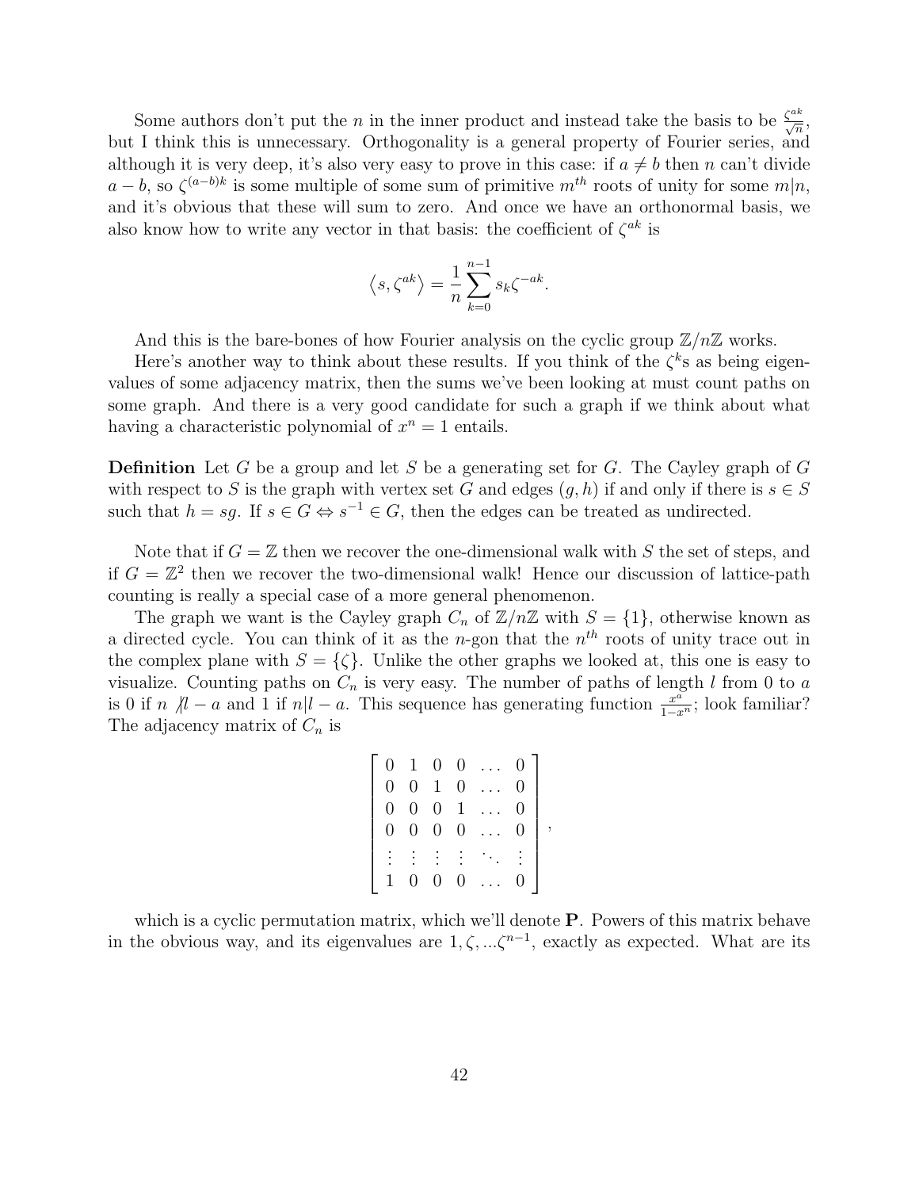Some authors don't put the $n$ in the inner product and instead take the basis to be $\frac{\zeta^{ak}}{\sqrt{n}}$, but I think this is unnecessary. Orthogonality is a general property of Fourier series, and although it is very deep, it's also very easy to prove in this case: if $a \neq b$ then $n$ can't divide $a - b$, so $\zeta^{(a-b)k}$ is some multiple of some sum of primitive $m^{th}$ roots of unity for some $m|n$, and it's obvious that these will sum to zero. And once we have an orthonormal basis, we also know how to write any vector in that basis: the coefficient of $\zeta^{ak}$ is

$$\left\langle s, \zeta^{ak} \right\rangle = \frac{1}{n} \sum_{k=0}^{n-1} s_k \zeta^{-ak}.$$

And this is the bare-bones of how Fourier analysis on the cyclic group $\mathbb{Z}/n\mathbb{Z}$ works.

Here's another way to think about these results. If you think of the $\zeta^k$s as being eigenvalues of some adjacency matrix, then the sums we've been looking at must count paths on some graph. And there is a very good candidate for such a graph if we think about what having a characteristic polynomial of $x^n = 1$ entails.

**Definition** Let $G$ be a group and let $S$ be a generating set for $G$. The Cayley graph of $G$ with respect to $S$ is the graph with vertex set $G$ and edges $(g, h)$ if and only if there is $s \in S$ such that $h = sg$. If $s \in G \Leftrightarrow s^{-1} \in G$, then the edges can be treated as undirected.

Note that if $G = \mathbb{Z}$ then we recover the one-dimensional walk with $S$ the set of steps, and if $G = \mathbb{Z}^2$ then we recover the two-dimensional walk! Hence our discussion of lattice-path counting is really a special case of a more general phenomenon.

The graph we want is the Cayley graph $C_n$ of $\mathbb{Z}/n\mathbb{Z}$ with $S = \{1\}$, otherwise known as a directed cycle. You can think of it as the $n$-gon that the $n^{th}$ roots of unity trace out in the complex plane with $S = \{\zeta\}$. Unlike the other graphs we looked at, this one is easy to visualize. Counting paths on $C_n$ is very easy. The number of paths of length $l$ from 0 to $a$ is 0 if $n \not| l - a$ and 1 if $n | l - a$. This sequence has generating function $\frac{x^a}{1-x^n}$; look familiar? The adjacency matrix of $C_n$ is

$$\begin{bmatrix} 0 & 1 & 0 & 0 & \dots & 0 \\ 0 & 0 & 1 & 0 & \dots & 0 \\ 0 & 0 & 0 & 1 & \dots & 0 \\ 0 & 0 & 0 & 0 & \dots & 0 \\ \vdots & \vdots & \vdots & \vdots & \ddots & \vdots \\ 1 & 0 & 0 & 0 & \dots & 0 \end{bmatrix},$$

which is a cyclic permutation matrix, which we'll denote $\mathbf{P}$. Powers of this matrix behave in the obvious way, and its eigenvalues are $1, \zeta, ...\zeta^{n-1}$, exactly as expected. What are its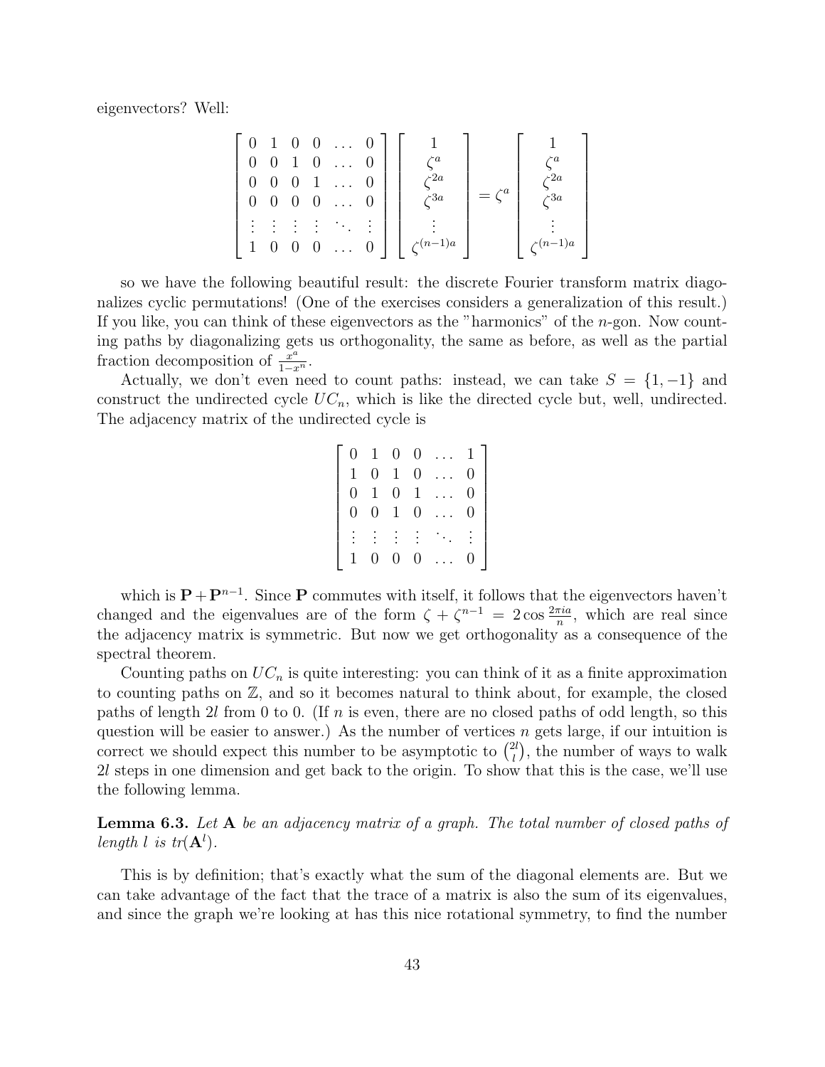eigenvectors? Well:

$$\begin{bmatrix} 0 & 1 & 0 & 0 & \dots & 0 \\ 0 & 0 & 1 & 0 & \dots & 0 \\ 0 & 0 & 0 & 1 & \dots & 0 \\ 0 & 0 & 0 & 0 & \dots & 0 \\ \vdots & \vdots & \vdots & \vdots & \ddots & \vdots \\ 1 & 0 & 0 & 0 & \dots & 0 \end{bmatrix} \begin{bmatrix} 1 \\ \zeta^a \\ \zeta^{2a} \\ \zeta^{3a} \\ \vdots \\ \zeta^{(n-1)a} \end{bmatrix} = \zeta^a \begin{bmatrix} 1 \\ \zeta^a \\ \zeta^{2a} \\ \zeta^{3a} \\ \vdots \\ \zeta^{(n-1)a} \end{bmatrix}$$

so we have the following beautiful result: the discrete Fourier transform matrix diagonalizes cyclic permutations! (One of the exercises considers a generalization of this result.) If you like, you can think of these eigenvectors as the "harmonics" of the $n$-gon. Now counting paths by diagonalizing gets us orthogonality, the same as before, as well as the partial fraction decomposition of $\frac{x^a}{1-x^n}$.

Actually, we don't even need to count paths: instead, we can take $S = \{1, -1\}$ and construct the undirected cycle $UC_n$, which is like the directed cycle but, well, undirected. The adjacency matrix of the undirected cycle is

$$\begin{bmatrix} 0 & 1 & 0 & 0 & \dots & 1 \\ 1 & 0 & 1 & 0 & \dots & 0 \\ 0 & 1 & 0 & 1 & \dots & 0 \\ 0 & 0 & 1 & 0 & \dots & 0 \\ \vdots & \vdots & \vdots & \vdots & \ddots & \vdots \\ 1 & 0 & 0 & 0 & \dots & 0 \end{bmatrix}$$

which is $\mathbf{P} + \mathbf{P}^{n-1}$. Since $\mathbf{P}$ commutes with itself, it follows that the eigenvectors haven't changed and the eigenvalues are of the form $\zeta + \zeta^{n-1} = 2\cos\frac{2\pi i a}{n}$, which are real since the adjacency matrix is symmetric. But now we get orthogonality as a consequence of the spectral theorem.

Counting paths on $UC_n$ is quite interesting: you can think of it as a finite approximation to counting paths on $\mathbb{Z}$, and so it becomes natural to think about, for example, the closed paths of length $2l$ from 0 to 0. (If $n$ is even, there are no closed paths of odd length, so this question will be easier to answer.) As the number of vertices $n$ gets large, if our intuition is correct we should expect this number to be asymptotic to $\binom{2l}{l}$, the number of ways to walk $2l$ steps in one dimension and get back to the origin. To show that this is the case, we'll use the following lemma.

**Lemma 6.3.** *Let* $\mathbf{A}$ *be an adjacency matrix of a graph. The total number of closed paths of length* $l$ *is* $tr(\mathbf{A}^l)$.

This is by definition; that's exactly what the sum of the diagonal elements are. But we can take advantage of the fact that the trace of a matrix is also the sum of its eigenvalues, and since the graph we're looking at has this nice rotational symmetry, to find the number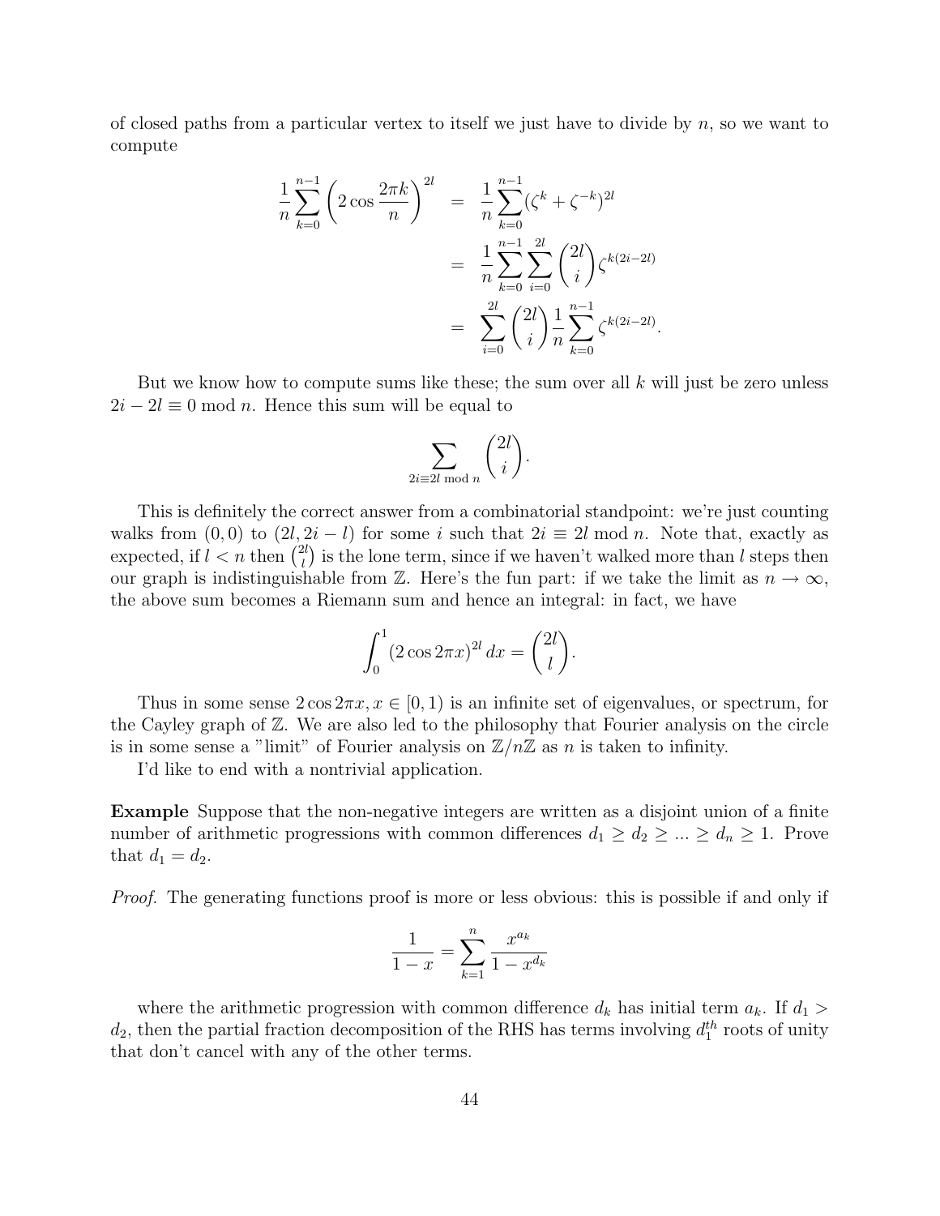of closed paths from a particular vertex to itself we just have to divide by $n$, so we want to compute

$$
\begin{aligned}
\frac{1}{n}\sum_{k=0}^{n-1}\left(2\cos\frac{2\pi k}{n}\right)^{2l} &= \frac{1}{n}\sum_{k=0}^{n-1}(\zeta^k+\zeta^{-k})^{2l} \\
&= \frac{1}{n}\sum_{k=0}^{n-1}\sum_{i=0}^{2l}\binom{2l}{i}\zeta^{k(2i-2l)} \\
&= \sum_{i=0}^{2l}\binom{2l}{i}\frac{1}{n}\sum_{k=0}^{n-1}\zeta^{k(2i-2l)}.
\end{aligned}
$$

But we know how to compute sums like these; the sum over all $k$ will just be zero unless $2i - 2l \equiv 0 \bmod n$. Hence this sum will be equal to

$$\sum_{2i\equiv 2l \bmod n}\binom{2l}{i}.$$

This is definitely the correct answer from a combinatorial standpoint: we're just counting walks from $(0,0)$ to $(2l, 2i-l)$ for some $i$ such that $2i \equiv 2l \bmod n$. Note that, exactly as expected, if $l < n$ then $\binom{2l}{l}$ is the lone term, since if we haven't walked more than $l$ steps then our graph is indistinguishable from $\mathbb{Z}$. Here's the fun part: if we take the limit as $n \to \infty$, the above sum becomes a Riemann sum and hence an integral: in fact, we have

$$\int_0^1 (2\cos 2\pi x)^{2l}\,dx = \binom{2l}{l}.$$

Thus in some sense $2\cos 2\pi x, x \in [0,1)$ is an infinite set of eigenvalues, or spectrum, for the Cayley graph of $\mathbb{Z}$. We are also led to the philosophy that Fourier analysis on the circle is in some sense a "limit" of Fourier analysis on $\mathbb{Z}/n\mathbb{Z}$ as $n$ is taken to infinity.

I'd like to end with a nontrivial application.

**Example** Suppose that the non-negative integers are written as a disjoint union of a finite number of arithmetic progressions with common differences $d_1 \geq d_2 \geq ... \geq d_n \geq 1$. Prove that $d_1 = d_2$.

*Proof.* The generating functions proof is more or less obvious: this is possible if and only if

$$\frac{1}{1-x} = \sum_{k=1}^{n}\frac{x^{a_k}}{1-x^{d_k}}$$

where the arithmetic progression with common difference $d_k$ has initial term $a_k$. If $d_1 > d_2$, then the partial fraction decomposition of the RHS has terms involving $d_1^{th}$ roots of unity that don't cancel with any of the other terms.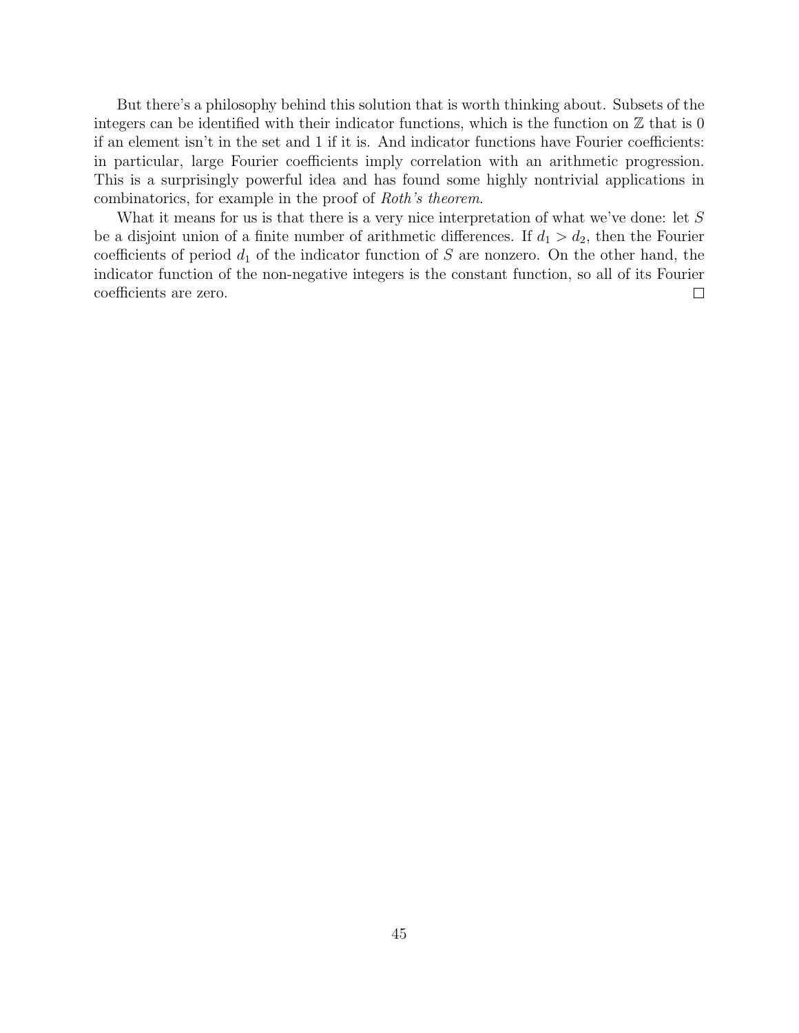But there's a philosophy behind this solution that is worth thinking about. Subsets of the integers can be identified with their indicator functions, which is the function on $\mathbb{Z}$ that is 0 if an element isn't in the set and 1 if it is. And indicator functions have Fourier coefficients: in particular, large Fourier coefficients imply correlation with an arithmetic progression. This is a surprisingly powerful idea and has found some highly nontrivial applications in combinatorics, for example in the proof of *Roth's theorem*.

What it means for us is that there is a very nice interpretation of what we've done: let $S$ be a disjoint union of a finite number of arithmetic differences. If $d_1 > d_2$, then the Fourier coefficients of period $d_1$ of the indicator function of $S$ are nonzero. On the other hand, the indicator function of the non-negative integers is the constant function, so all of its Fourier coefficients are zero. $\square$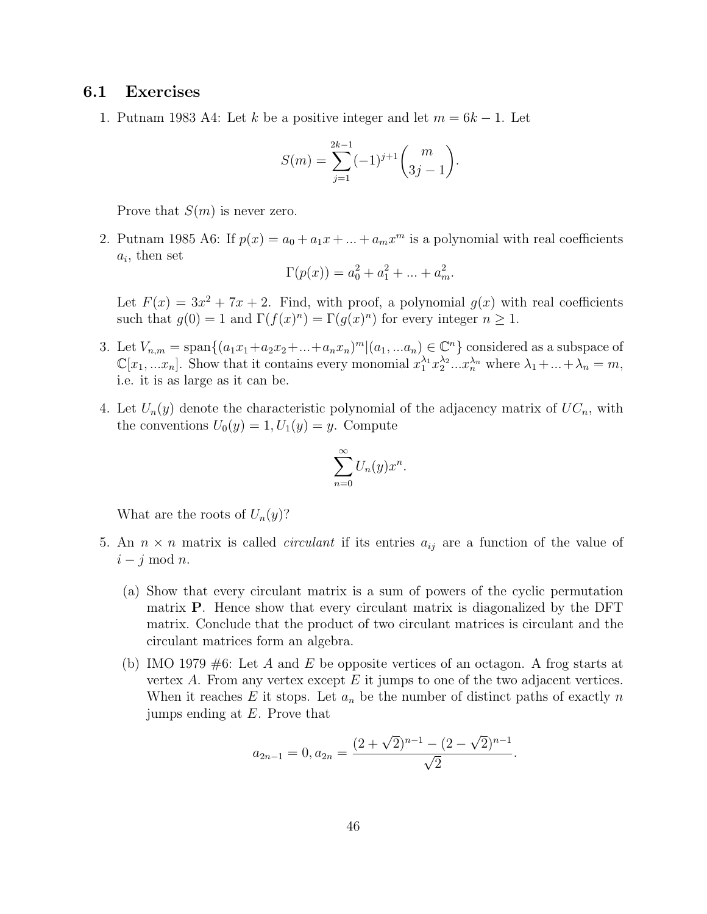## 6.1 Exercises

1. Putnam 1983 A4: Let $k$ be a positive integer and let $m = 6k - 1$. Let

$$S(m) = \sum_{j=1}^{2k-1} (-1)^{j+1} \binom{m}{3j-1}.$$

   Prove that $S(m)$ is never zero.

2. Putnam 1985 A6: If $p(x) = a_0 + a_1 x + ... + a_m x^m$ is a polynomial with real coefficients $a_i$, then set

$$\Gamma(p(x)) = a_0^2 + a_1^2 + ... + a_m^2.$$

   Let $F(x) = 3x^2 + 7x + 2$. Find, with proof, a polynomial $g(x)$ with real coefficients such that $g(0) = 1$ and $\Gamma(f(x)^n) = \Gamma(g(x)^n)$ for every integer $n \geq 1$.

3. Let $V_{n,m} = \text{span}\{(a_1 x_1 + a_2 x_2 + ... + a_n x_n)^m | (a_1, ... a_n) \in \mathbb{C}^n\}$ considered as a subspace of $\mathbb{C}[x_1, ... x_n]$. Show that it contains every monomial $x_1^{\lambda_1} x_2^{\lambda_2} ... x_n^{\lambda_n}$ where $\lambda_1 + ... + \lambda_n = m$, i.e. it is as large as it can be.

4. Let $U_n(y)$ denote the characteristic polynomial of the adjacency matrix of $UC_n$, with the conventions $U_0(y) = 1, U_1(y) = y$. Compute

$$\sum_{n=0}^{\infty} U_n(y) x^n.$$

   What are the roots of $U_n(y)$?

5. An $n \times n$ matrix is called *circulant* if its entries $a_{ij}$ are a function of the value of $i - j \bmod n$.

   (a) Show that every circulant matrix is a sum of powers of the cyclic permutation matrix $\mathbf{P}$. Hence show that every circulant matrix is diagonalized by the DFT matrix. Conclude that the product of two circulant matrices is circulant and the circulant matrices form an algebra.

   (b) IMO 1979 #6: Let $A$ and $E$ be opposite vertices of an octagon. A frog starts at vertex $A$. From any vertex except $E$ it jumps to one of the two adjacent vertices. When it reaches $E$ it stops. Let $a_n$ be the number of distinct paths of exactly $n$ jumps ending at $E$. Prove that

$$a_{2n-1} = 0, a_{2n} = \frac{(2+\sqrt{2})^{n-1} - (2-\sqrt{2})^{n-1}}{\sqrt{2}}.$$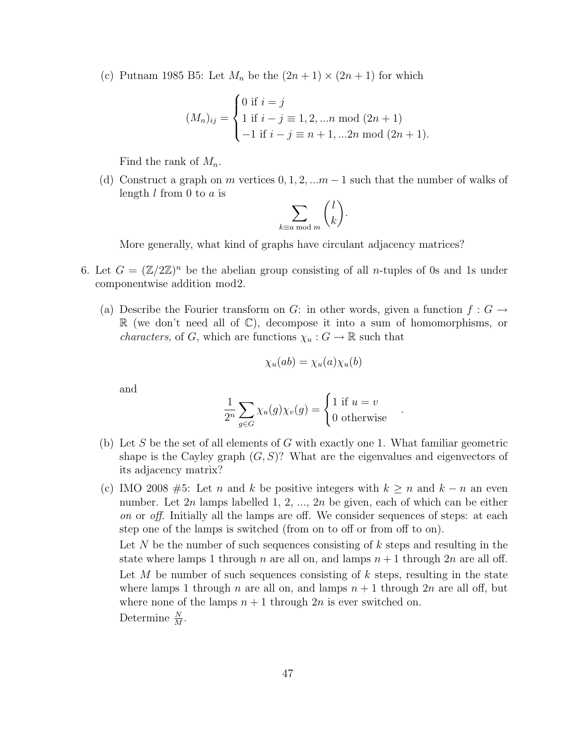(c) Putnam 1985 B5: Let $M_n$ be the $(2n+1) \times (2n+1)$ for which

$$(M_n)_{ij} = \begin{cases} 0 \text{ if } i = j \\ 1 \text{ if } i - j \equiv 1, 2, ...n \bmod (2n+1) \\ -1 \text{ if } i - j \equiv n+1, ...2n \bmod (2n+1). \end{cases}$$

Find the rank of $M_n$.

(d) Construct a graph on $m$ vertices $0, 1, 2, ...m-1$ such that the number of walks of length $l$ from 0 to $a$ is

$$\sum_{k \equiv a \bmod m} \binom{l}{k}.$$

More generally, what kind of graphs have circulant adjacency matrices?

6. Let $G = (\mathbb{Z}/2\mathbb{Z})^n$ be the abelian group consisting of all $n$-tuples of 0s and 1s under componentwise addition mod2.

(a) Describe the Fourier transform on $G$: in other words, given a function $f : G \to \mathbb{R}$ (we don't need all of $\mathbb{C}$), decompose it into a sum of homomorphisms, or *characters*, of $G$, which are functions $\chi_u : G \to \mathbb{R}$ such that

$$\chi_u(ab) = \chi_u(a)\chi_u(b)$$

and

$$\frac{1}{2^n} \sum_{g \in G} \chi_u(g)\chi_v(g) = \begin{cases} 1 \text{ if } u = v \\ 0 \text{ otherwise} \end{cases}.$$

(b) Let $S$ be the set of all elements of $G$ with exactly one 1. What familiar geometric shape is the Cayley graph $(G, S)$? What are the eigenvalues and eigenvectors of its adjacency matrix?

(c) IMO 2008 #5: Let $n$ and $k$ be positive integers with $k \geq n$ and $k - n$ an even number. Let $2n$ lamps labelled 1, 2, ..., $2n$ be given, each of which can be either *on* or *off*. Initially all the lamps are off. We consider sequences of steps: at each step one of the lamps is switched (from on to off or from off to on).

Let $N$ be the number of such sequences consisting of $k$ steps and resulting in the state where lamps 1 through $n$ are all on, and lamps $n+1$ through $2n$ are all off.

Let $M$ be number of such sequences consisting of $k$ steps, resulting in the state where lamps 1 through $n$ are all on, and lamps $n+1$ through $2n$ are all off, but where none of the lamps $n+1$ through $2n$ is ever switched on.

Determine $\frac{N}{M}$.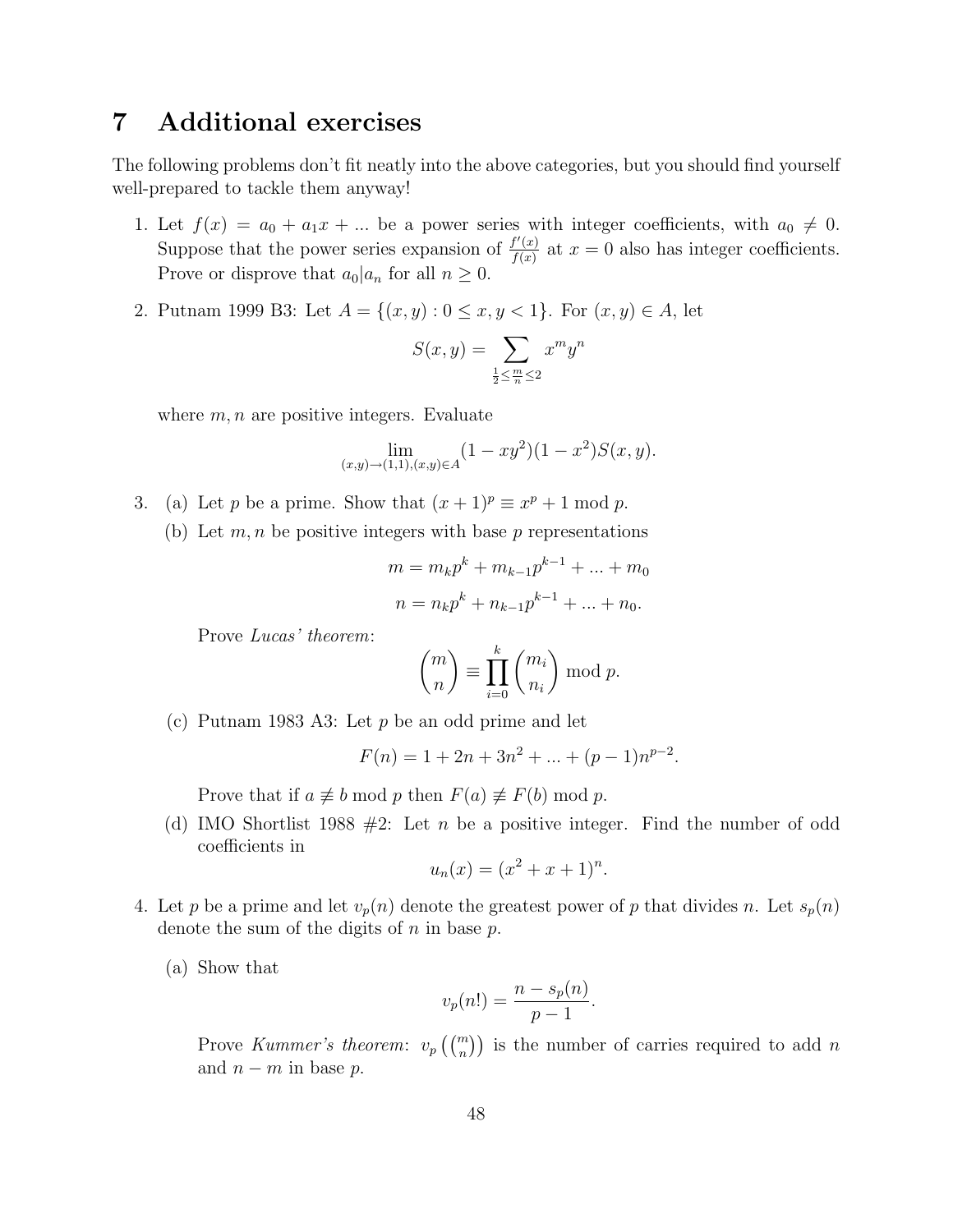# 7 Additional exercises

The following problems don't fit neatly into the above categories, but you should find yourself well-prepared to tackle them anyway!

1. Let $f(x) = a_0 + a_1 x + ...$ be a power series with integer coefficients, with $a_0 \neq 0$. Suppose that the power series expansion of $\frac{f'(x)}{f(x)}$ at $x = 0$ also has integer coefficients. Prove or disprove that $a_0 | a_n$ for all $n \geq 0$.

2. Putnam 1999 B3: Let $A = \{(x, y) : 0 \leq x, y < 1\}$. For $(x, y) \in A$, let

   $$S(x, y) = \sum_{\frac{1}{2} \leq \frac{m}{n} \leq 2} x^m y^n$$

   where $m, n$ are positive integers. Evaluate

   $$\lim_{(x,y) \to (1,1), (x,y) \in A} (1 - xy^2)(1 - x^2) S(x, y).$$

3. (a) Let $p$ be a prime. Show that $(x + 1)^p \equiv x^p + 1 \bmod p$.

   (b) Let $m, n$ be positive integers with base $p$ representations

   $$m = m_k p^k + m_{k-1} p^{k-1} + ... + m_0$$

   $$n = n_k p^k + n_{k-1} p^{k-1} + ... + n_0.$$

   Prove *Lucas' theorem*:

   $$\binom{m}{n} \equiv \prod_{i=0}^{k} \binom{m_i}{n_i} \bmod p.$$

   (c) Putnam 1983 A3: Let $p$ be an odd prime and let

   $$F(n) = 1 + 2n + 3n^2 + ... + (p - 1)n^{p-2}.$$

   Prove that if $a \not\equiv b \bmod p$ then $F(a) \not\equiv F(b) \bmod p$.

   (d) IMO Shortlist 1988 #2: Let $n$ be a positive integer. Find the number of odd coefficients in

   $$u_n(x) = (x^2 + x + 1)^n.$$

4. Let $p$ be a prime and let $v_p(n)$ denote the greatest power of $p$ that divides $n$. Let $s_p(n)$ denote the sum of the digits of $n$ in base $p$.

   (a) Show that

   $$v_p(n!) = \frac{n - s_p(n)}{p - 1}.$$

   Prove *Kummer's theorem*: $v_p\left(\binom{m}{n}\right)$ is the number of carries required to add $n$ and $n - m$ in base $p$.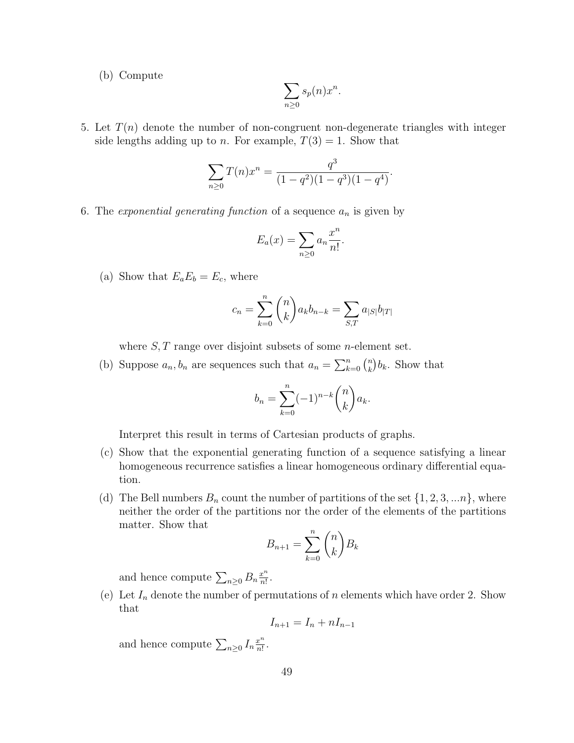(b) Compute

$$\sum_{n\geq 0} s_p(n)x^n.$$

5. Let $T(n)$ denote the number of non-congruent non-degenerate triangles with integer side lengths adding up to $n$. For example, $T(3) = 1$. Show that

$$\sum_{n\geq 0} T(n)x^n = \frac{q^3}{(1-q^2)(1-q^3)(1-q^4)}.$$

6. The *exponential generating function* of a sequence $a_n$ is given by

$$E_a(x) = \sum_{n\geq 0} a_n \frac{x^n}{n!}.$$

   (a) Show that $E_a E_b = E_c$, where

   $$c_n = \sum_{k=0}^{n} \binom{n}{k} a_k b_{n-k} = \sum_{S,T} a_{|S|} b_{|T|}$$

   where $S, T$ range over disjoint subsets of some $n$-element set.

   (b) Suppose $a_n, b_n$ are sequences such that $a_n = \sum_{k=0}^{n} \binom{n}{k} b_k$. Show that

   $$b_n = \sum_{k=0}^{n} (-1)^{n-k} \binom{n}{k} a_k.$$

   Interpret this result in terms of Cartesian products of graphs.

   (c) Show that the exponential generating function of a sequence satisfying a linear homogeneous recurrence satisfies a linear homogeneous ordinary differential equation.

   (d) The Bell numbers $B_n$ count the number of partitions of the set $\{1, 2, 3, ...n\}$, where neither the order of the partitions nor the order of the elements of the partitions matter. Show that

   $$B_{n+1} = \sum_{k=0}^{n} \binom{n}{k} B_k$$

   and hence compute $\sum_{n\geq 0} B_n \frac{x^n}{n!}$.

   (e) Let $I_n$ denote the number of permutations of $n$ elements which have order 2. Show that

   $$I_{n+1} = I_n + nI_{n-1}$$

   and hence compute $\sum_{n\geq 0} I_n \frac{x^n}{n!}$.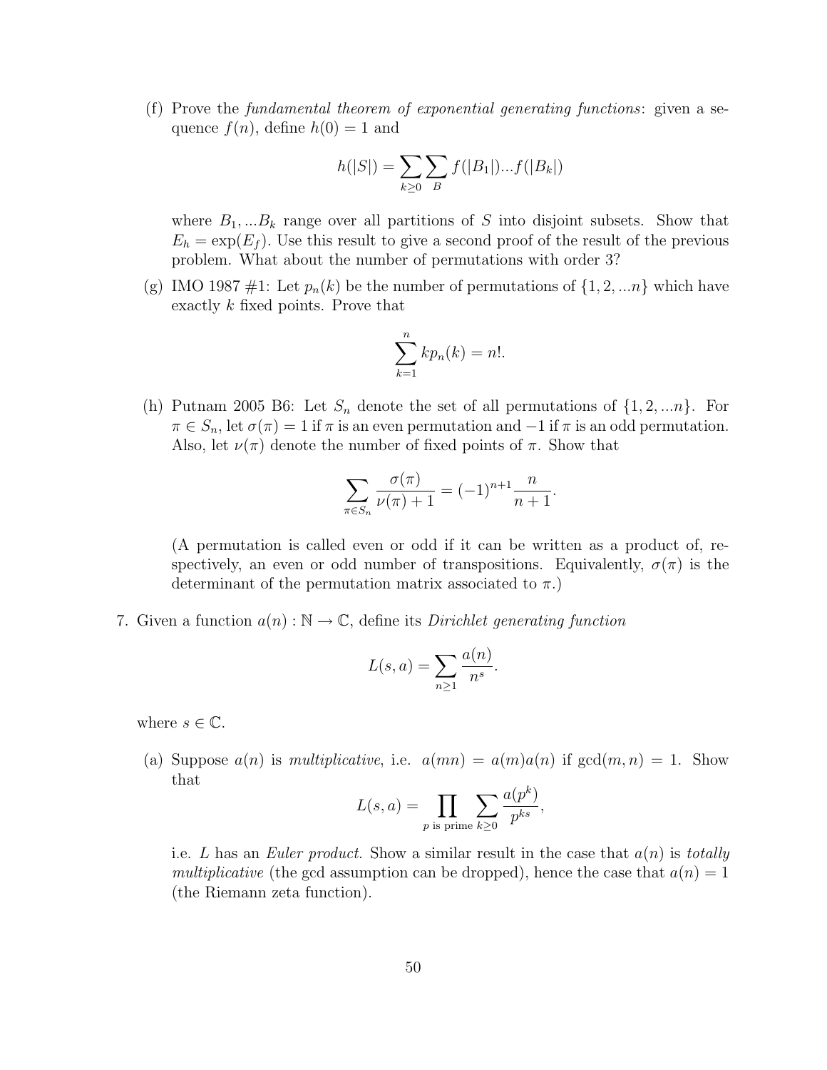(f) Prove the *fundamental theorem of exponential generating functions*: given a sequence $f(n)$, define $h(0) = 1$ and

$$h(|S|) = \sum_{k \geq 0} \sum_{B} f(|B_1|) ... f(|B_k|)$$

where $B_1, ... B_k$ range over all partitions of $S$ into disjoint subsets. Show that $E_h = \exp(E_f)$. Use this result to give a second proof of the result of the previous problem. What about the number of permutations with order 3?

(g) IMO 1987 #1: Let $p_n(k)$ be the number of permutations of $\{1, 2, ... n\}$ which have exactly $k$ fixed points. Prove that

$$\sum_{k=1}^{n} k p_n(k) = n!.$$

(h) Putnam 2005 B6: Let $S_n$ denote the set of all permutations of $\{1, 2, ... n\}$. For $\pi \in S_n$, let $\sigma(\pi) = 1$ if $\pi$ is an even permutation and $-1$ if $\pi$ is an odd permutation. Also, let $\nu(\pi)$ denote the number of fixed points of $\pi$. Show that

$$\sum_{\pi \in S_n} \frac{\sigma(\pi)}{\nu(\pi) + 1} = (-1)^{n+1} \frac{n}{n+1}.$$

(A permutation is called even or odd if it can be written as a product of, respectively, an even or odd number of transpositions. Equivalently, $\sigma(\pi)$ is the determinant of the permutation matrix associated to $\pi$.)

7. Given a function $a(n) : \mathbb{N} \to \mathbb{C}$, define its *Dirichlet generating function*

$$L(s, a) = \sum_{n \geq 1} \frac{a(n)}{n^s}.$$

where $s \in \mathbb{C}$.

(a) Suppose $a(n)$ is *multiplicative*, i.e. $a(mn) = a(m)a(n)$ if $\gcd(m, n) = 1$. Show that

$$L(s, a) = \prod_{p \text{ is prime}} \sum_{k \geq 0} \frac{a(p^k)}{p^{ks}},$$

i.e. $L$ has an *Euler product.* Show a similar result in the case that $a(n)$ is *totally multiplicative* (the gcd assumption can be dropped), hence the case that $a(n) = 1$ (the Riemann zeta function).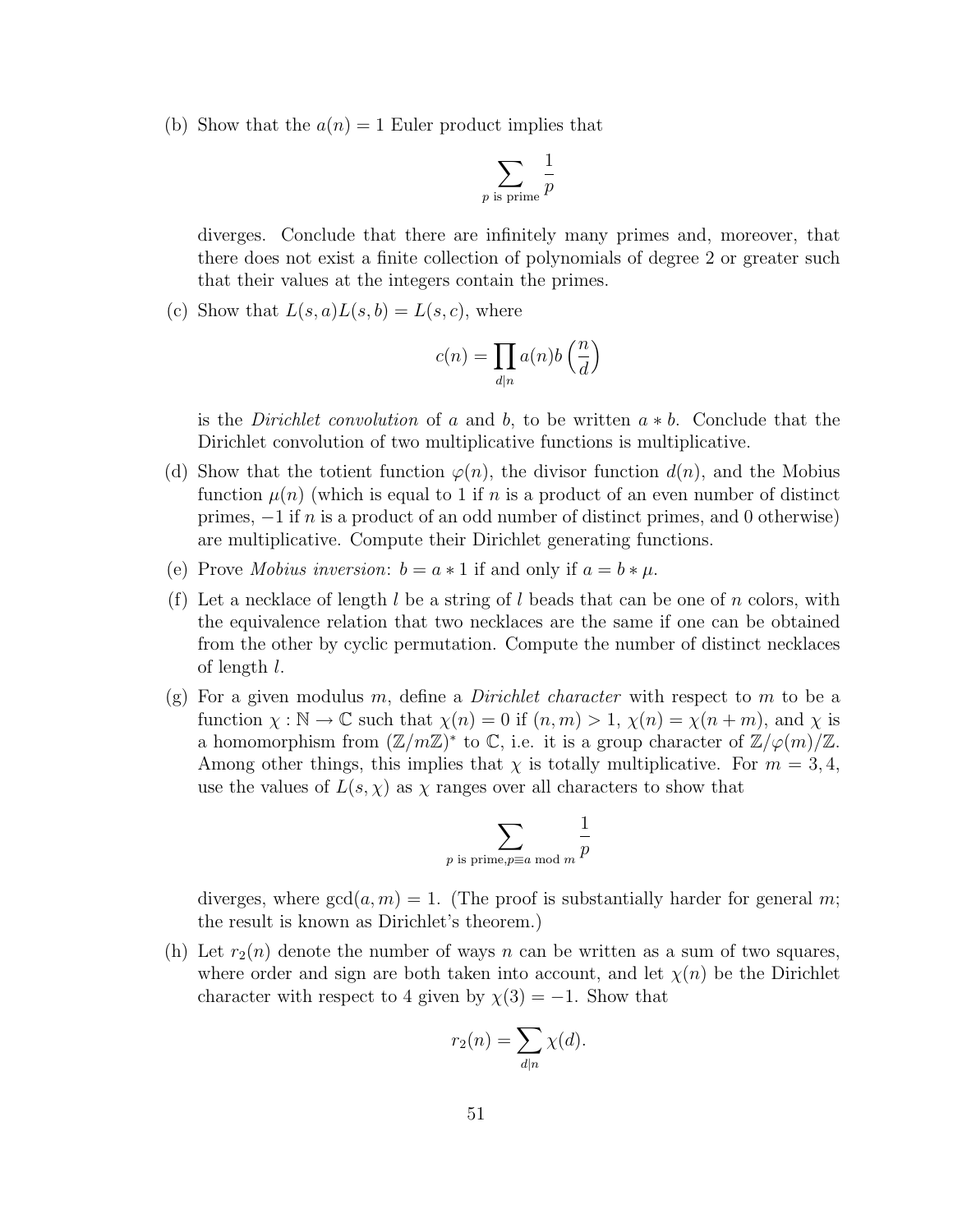(b) Show that the $a(n) = 1$ Euler product implies that

$$\sum_{p \text{ is prime}} \frac{1}{p}$$

diverges. Conclude that there are infinitely many primes and, moreover, that there does not exist a finite collection of polynomials of degree 2 or greater such that their values at the integers contain the primes.

(c) Show that $L(s, a)L(s, b) = L(s, c)$, where

$$c(n) = \prod_{d|n} a(n) b\left(\frac{n}{d}\right)$$

is the *Dirichlet convolution* of $a$ and $b$, to be written $a * b$. Conclude that the Dirichlet convolution of two multiplicative functions is multiplicative.

(d) Show that the totient function $\varphi(n)$, the divisor function $d(n)$, and the Mobius function $\mu(n)$ (which is equal to 1 if $n$ is a product of an even number of distinct primes, $-1$ if $n$ is a product of an odd number of distinct primes, and 0 otherwise) are multiplicative. Compute their Dirichlet generating functions.

(e) Prove *Mobius inversion*: $b = a * 1$ if and only if $a = b * \mu$.

(f) Let a necklace of length $l$ be a string of $l$ beads that can be one of $n$ colors, with the equivalence relation that two necklaces are the same if one can be obtained from the other by cyclic permutation. Compute the number of distinct necklaces of length $l$.

(g) For a given modulus $m$, define a *Dirichlet character* with respect to $m$ to be a function $\chi : \mathbb{N} \to \mathbb{C}$ such that $\chi(n) = 0$ if $(n, m) > 1$, $\chi(n) = \chi(n + m)$, and $\chi$ is a homomorphism from $(\mathbb{Z}/m\mathbb{Z})^*$ to $\mathbb{C}$, i.e. it is a group character of $\mathbb{Z}/\varphi(m)/\mathbb{Z}$. Among other things, this implies that $\chi$ is totally multiplicative. For $m = 3, 4$, use the values of $L(s, \chi)$ as $\chi$ ranges over all characters to show that

$$\sum_{p \text{ is prime}, p \equiv a \bmod m} \frac{1}{p}$$

diverges, where $\gcd(a, m) = 1$. (The proof is substantially harder for general $m$; the result is known as Dirichlet's theorem.)

(h) Let $r_2(n)$ denote the number of ways $n$ can be written as a sum of two squares, where order and sign are both taken into account, and let $\chi(n)$ be the Dirichlet character with respect to 4 given by $\chi(3) = -1$. Show that

$$r_2(n) = \sum_{d|n} \chi(d).$$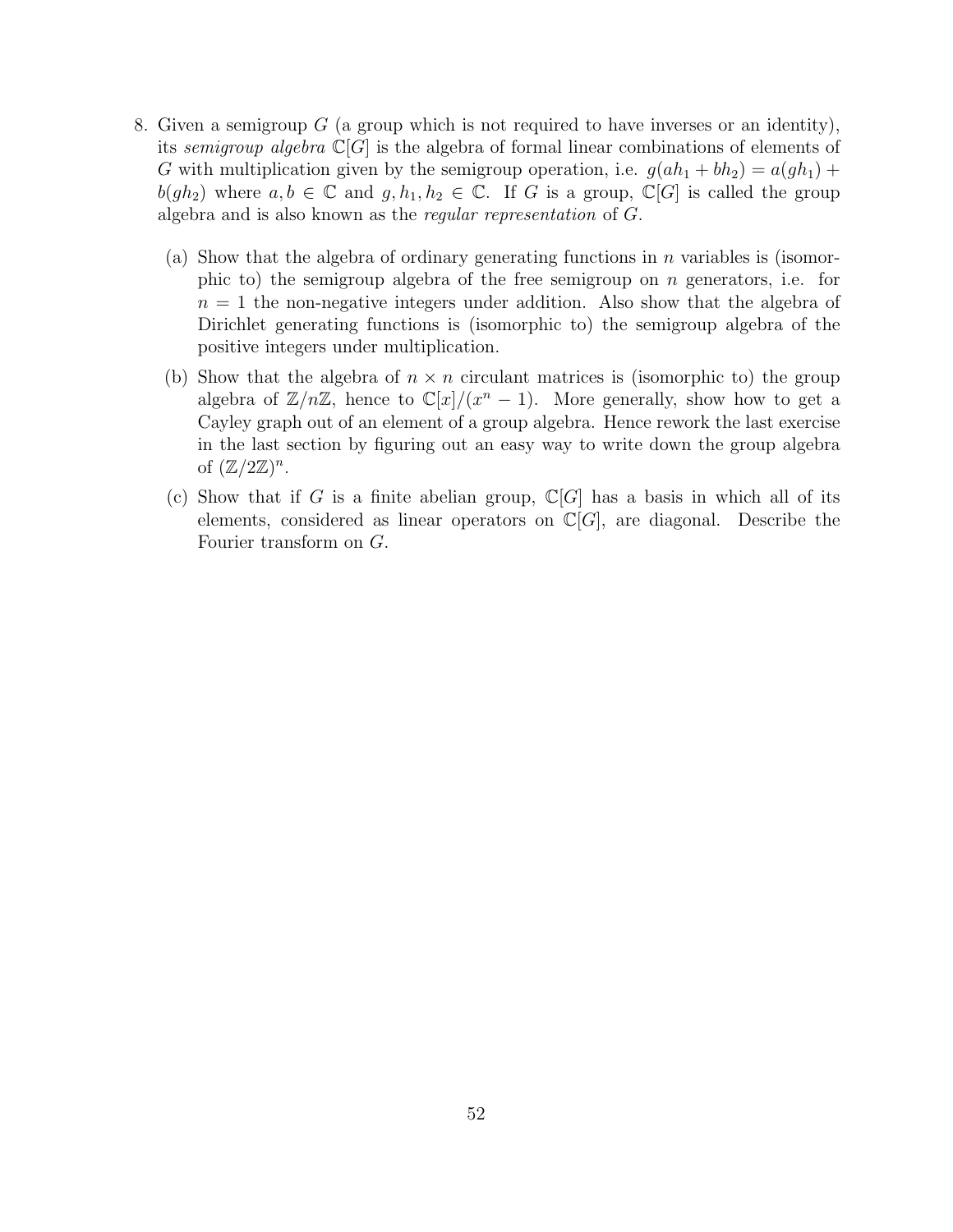8. Given a semigroup $G$ (a group which is not required to have inverses or an identity), its *semigroup algebra* $\mathbb{C}[G]$ is the algebra of formal linear combinations of elements of $G$ with multiplication given by the semigroup operation, i.e. $g(ah_1 + bh_2) = a(gh_1) + b(gh_2)$ where $a, b \in \mathbb{C}$ and $g, h_1, h_2 \in \mathbb{C}$. If $G$ is a group, $\mathbb{C}[G]$ is called the group algebra and is also known as the *regular representation* of $G$.

   (a) Show that the algebra of ordinary generating functions in $n$ variables is (isomorphic to) the semigroup algebra of the free semigroup on $n$ generators, i.e. for $n = 1$ the non-negative integers under addition. Also show that the algebra of Dirichlet generating functions is (isomorphic to) the semigroup algebra of the positive integers under multiplication.

   (b) Show that the algebra of $n \times n$ circulant matrices is (isomorphic to) the group algebra of $\mathbb{Z}/n\mathbb{Z}$, hence to $\mathbb{C}[x]/(x^n - 1)$. More generally, show how to get a Cayley graph out of an element of a group algebra. Hence rework the last exercise in the last section by figuring out an easy way to write down the group algebra of $(\mathbb{Z}/2\mathbb{Z})^n$.

   (c) Show that if $G$ is a finite abelian group, $\mathbb{C}[G]$ has a basis in which all of its elements, considered as linear operators on $\mathbb{C}[G]$, are diagonal. Describe the Fourier transform on $G$.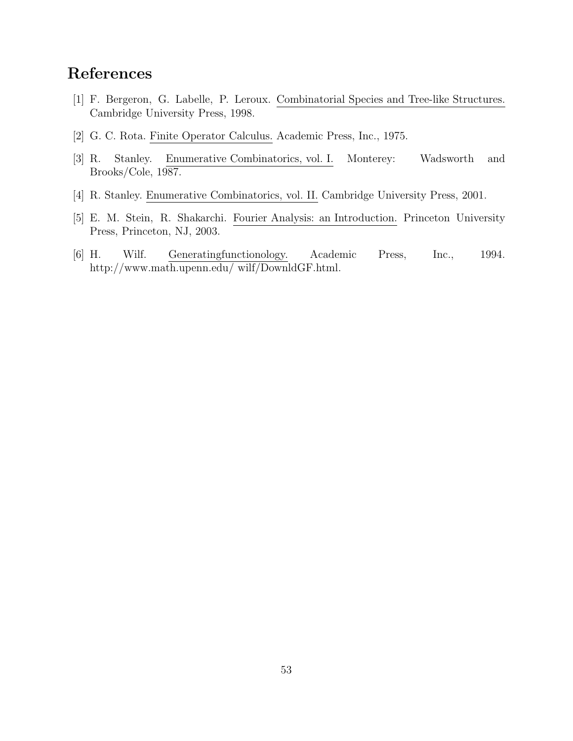# References

[1] F. Bergeron, G. Labelle, P. Leroux. Combinatorial Species and Tree-like Structures. Cambridge University Press, 1998.

[2] G. C. Rota. Finite Operator Calculus. Academic Press, Inc., 1975.

[3] R. Stanley. Enumerative Combinatorics, vol. I. Monterey: Wadsworth and Brooks/Cole, 1987.

[4] R. Stanley. Enumerative Combinatorics, vol. II. Cambridge University Press, 2001.

[5] E. M. Stein, R. Shakarchi. Fourier Analysis: an Introduction. Princeton University Press, Princeton, NJ, 2003.

[6] H. Wilf. Generatingfunctionology. Academic Press, Inc., 1994. http://www.math.upenn.edu/ wilf/DownldGF.html.